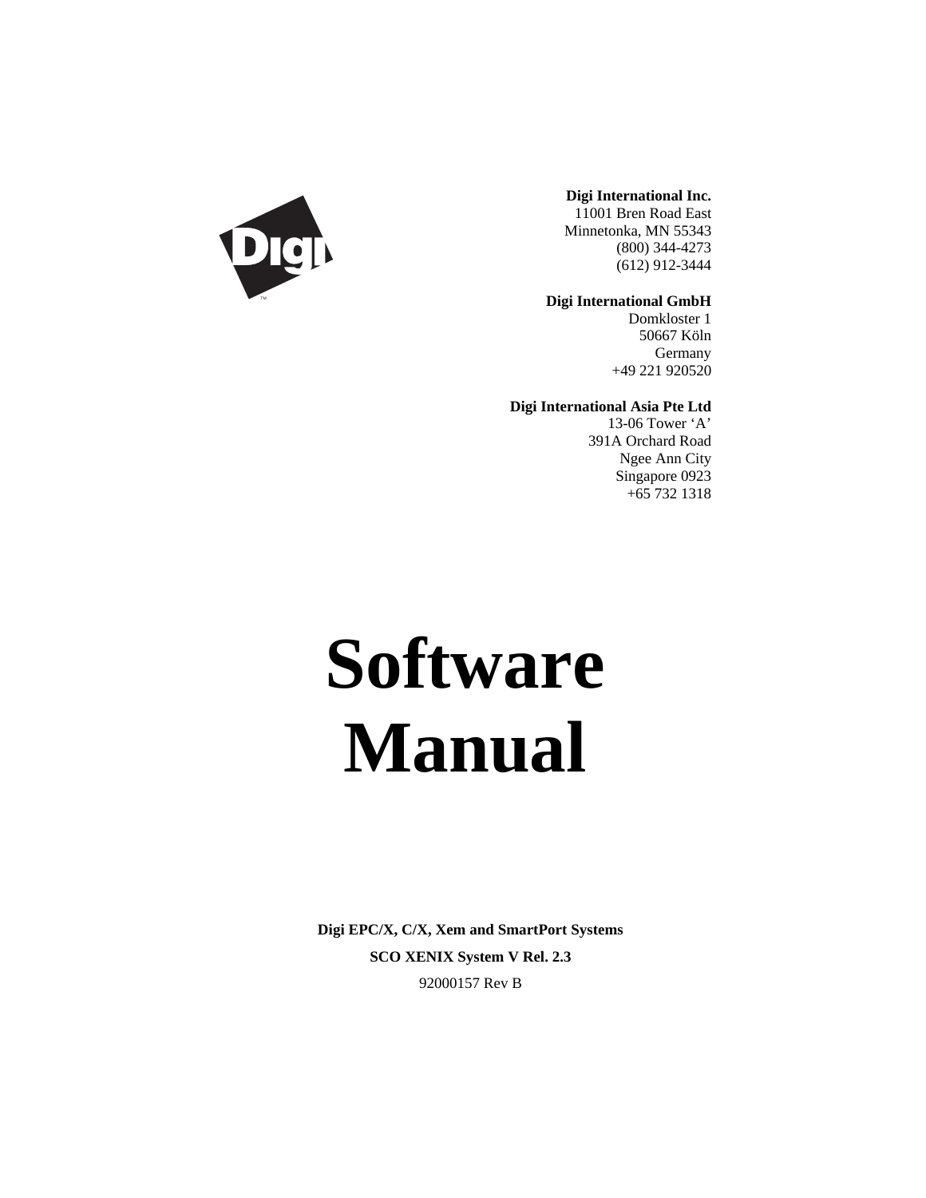**Digi International Inc.**
11001 Bren Road East
Minnetonka, MN 55343
(800) 344-4273
(612) 912-3444

**Digi International GmbH**
Domkloster 1
50667 Köln
Germany
+49 221 920520

**Digi International Asia Pte Ltd**
13-06 Tower 'A'
391A Orchard Road
Ngee Ann City
Singapore 0923
+65 732 1318

# Software Manual

**Digi EPC/X, C/X, Xem and SmartPort Systems**

**SCO XENIX System V Rel. 2.3**

92000157 Rev B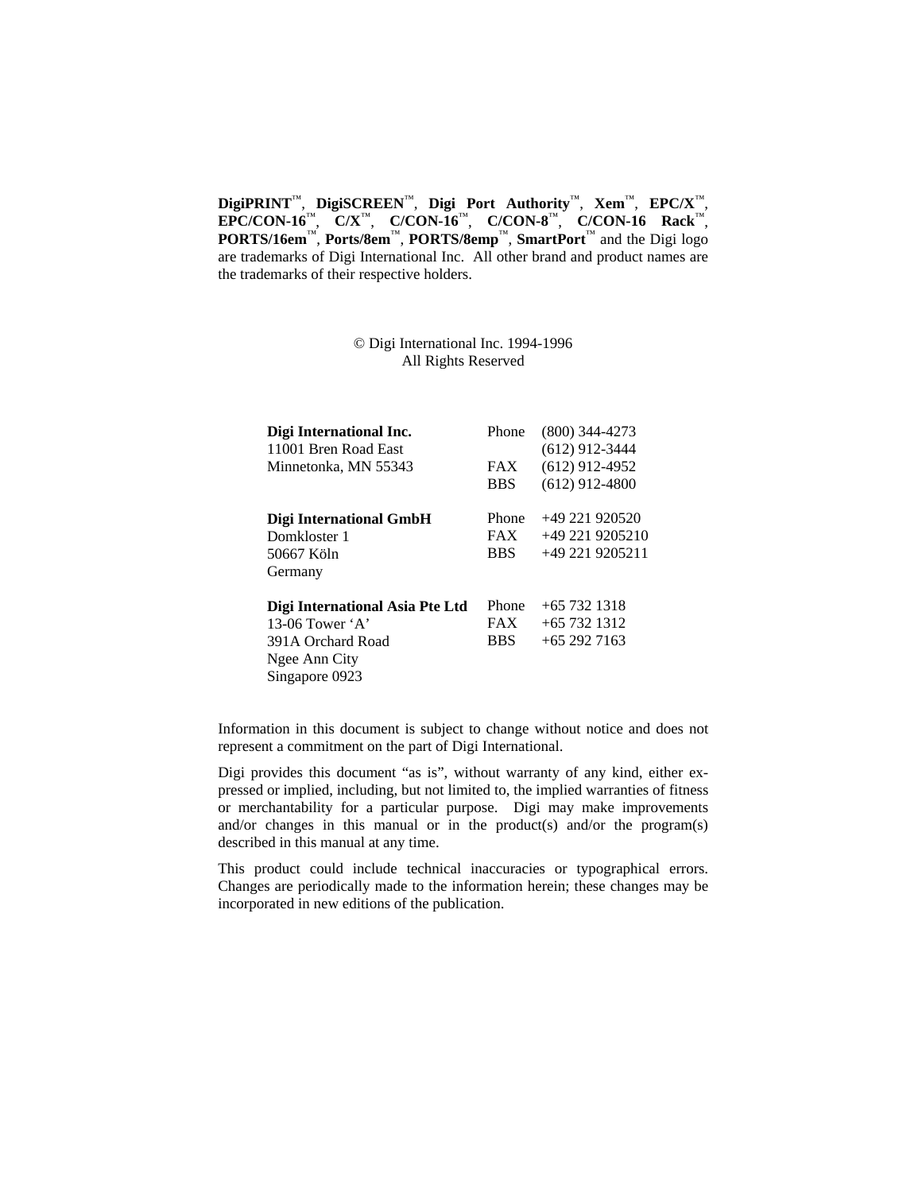**DigiPRINT**™, **DigiSCREEN**™, **Digi Port Authority**™, **Xem**™, **EPC/X**™, **EPC/CON-16**™, **C/X**™, **C/CON-16**™, **C/CON-8**™, **C/CON-16 Rack**™, **PORTS/16em**™, **Ports/8em**™, **PORTS/8emp**™, **SmartPort**™ and the Digi logo are trademarks of Digi International Inc. All other brand and product names are the trademarks of their respective holders.

© Digi International Inc. 1994-1996
All Rights Reserved

| | | |
|---|---|---|
| **Digi International Inc.** | Phone | (800) 344-4273 |
| 11001 Bren Road East | | (612) 912-3444 |
| Minnetonka, MN 55343 | FAX | (612) 912-4952 |
| | BBS | (612) 912-4800 |
| | | |
| **Digi International GmbH** | Phone | +49 221 920520 |
| Domkloster 1 | FAX | +49 221 9205210 |
| 50667 Köln | BBS | +49 221 9205211 |
| Germany | | |
| | | |
| **Digi International Asia Pte Ltd** | Phone | +65 732 1318 |
| 13-06 Tower 'A' | FAX | +65 732 1312 |
| 391A Orchard Road | BBS | +65 292 7163 |
| Ngee Ann City | | |
| Singapore 0923 | | |

Information in this document is subject to change without notice and does not represent a commitment on the part of Digi International.

Digi provides this document "as is", without warranty of any kind, either expressed or implied, including, but not limited to, the implied warranties of fitness or merchantability for a particular purpose. Digi may make improvements and/or changes in this manual or in the product(s) and/or the program(s) described in this manual at any time.

This product could include technical inaccuracies or typographical errors. Changes are periodically made to the information herein; these changes may be incorporated in new editions of the publication.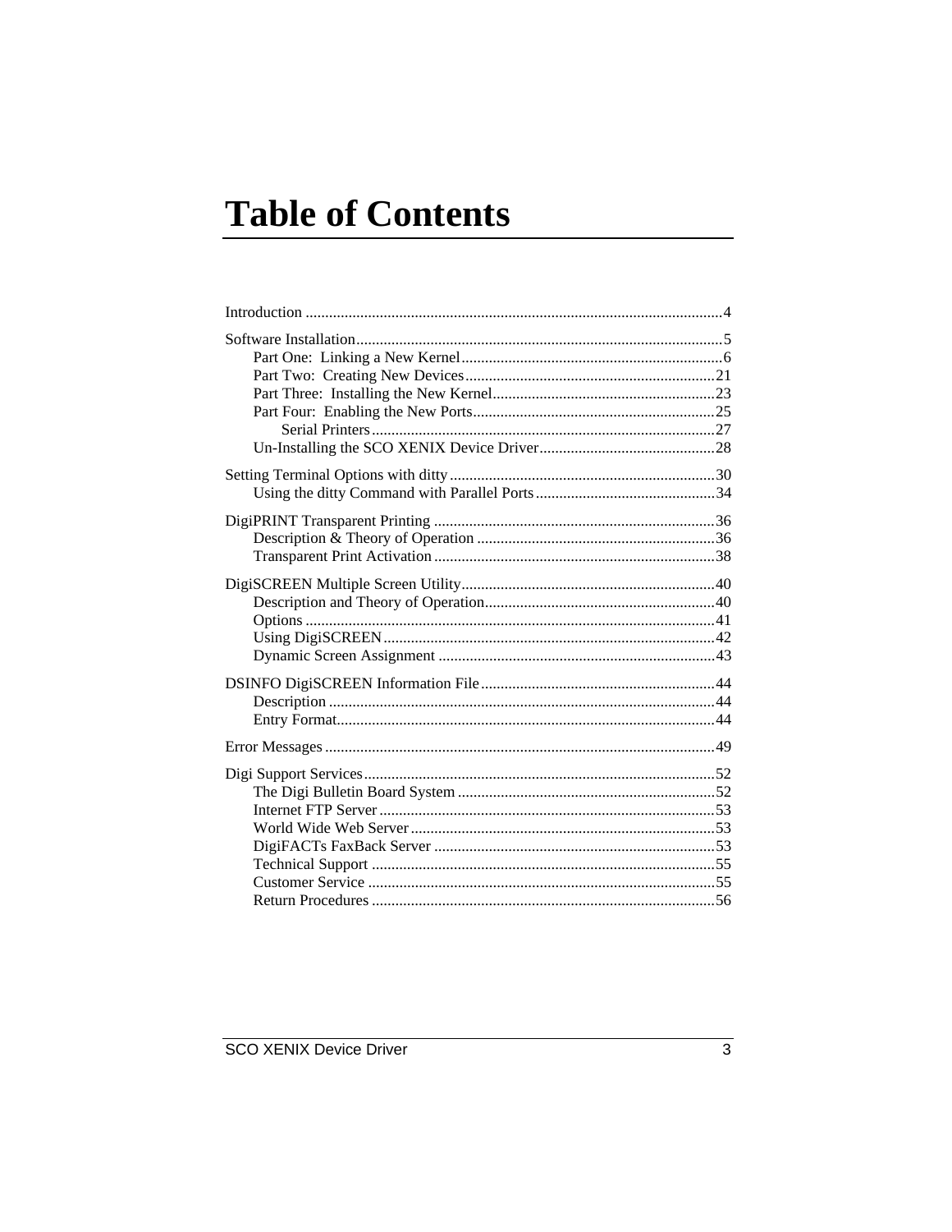# Table of Contents

Introduction ..........................................................................................................4

Software Installation.............................................................................................5
- Part One: Linking a New Kernel..................................................................6
- Part Two: Creating New Devices................................................................21
- Part Three: Installing the New Kernel.........................................................23
- Part Four: Enabling the New Ports..............................................................25
  - Serial Printers........................................................................................27
- Un-Installing the SCO XENIX Device Driver.............................................28

Setting Terminal Options with ditty....................................................................30
- Using the ditty Command with Parallel Ports..............................................34

DigiPRINT Transparent Printing ........................................................................36
- Description & Theory of Operation .............................................................36
- Transparent Print Activation ........................................................................38

DigiSCREEN Multiple Screen Utility.................................................................40
- Description and Theory of Operation...........................................................40
- Options ........................................................................................................41
- Using DigiSCREEN.....................................................................................42
- Dynamic Screen Assignment .......................................................................43

DSINFO DigiSCREEN Information File............................................................44
- Description ..................................................................................................44
- Entry Format................................................................................................44

Error Messages ...................................................................................................49

Digi Support Services..........................................................................................52
- The Digi Bulletin Board System ..................................................................52
- Internet FTP Server......................................................................................53
- World Wide Web Server..............................................................................53
- DigiFACTs FaxBack Server ........................................................................53
- Technical Support ........................................................................................55
- Customer Service .........................................................................................55
- Return Procedures ........................................................................................56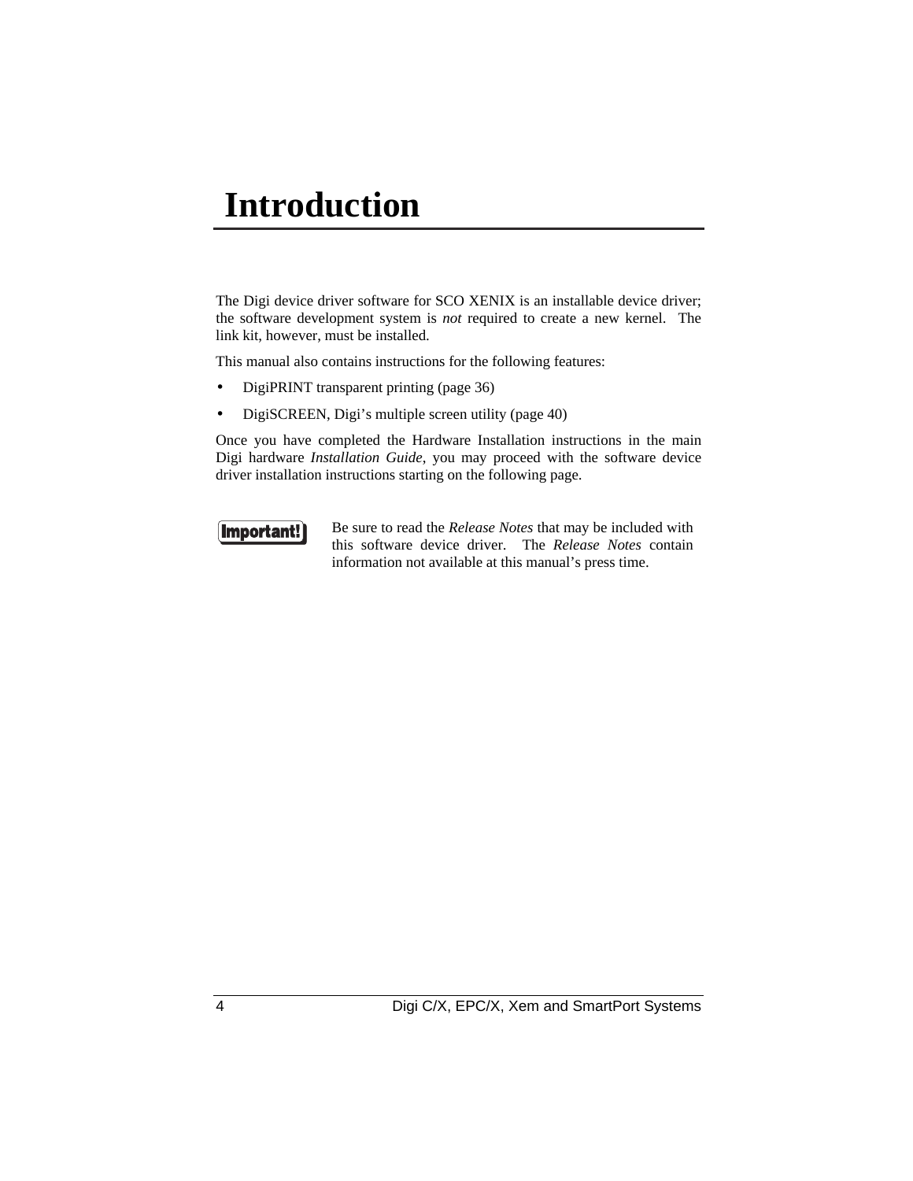# Introduction

The Digi device driver software for SCO XENIX is an installable device driver; the software development system is *not* required to create a new kernel. The link kit, however, must be installed.

This manual also contains instructions for the following features:

- DigiPRINT transparent printing (page 36)
- DigiSCREEN, Digi's multiple screen utility (page 40)

Once you have completed the Hardware Installation instructions in the main Digi hardware *Installation Guide*, you may proceed with the software device driver installation instructions starting on the following page.

**Important!** Be sure to read the *Release Notes* that may be included with this software device driver. The *Release Notes* contain information not available at this manual's press time.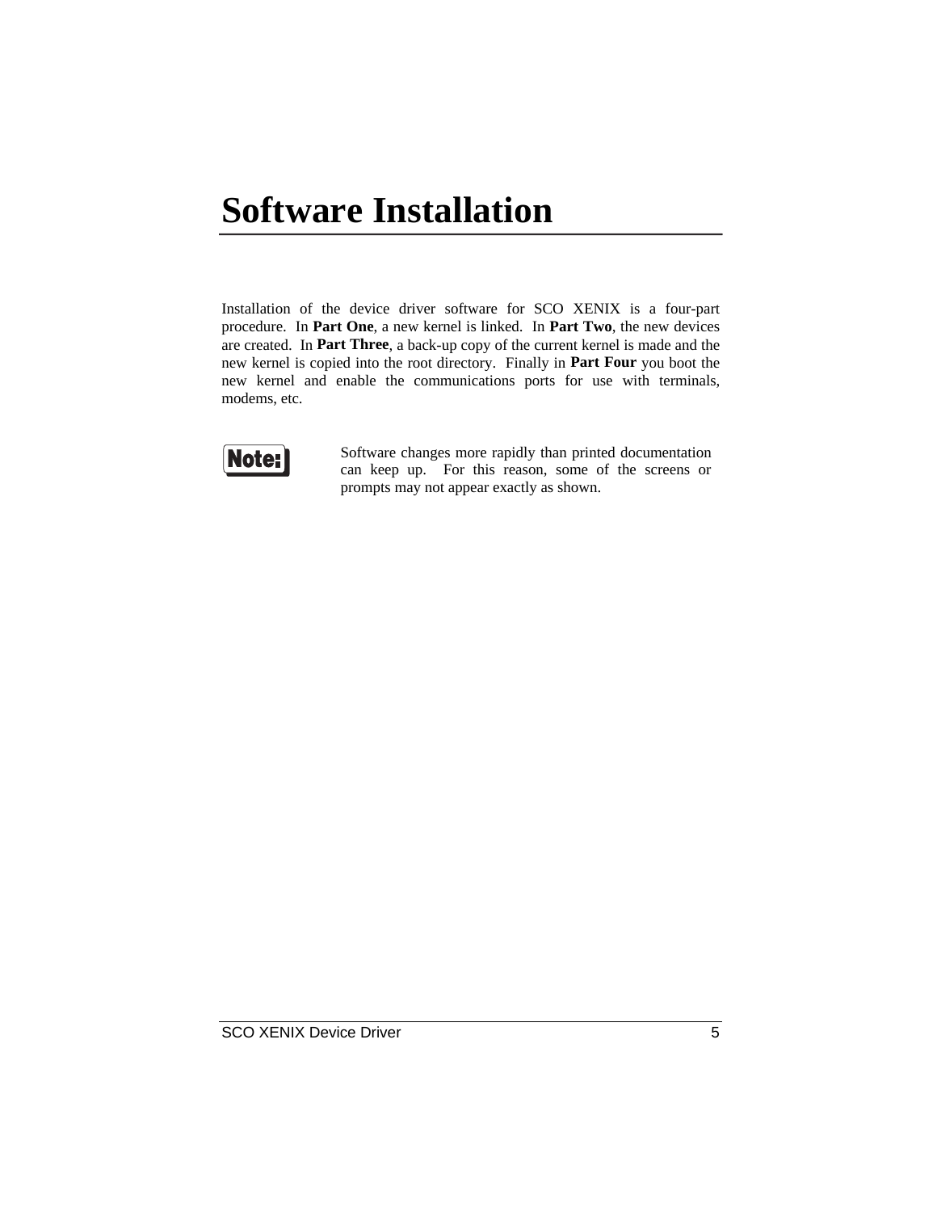# Software Installation

Installation of the device driver software for SCO XENIX is a four-part procedure. In **Part One**, a new kernel is linked. In **Part Two**, the new devices are created. In **Part Three**, a back-up copy of the current kernel is made and the new kernel is copied into the root directory. Finally in **Part Four** you boot the new kernel and enable the communications ports for use with terminals, modems, etc.

**Note:** Software changes more rapidly than printed documentation can keep up. For this reason, some of the screens or prompts may not appear exactly as shown.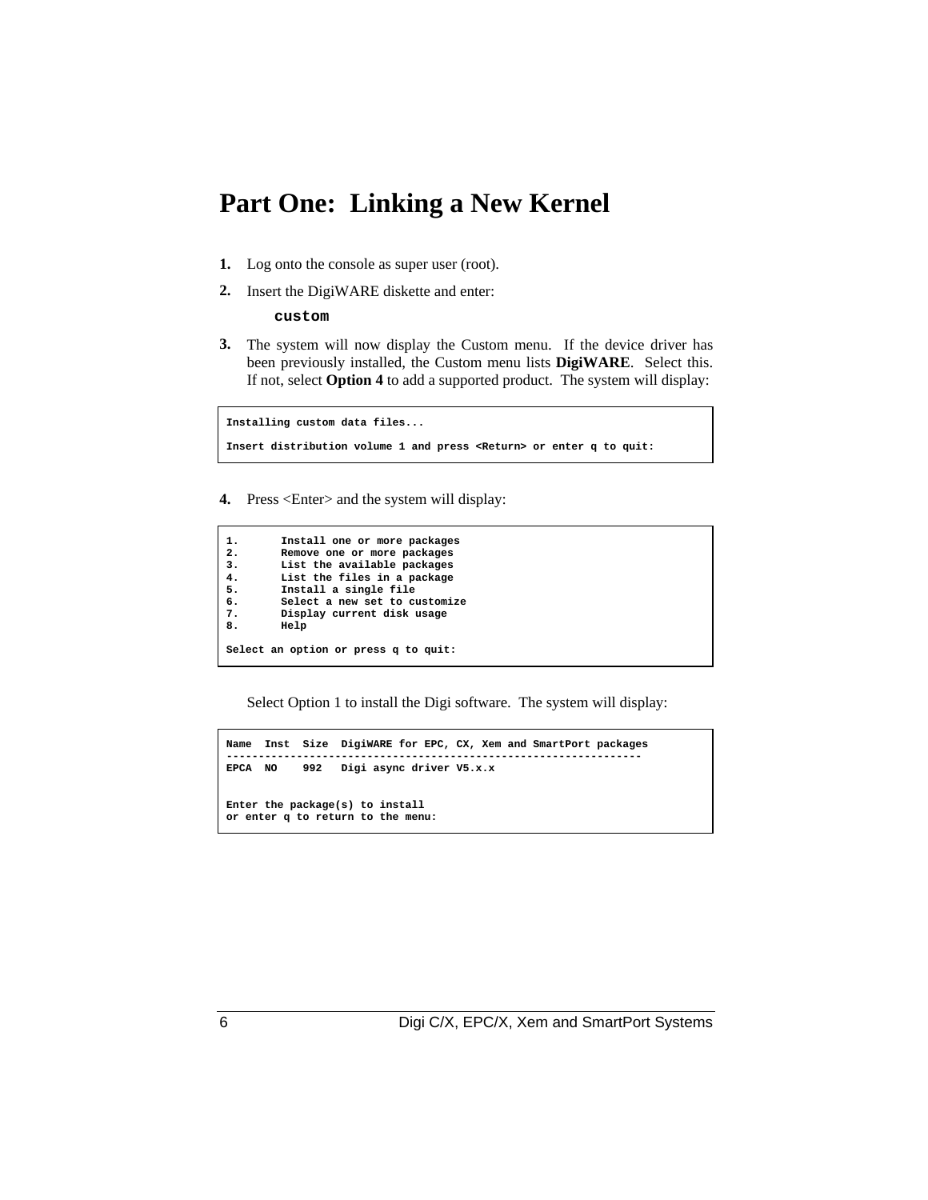# Part One: Linking a New Kernel

1. Log onto the console as super user (root).
2. Insert the DigiWARE diskette and enter:

   ```
   custom
   ```

3. The system will now display the Custom menu. If the device driver has been previously installed, the Custom menu lists **DigiWARE**. Select this. If not, select **Option 4** to add a supported product. The system will display:

```
Installing custom data files...

Insert distribution volume 1 and press <Return> or enter q to quit:
```

4. Press <Enter> and the system will display:

```
1.       Install one or more packages
2.       Remove one or more packages
3.       List the available packages
4.       List the files in a package
5.       Install a single file
6.       Select a new set to customize
7.       Display current disk usage
8.       Help

Select an option or press q to quit:
```

Select Option 1 to install the Digi software. The system will display:

```
Name  Inst  Size  DigiWARE for EPC, CX, Xem and SmartPort packages
-----------------------------------------------------------------
EPCA  NO    992   Digi async driver V5.x.x


Enter the package(s) to install
or enter q to return to the menu:
```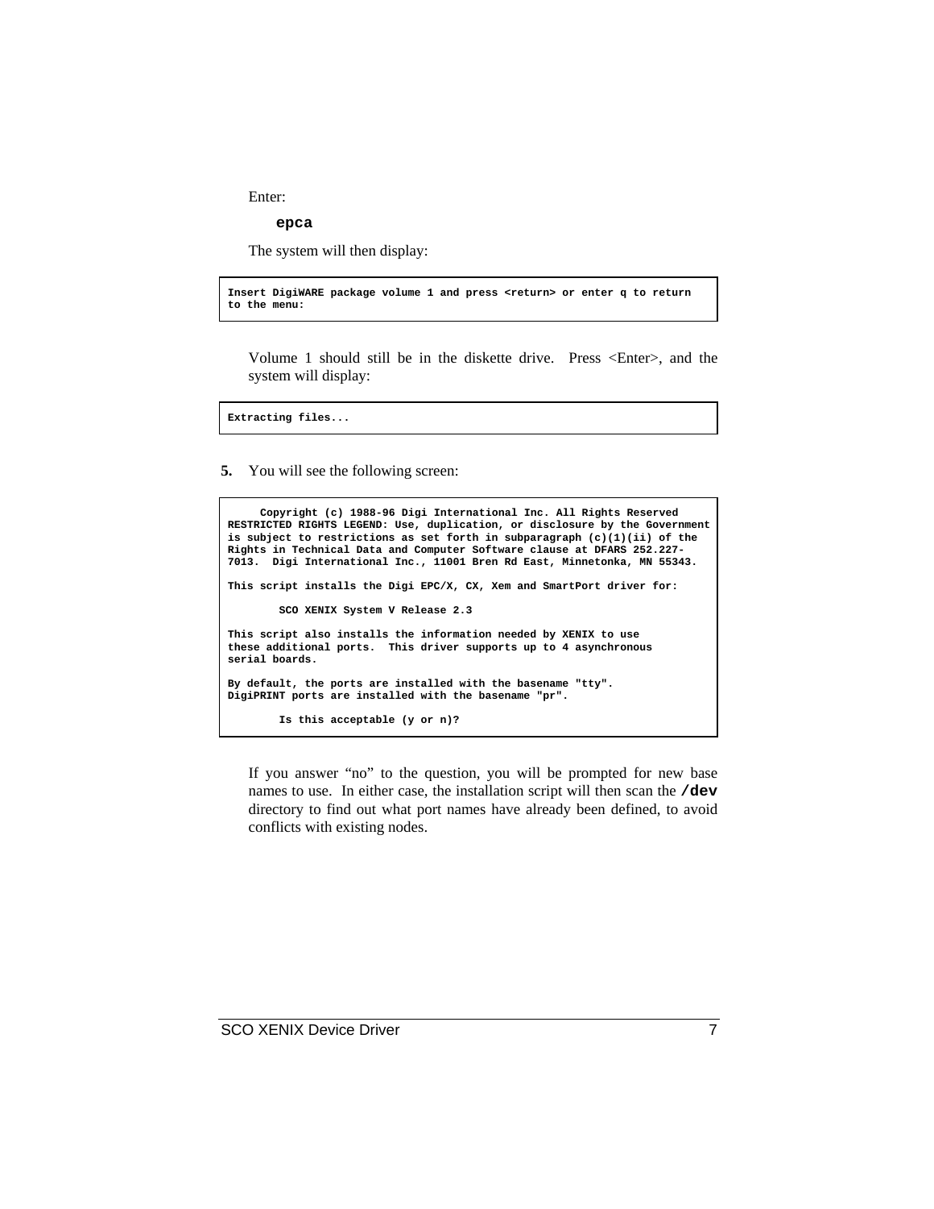Enter:

**`epca`**

The system will then display:

```
Insert DigiWARE package volume 1 and press <return> or enter q to return
to the menu:
```

Volume 1 should still be in the diskette drive. Press <Enter>, and the system will display:

```
Extracting files...
```

**5.** You will see the following screen:

```
     Copyright (c) 1988-96 Digi International Inc. All Rights Reserved
RESTRICTED RIGHTS LEGEND: Use, duplication, or disclosure by the Government
is subject to restrictions as set forth in subparagraph (c)(1)(ii) of the
Rights in Technical Data and Computer Software clause at DFARS 252.227-
7013.  Digi International Inc., 11001 Bren Rd East, Minnetonka, MN 55343.

This script installs the Digi EPC/X, CX, Xem and SmartPort driver for:

        SCO XENIX System V Release 2.3

This script also installs the information needed by XENIX to use
these additional ports.  This driver supports up to 4 asynchronous
serial boards.

By default, the ports are installed with the basename "tty".
DigiPRINT ports are installed with the basename "pr".

        Is this acceptable (y or n)?
```

If you answer “no” to the question, you will be prompted for new base names to use. In either case, the installation script will then scan the **`/dev`** directory to find out what port names have already been defined, to avoid conflicts with existing nodes.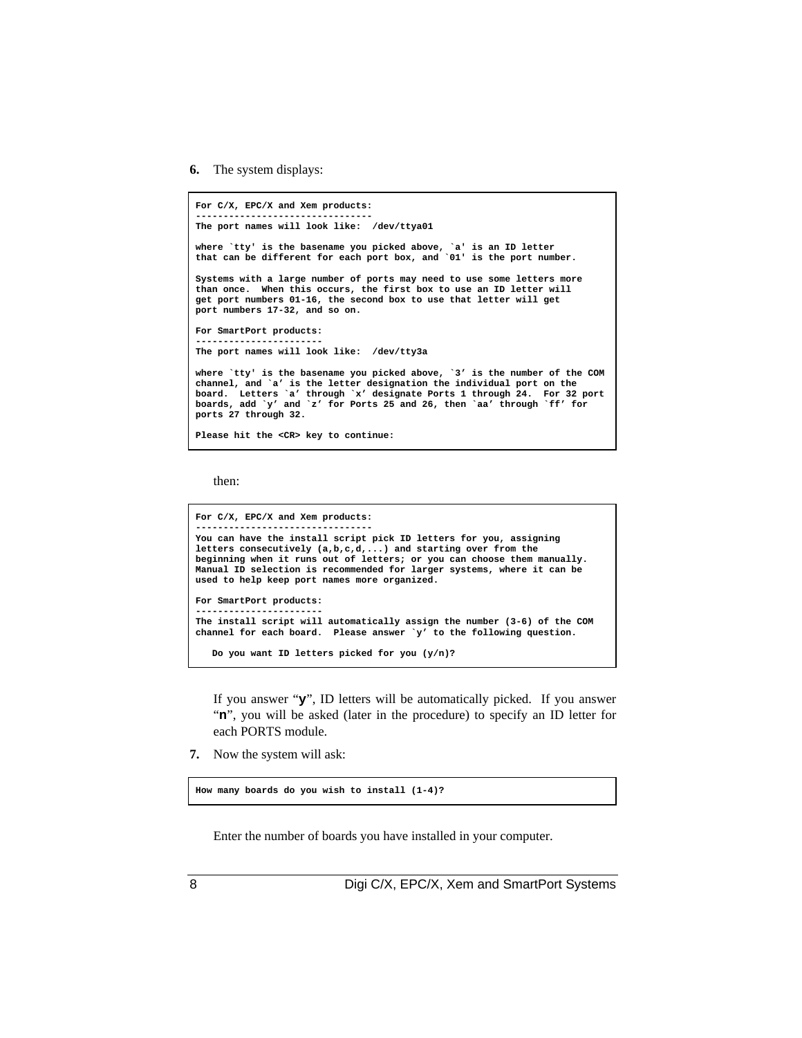6. The system displays:

```
For C/X, EPC/X and Xem products:
--------------------------------
The port names will look like:  /dev/ttya01

where `tty' is the basename you picked above, `a' is an ID letter
that can be different for each port box, and `01' is the port number.

Systems with a large number of ports may need to use some letters more
than once.  When this occurs, the first box to use an ID letter will
get port numbers 01-16, the second box to use that letter will get
port numbers 17-32, and so on.

For SmartPort products:
-----------------------
The port names will look like:  /dev/tty3a

where `tty' is the basename you picked above, `3' is the number of the COM
channel, and `a' is the letter designation the individual port on the
board.  Letters `a' through `x' designate Ports 1 through 24.  For 32 port
boards, add `y' and `z' for Ports 25 and 26, then `aa' through `ff' for
ports 27 through 32.

Please hit the <CR> key to continue:
```

then:

```
For C/X, EPC/X and Xem products:
--------------------------------
You can have the install script pick ID letters for you, assigning
letters consecutively (a,b,c,d,...) and starting over from the
beginning when it runs out of letters; or you can choose them manually.
Manual ID selection is recommended for larger systems, where it can be
used to help keep port names more organized.

For SmartPort products:
-----------------------
The install script will automatically assign the number (3-6) of the COM
channel for each board.  Please answer `y' to the following question.

   Do you want ID letters picked for you (y/n)?
```

If you answer "**y**", ID letters will be automatically picked. If you answer "**n**", you will be asked (later in the procedure) to specify an ID letter for each PORTS module.

7. Now the system will ask:

```
How many boards do you wish to install (1-4)?
```

Enter the number of boards you have installed in your computer.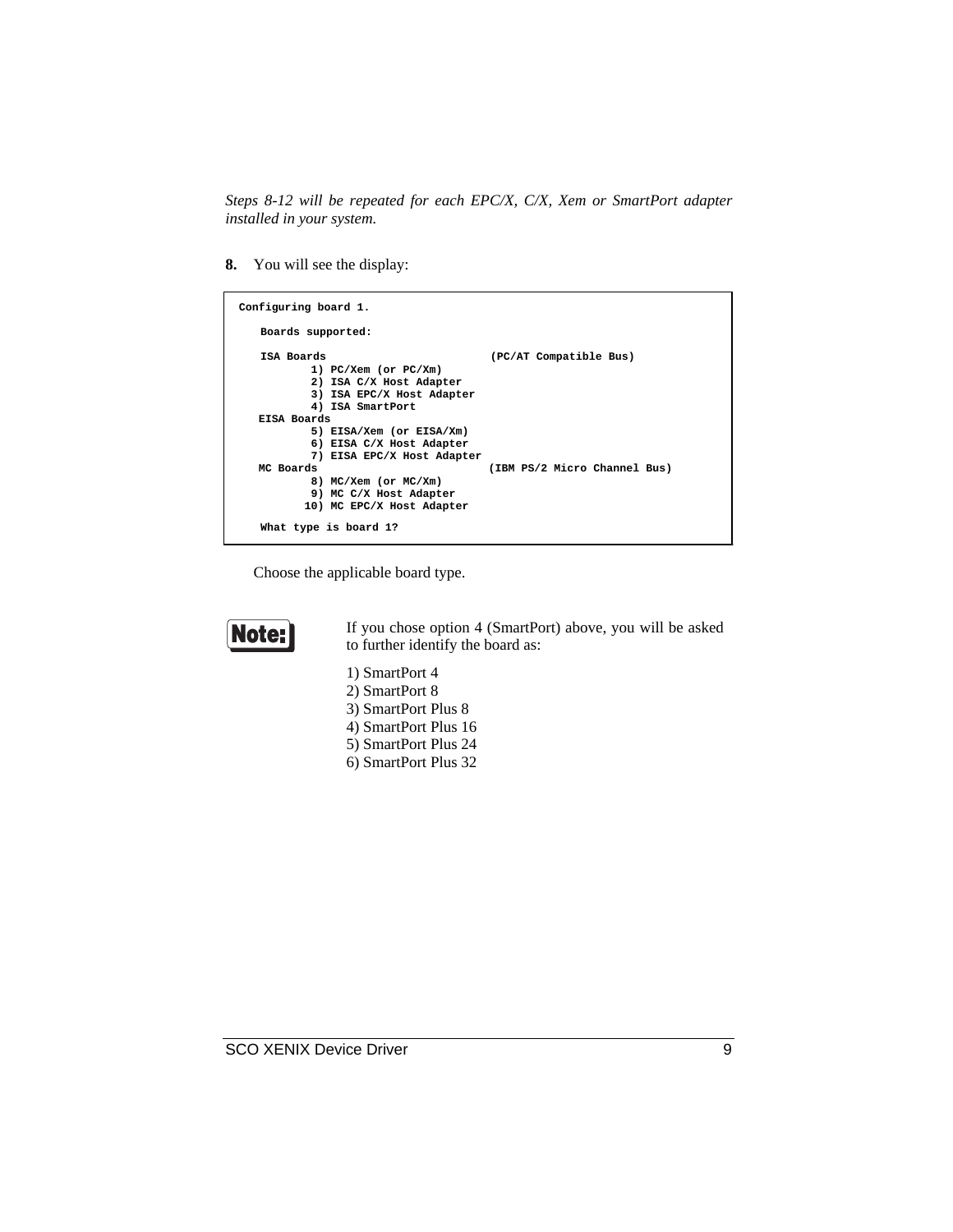*Steps 8-12 will be repeated for each EPC/X, C/X, Xem or SmartPort adapter installed in your system.*

**8.** You will see the display:

```
Configuring board 1.

   Boards supported:

   ISA Boards                        (PC/AT Compatible Bus)
          1) PC/Xem (or PC/Xm)
          2) ISA C/X Host Adapter
          3) ISA EPC/X Host Adapter
          4) ISA SmartPort
  EISA Boards
          5) EISA/Xem (or EISA/Xm)
          6) EISA C/X Host Adapter
          7) EISA EPC/X Host Adapter
  MC Boards                          (IBM PS/2 Micro Channel Bus)
          8) MC/Xem (or MC/Xm)
          9) MC C/X Host Adapter
         10) MC EPC/X Host Adapter

   What type is board 1?
```

Choose the applicable board type.

**Note:**

If you chose option 4 (SmartPort) above, you will be asked to further identify the board as:

1) SmartPort 4
2) SmartPort 8
3) SmartPort Plus 8
4) SmartPort Plus 16
5) SmartPort Plus 24
6) SmartPort Plus 32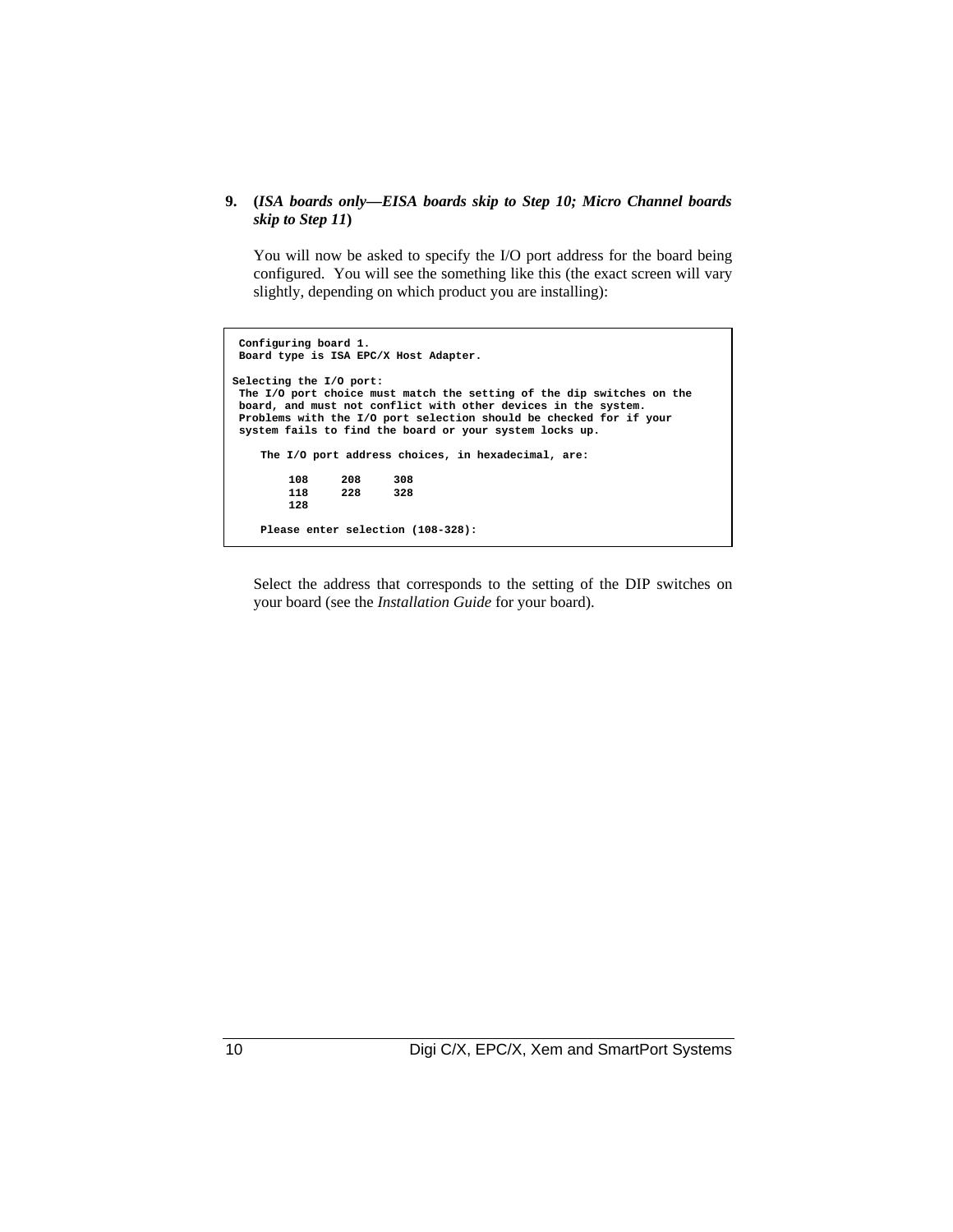9. **(*ISA boards only—EISA boards skip to Step 10; Micro Channel boards skip to Step 11*)**

   You will now be asked to specify the I/O port address for the board being configured. You will see the something like this (the exact screen will vary slightly, depending on which product you are installing):

```
 Configuring board 1.
 Board type is ISA EPC/X Host Adapter.

Selecting the I/O port:
 The I/O port choice must match the setting of the dip switches on the
 board, and must not conflict with other devices in the system.
 Problems with the I/O port selection should be checked for if your
 system fails to find the board or your system locks up.

    The I/O port address choices, in hexadecimal, are:

        108     208     308
        118     228     328
        128

    Please enter selection (108-328):
```

   Select the address that corresponds to the setting of the DIP switches on your board (see the *Installation Guide* for your board).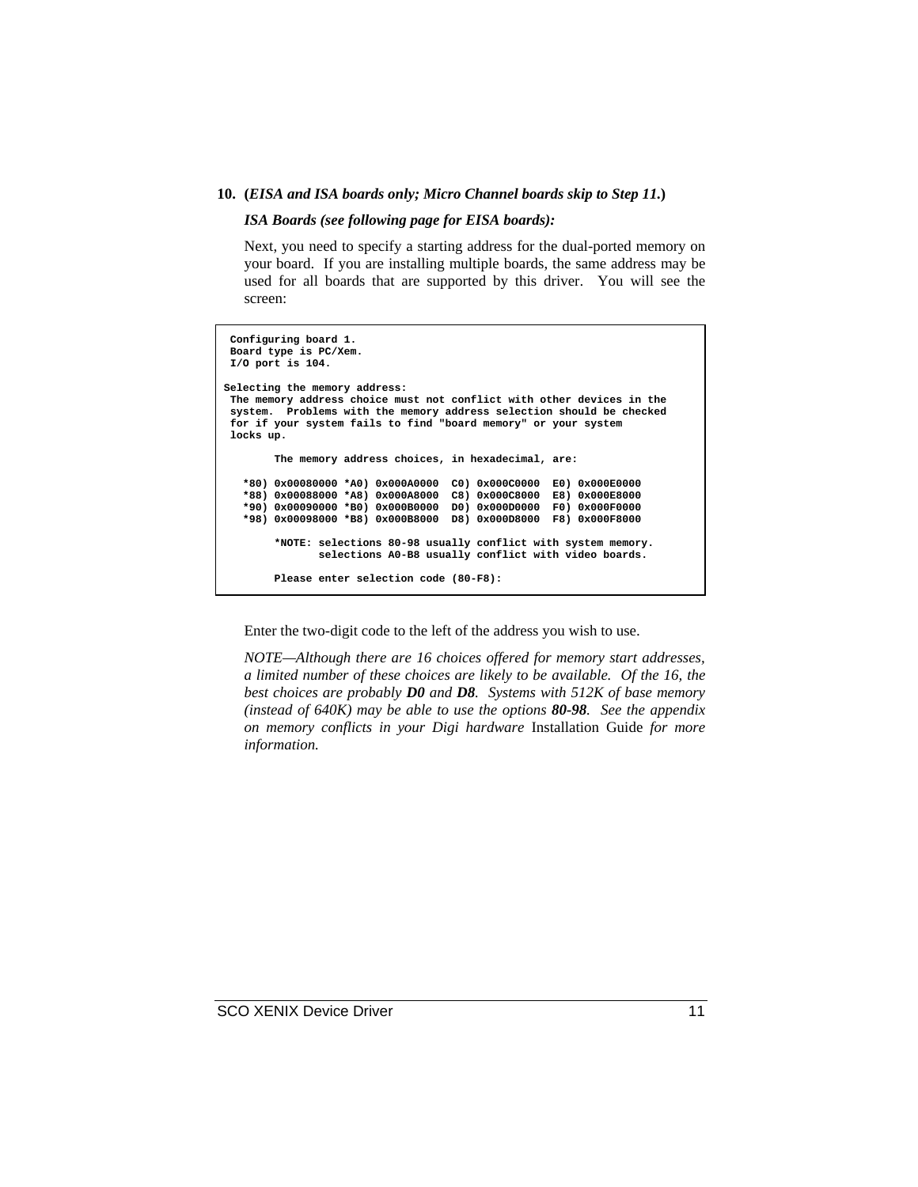**10. (*EISA and ISA boards only; Micro Channel boards skip to Step 11.*)**

***ISA Boards (see following page for EISA boards):***

Next, you need to specify a starting address for the dual-ported memory on your board. If you are installing multiple boards, the same address may be used for all boards that are supported by this driver. You will see the screen:

```
 Configuring board 1.
 Board type is PC/Xem.
 I/O port is 104.

Selecting the memory address:
 The memory address choice must not conflict with other devices in the
 system.  Problems with the memory address selection should be checked
 for if your system fails to find "board memory" or your system
 locks up.

        The memory address choices, in hexadecimal, are:

   *80) 0x00080000 *A0) 0x000A0000  C0) 0x000C0000  E0) 0x000E0000
   *88) 0x00088000 *A8) 0x000A8000  C8) 0x000C8000  E8) 0x000E8000
   *90) 0x00090000 *B0) 0x000B0000  D0) 0x000D0000  F0) 0x000F0000
   *98) 0x00098000 *B8) 0x000B8000  D8) 0x000D8000  F8) 0x000F8000

        *NOTE: selections 80-98 usually conflict with system memory.
               selections A0-B8 usually conflict with video boards.

        Please enter selection code (80-F8):
```

Enter the two-digit code to the left of the address you wish to use.

*NOTE—Although there are 16 choices offered for memory start addresses, a limited number of these choices are likely to be available. Of the 16, the best choices are probably **D0** and **D8**. Systems with 512K of base memory (instead of 640K) may be able to use the options **80-98**. See the appendix on memory conflicts in your Digi hardware* Installation Guide *for more information.*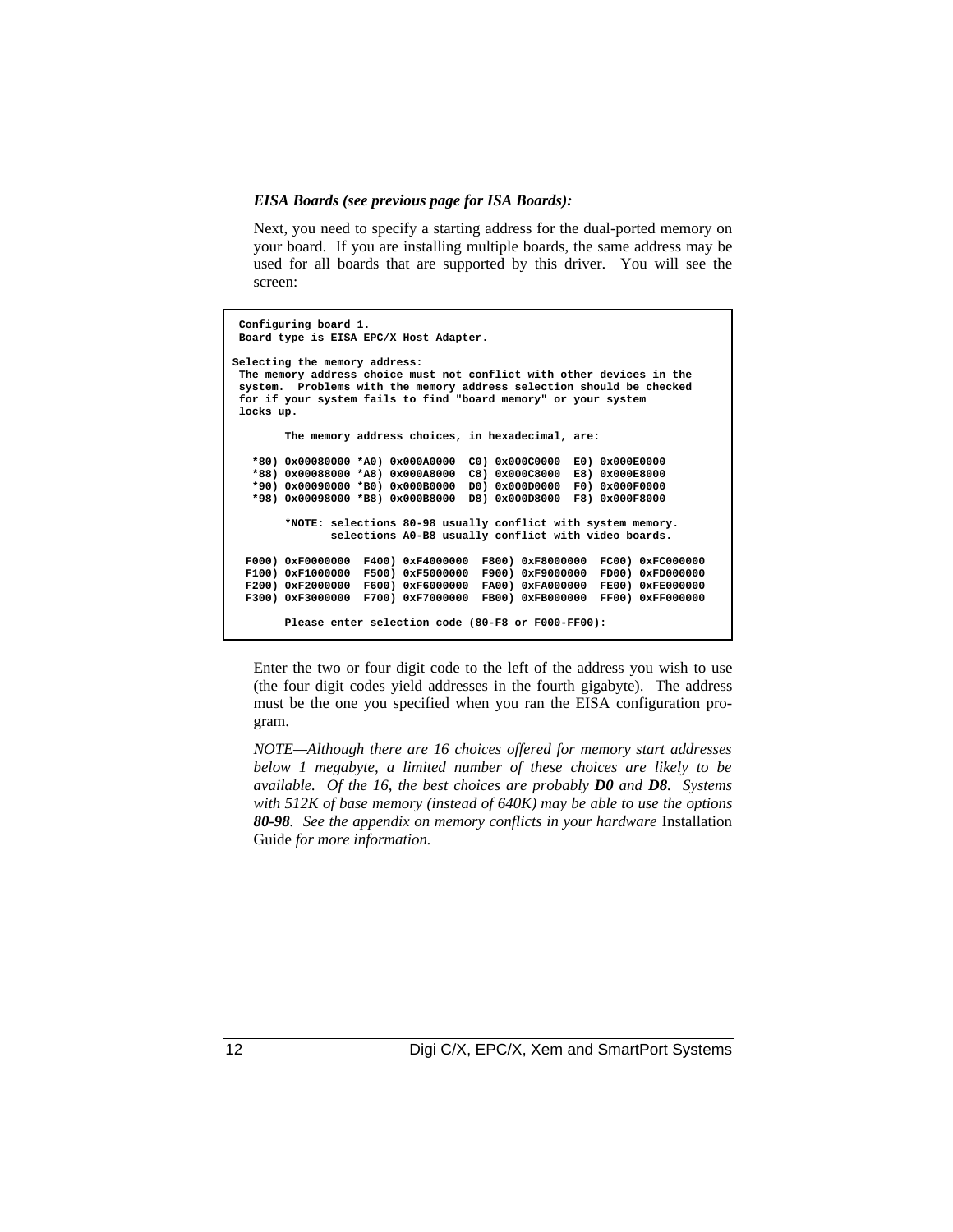***EISA Boards (see previous page for ISA Boards):***

Next, you need to specify a starting address for the dual-ported memory on your board. If you are installing multiple boards, the same address may be used for all boards that are supported by this driver. You will see the screen:

```
 Configuring board 1.
 Board type is EISA EPC/X Host Adapter.

Selecting the memory address:
 The memory address choice must not conflict with other devices in the
 system.  Problems with the memory address selection should be checked
 for if your system fails to find "board memory" or your system
 locks up.

        The memory address choices, in hexadecimal, are:

   *80) 0x00080000 *A0) 0x000A0000  C0) 0x000C0000  E0) 0x000E0000
   *88) 0x00088000 *A8) 0x000A8000  C8) 0x000C8000  E8) 0x000E8000
   *90) 0x00090000 *B0) 0x000B0000  D0) 0x000D0000  F0) 0x000F0000
   *98) 0x00098000 *B8) 0x000B8000  D8) 0x000D8000  F8) 0x000F8000

        *NOTE: selections 80-98 usually conflict with system memory.
               selections A0-B8 usually conflict with video boards.

  F000) 0xF0000000  F400) 0xF4000000  F800) 0xF8000000  FC00) 0xFC000000
  F100) 0xF1000000  F500) 0xF5000000  F900) 0xF9000000  FD00) 0xFD000000
  F200) 0xF2000000  F600) 0xF6000000  FA00) 0xFA000000  FE00) 0xFE000000
  F300) 0xF3000000  F700) 0xF7000000  FB00) 0xFB000000  FF00) 0xFF000000

        Please enter selection code (80-F8 or F000-FF00):
```

Enter the two or four digit code to the left of the address you wish to use (the four digit codes yield addresses in the fourth gigabyte). The address must be the one you specified when you ran the EISA configuration program.

*NOTE—Although there are 16 choices offered for memory start addresses below 1 megabyte, a limited number of these choices are likely to be available. Of the 16, the best choices are probably* ***D0*** *and* ***D8****. Systems with 512K of base memory (instead of 640K) may be able to use the options* ***80-98****. See the appendix on memory conflicts in your hardware* Installation Guide *for more information.*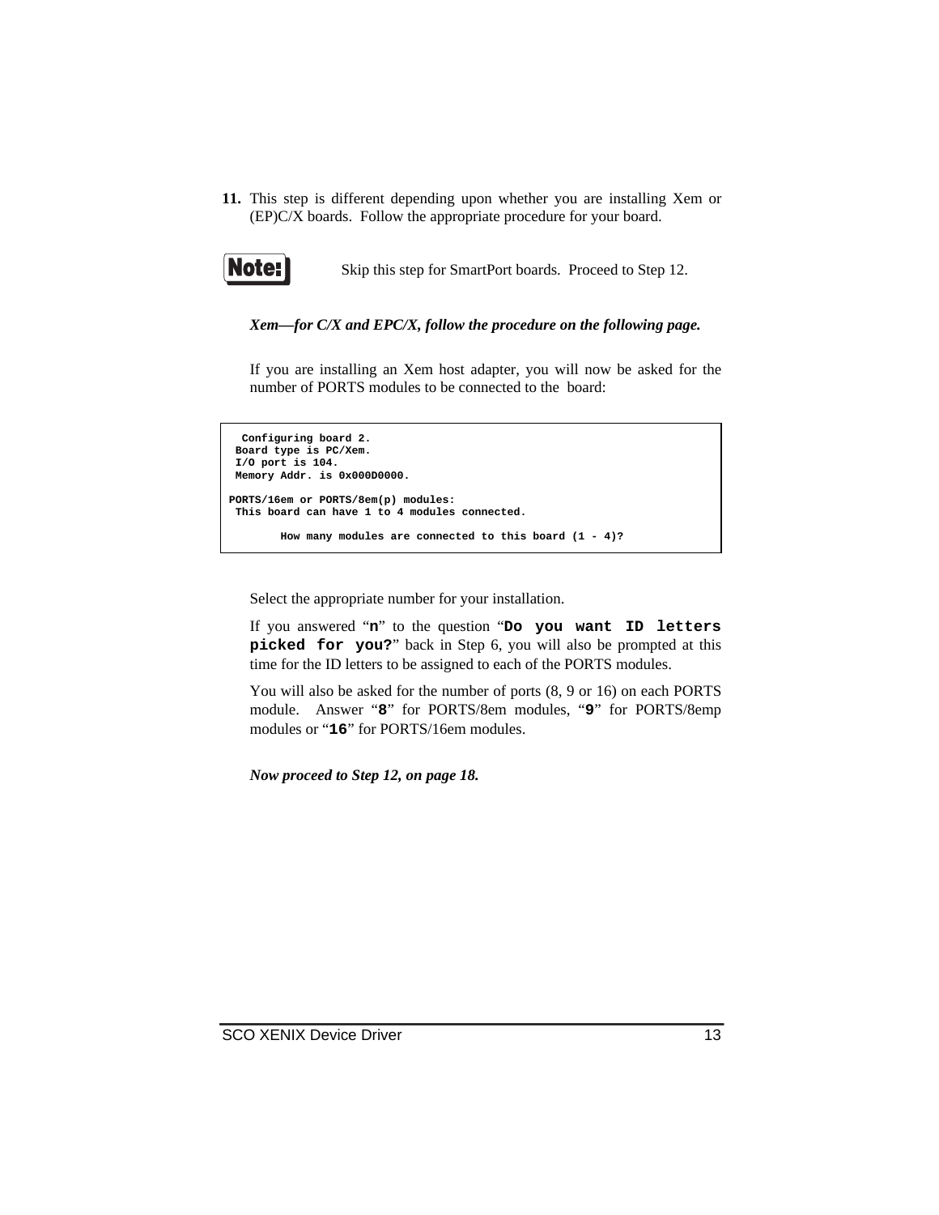**11.** This step is different depending upon whether you are installing Xem or (EP)C/X boards. Follow the appropriate procedure for your board.

**Note:** Skip this step for SmartPort boards. Proceed to Step 12.

***Xem—for C/X and EPC/X, follow the procedure on the following page.***

If you are installing an Xem host adapter, you will now be asked for the number of PORTS modules to be connected to the board:

```
  Configuring board 2.
 Board type is PC/Xem.
 I/O port is 104.
 Memory Addr. is 0x000D0000.

PORTS/16em or PORTS/8em(p) modules:
 This board can have 1 to 4 modules connected.

        How many modules are connected to this board (1 - 4)?
```

Select the appropriate number for your installation.

If you answered "**`n`**" to the question "**`Do you want ID letters picked for you?`**" back in Step 6, you will also be prompted at this time for the ID letters to be assigned to each of the PORTS modules.

You will also be asked for the number of ports (8, 9 or 16) on each PORTS module. Answer "**`8`**" for PORTS/8em modules, "**`9`**" for PORTS/8emp modules or "**`16`**" for PORTS/16em modules.

***Now proceed to Step 12, on page 18.***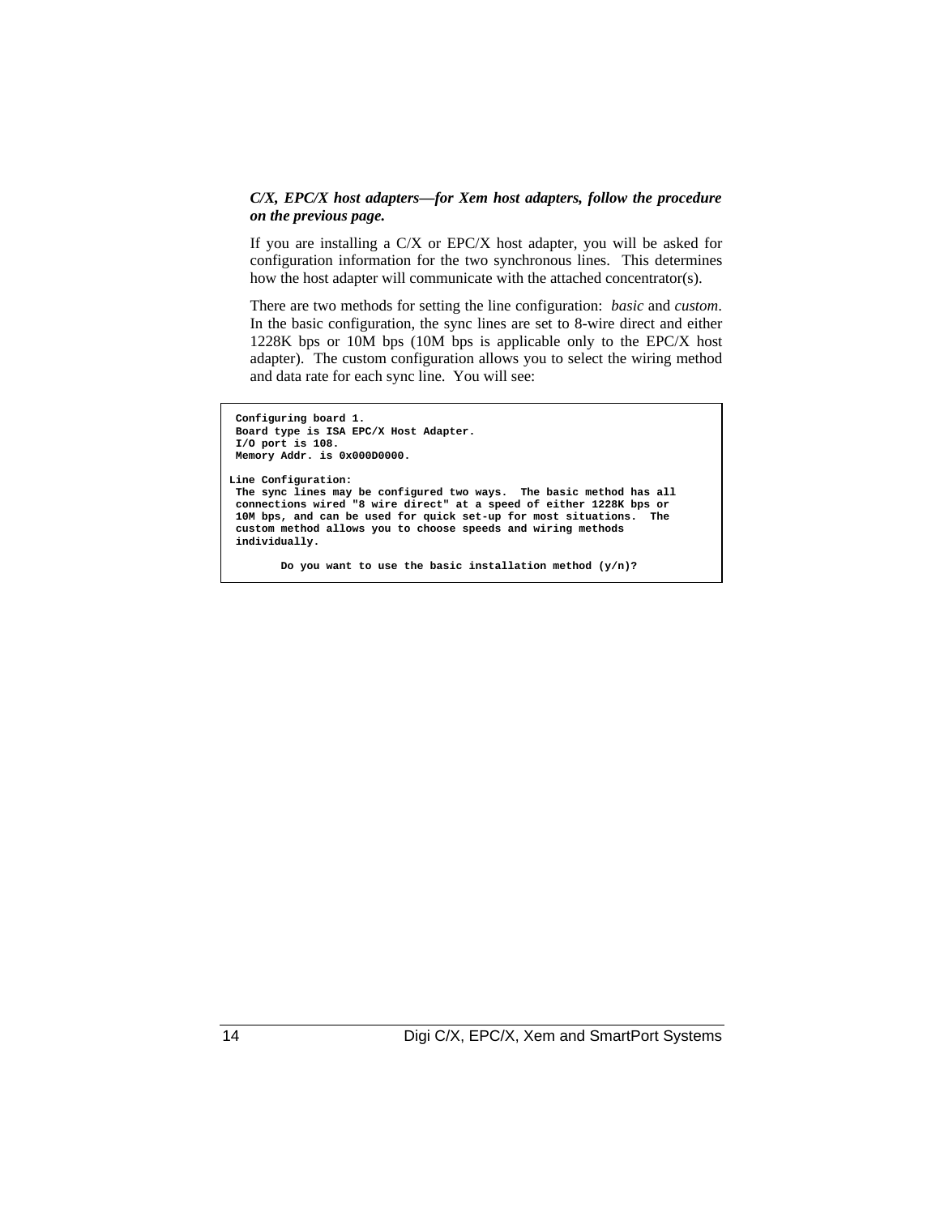***C/X, EPC/X host adapters—for Xem host adapters, follow the procedure on the previous page.***

If you are installing a C/X or EPC/X host adapter, you will be asked for configuration information for the two synchronous lines. This determines how the host adapter will communicate with the attached concentrator(s).

There are two methods for setting the line configuration: *basic* and *custom*. In the basic configuration, the sync lines are set to 8-wire direct and either 1228K bps or 10M bps (10M bps is applicable only to the EPC/X host adapter). The custom configuration allows you to select the wiring method and data rate for each sync line. You will see:

```
 Configuring board 1.
 Board type is ISA EPC/X Host Adapter.
 I/O port is 108.
 Memory Addr. is 0x000D0000.

Line Configuration:
 The sync lines may be configured two ways.  The basic method has all
 connections wired "8 wire direct" at a speed of either 1228K bps or
 10M bps, and can be used for quick set-up for most situations.  The
 custom method allows you to choose speeds and wiring methods
 individually.

        Do you want to use the basic installation method (y/n)?
```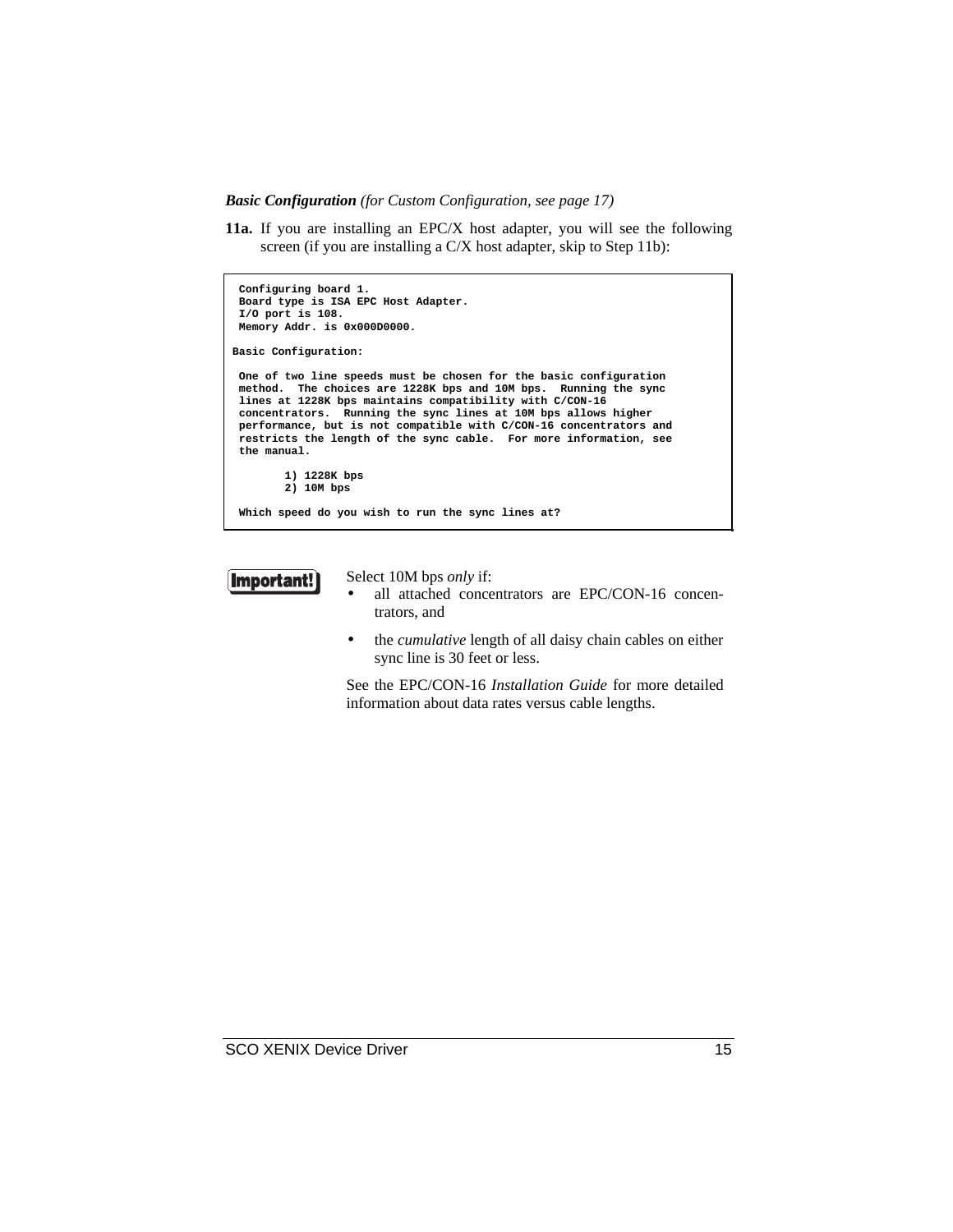***Basic Configuration*** *(for Custom Configuration, see page 17)*

**11a.** If you are installing an EPC/X host adapter, you will see the following screen (if you are installing a C/X host adapter, skip to Step 11b):

```
 Configuring board 1.
 Board type is ISA EPC Host Adapter.
 I/O port is 108.
 Memory Addr. is 0x000D0000.

Basic Configuration:

 One of two line speeds must be chosen for the basic configuration
 method.  The choices are 1228K bps and 10M bps.  Running the sync
 lines at 1228K bps maintains compatibility with C/CON-16
 concentrators.  Running the sync lines at 10M bps allows higher
 performance, but is not compatible with C/CON-16 concentrators and
 restricts the length of the sync cable.  For more information, see
 the manual.

        1) 1228K bps
        2) 10M bps

 Which speed do you wish to run the sync lines at?
```

**Important!**

Select 10M bps *only* if:

- all attached concentrators are EPC/CON-16 concentrators, and
- the *cumulative* length of all daisy chain cables on either sync line is 30 feet or less.

See the EPC/CON-16 *Installation Guide* for more detailed information about data rates versus cable lengths.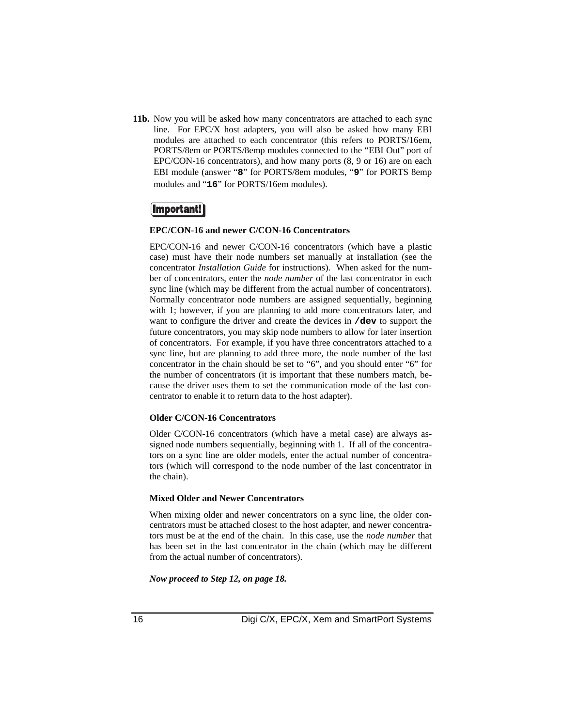**11b.** Now you will be asked how many concentrators are attached to each sync line. For EPC/X host adapters, you will also be asked how many EBI modules are attached to each concentrator (this refers to PORTS/16em, PORTS/8em or PORTS/8emp modules connected to the "EBI Out" port of EPC/CON-16 concentrators), and how many ports (8, 9 or 16) are on each EBI module (answer "`8`" for PORTS/8em modules, "`9`" for PORTS 8emp modules and "`16`" for PORTS/16em modules).

**Important!**

**EPC/CON-16 and newer C/CON-16 Concentrators**

EPC/CON-16 and newer C/CON-16 concentrators (which have a plastic case) must have their node numbers set manually at installation (see the concentrator *Installation Guide* for instructions). When asked for the number of concentrators, enter the *node number* of the last concentrator in each sync line (which may be different from the actual number of concentrators). Normally concentrator node numbers are assigned sequentially, beginning with 1; however, if you are planning to add more concentrators later, and want to configure the driver and create the devices in **`/dev`** to support the future concentrators, you may skip node numbers to allow for later insertion of concentrators. For example, if you have three concentrators attached to a sync line, but are planning to add three more, the node number of the last concentrator in the chain should be set to "6", and you should enter "6" for the number of concentrators (it is important that these numbers match, because the driver uses them to set the communication mode of the last concentrator to enable it to return data to the host adapter).

**Older C/CON-16 Concentrators**

Older C/CON-16 concentrators (which have a metal case) are always assigned node numbers sequentially, beginning with 1. If all of the concentrators on a sync line are older models, enter the actual number of concentrators (which will correspond to the node number of the last concentrator in the chain).

**Mixed Older and Newer Concentrators**

When mixing older and newer concentrators on a sync line, the older concentrators must be attached closest to the host adapter, and newer concentrators must be at the end of the chain. In this case, use the *node number* that has been set in the last concentrator in the chain (which may be different from the actual number of concentrators).

***Now proceed to Step 12, on page 18.***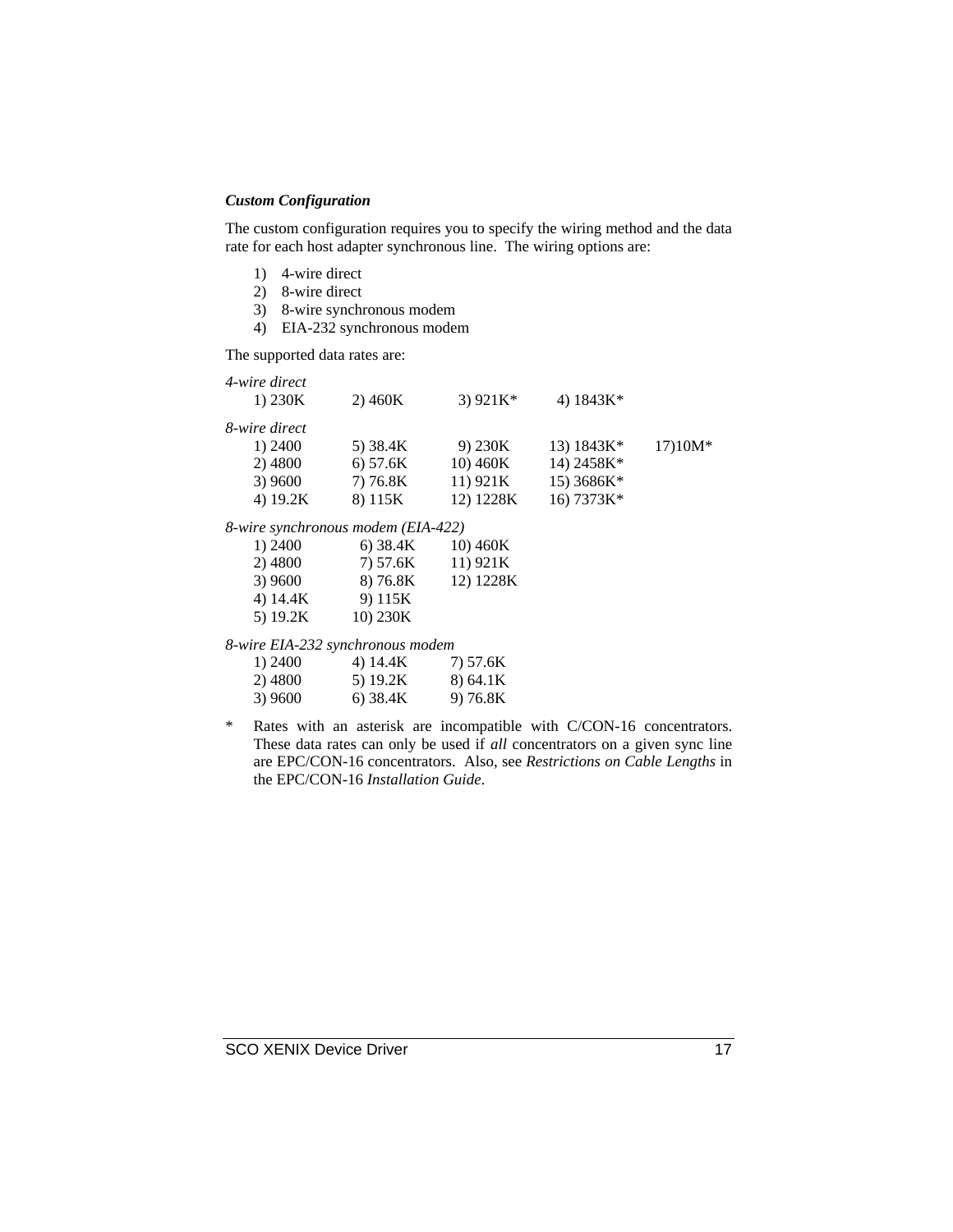### *Custom Configuration*

The custom configuration requires you to specify the wiring method and the data rate for each host adapter synchronous line. The wiring options are:

1) 4-wire direct
2) 8-wire direct
3) 8-wire synchronous modem
4) EIA-232 synchronous modem

The supported data rates are:

*4-wire direct*

| | | | |
|---|---|---|---|
| 1) 230K | 2) 460K | 3) 921K* | 4) 1843K* |

*8-wire direct*

| | | | | |
|---|---|---|---|---|
| 1) 2400 | 5) 38.4K | 9) 230K | 13) 1843K* | 17)10M* |
| 2) 4800 | 6) 57.6K | 10) 460K | 14) 2458K* | |
| 3) 9600 | 7) 76.8K | 11) 921K | 15) 3686K* | |
| 4) 19.2K | 8) 115K | 12) 1228K | 16) 7373K* | |

*8-wire synchronous modem (EIA-422)*

| | | |
|---|---|---|
| 1) 2400 | 6) 38.4K | 10) 460K |
| 2) 4800 | 7) 57.6K | 11) 921K |
| 3) 9600 | 8) 76.8K | 12) 1228K |
| 4) 14.4K | 9) 115K | |
| 5) 19.2K | 10) 230K | |

*8-wire EIA-232 synchronous modem*

| | | |
|---|---|---|
| 1) 2400 | 4) 14.4K | 7) 57.6K |
| 2) 4800 | 5) 19.2K | 8) 64.1K |
| 3) 9600 | 6) 38.4K | 9) 76.8K |

\* Rates with an asterisk are incompatible with C/CON-16 concentrators. These data rates can only be used if *all* concentrators on a given sync line are EPC/CON-16 concentrators. Also, see *Restrictions on Cable Lengths* in the EPC/CON-16 *Installation Guide*.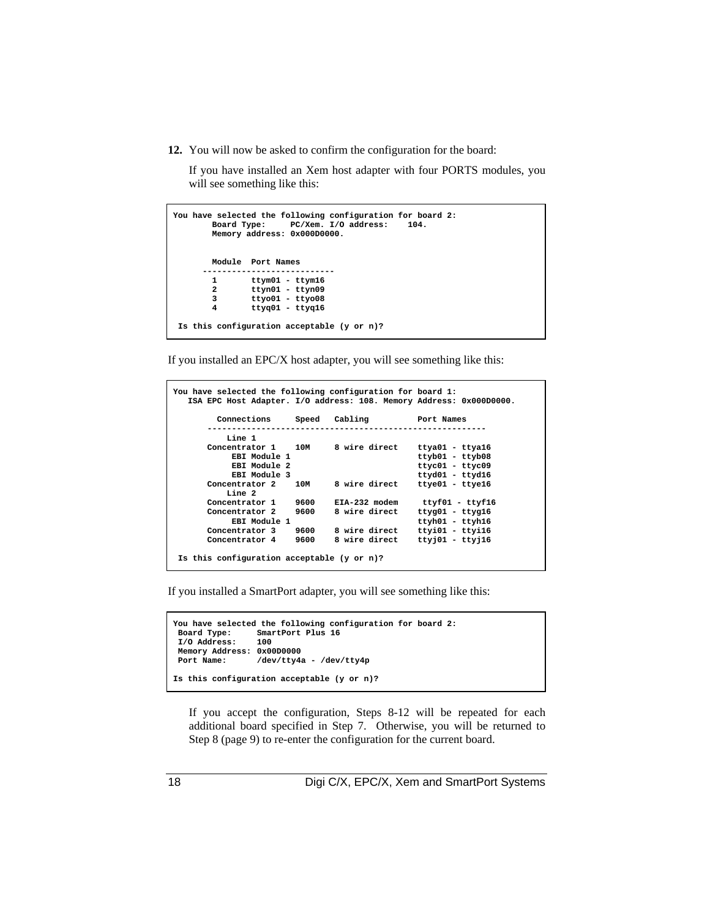**12.** You will now be asked to confirm the configuration for the board:

If you have installed an Xem host adapter with four PORTS modules, you will see something like this:

```
You have selected the following configuration for board 2:
        Board Type:     PC/Xem. I/O address:    104.
        Memory address: 0x000D0000.


        Module  Port Names
      --------------------------
        1       ttym01 - ttym16
        2       ttyn01 - ttyn09
        3       ttyo01 - ttyo08
        4       ttyq01 - ttyq16

 Is this configuration acceptable (y or n)?
```

If you installed an EPC/X host adapter, you will see something like this:

```
You have selected the following configuration for board 1:
   ISA EPC Host Adapter. I/O address: 108. Memory Address: 0x000D0000.

        Connections     Speed   Cabling          Port Names
       ---------------------------------------------------------
          Line 1
      Concentrator 1    10M     8 wire direct    ttya01 - ttya16
           EBI Module 1                          ttyb01 - ttyb08
           EBI Module 2                          ttyc01 - ttyc09
           EBI Module 3                          ttyd01 - ttyd16
      Concentrator 2    10M     8 wire direct    ttye01 - ttye16
          Line 2
      Concentrator 1    9600    EIA-232 modem     ttyf01 - ttyf16
      Concentrator 2    9600    8 wire direct    ttyg01 - ttyg16
           EBI Module 1                          ttyh01 - ttyh16
      Concentrator 3    9600    8 wire direct    ttyi01 - ttyi16
      Concentrator 4    9600    8 wire direct    ttyj01 - ttyj16

 Is this configuration acceptable (y or n)?
```

If you installed a SmartPort adapter, you will see something like this:

```
You have selected the following configuration for board 2:
 Board Type:      SmartPort Plus 16
 I/O Address:     100
 Memory Address: 0x00D0000
 Port Name:       /dev/tty4a - /dev/tty4p

Is this configuration acceptable (y or n)?
```

If you accept the configuration, Steps 8-12 will be repeated for each additional board specified in Step 7. Otherwise, you will be returned to Step 8 (page 9) to re-enter the configuration for the current board.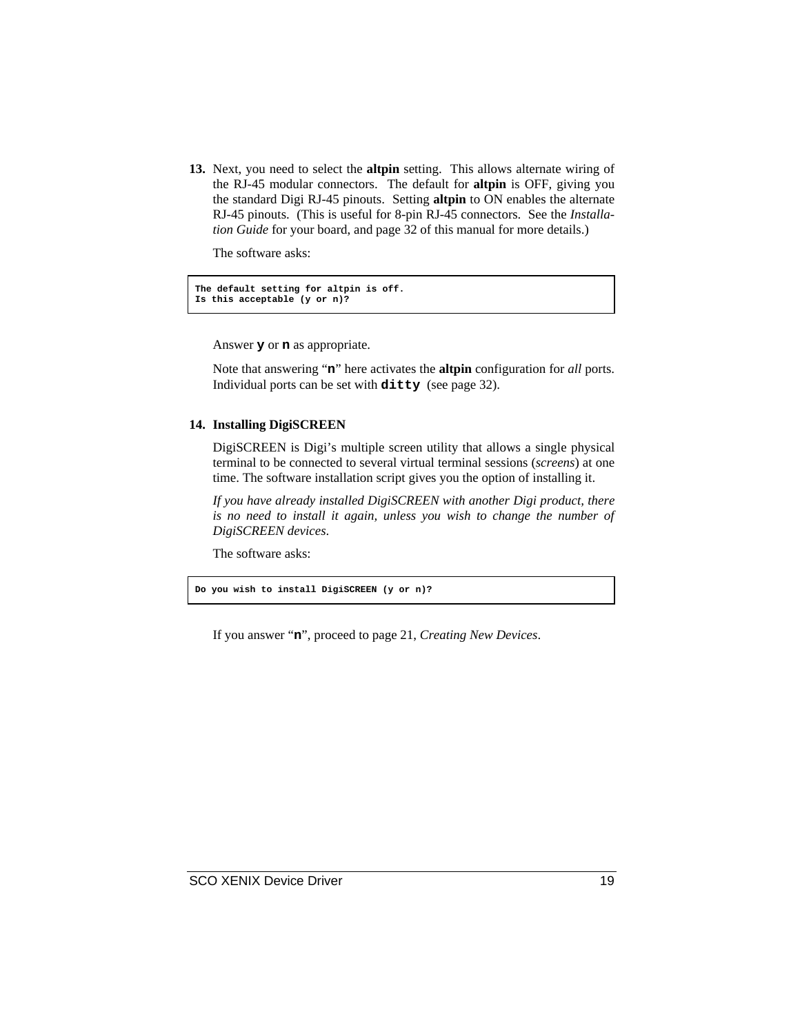**13.** Next, you need to select the **altpin** setting. This allows alternate wiring of the RJ-45 modular connectors. The default for **altpin** is OFF, giving you the standard Digi RJ-45 pinouts. Setting **altpin** to ON enables the alternate RJ-45 pinouts. (This is useful for 8-pin RJ-45 connectors. See the *Installation Guide* for your board, and page 32 of this manual for more details.)

The software asks:

```
The default setting for altpin is off.
Is this acceptable (y or n)?
```

Answer **`y`** or **`n`** as appropriate.

Note that answering "**`n`**" here activates the **altpin** configuration for *all* ports. Individual ports can be set with **`ditty`** (see page 32).

**14. Installing DigiSCREEN**

DigiSCREEN is Digi's multiple screen utility that allows a single physical terminal to be connected to several virtual terminal sessions (*screens*) at one time. The software installation script gives you the option of installing it.

*If you have already installed DigiSCREEN with another Digi product, there is no need to install it again, unless you wish to change the number of DigiSCREEN devices.*

The software asks:

```
Do you wish to install DigiSCREEN (y or n)?
```

If you answer "**`n`**", proceed to page 21, *Creating New Devices*.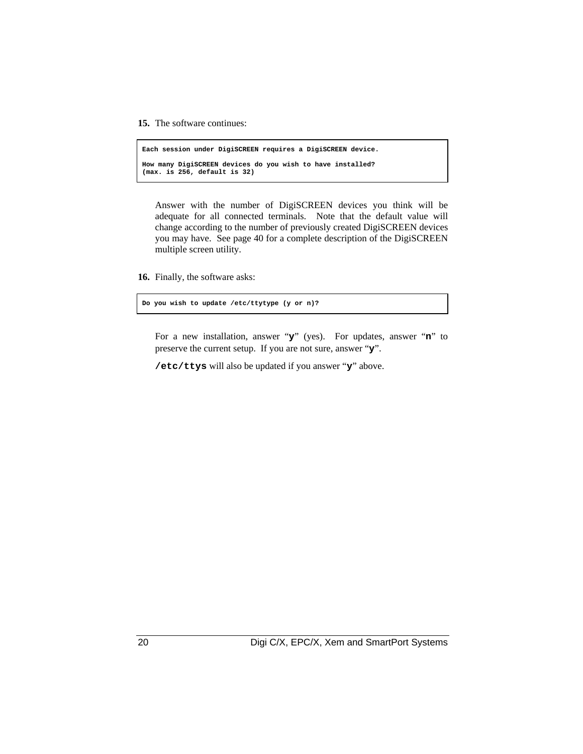**15.** The software continues:

```
Each session under DigiSCREEN requires a DigiSCREEN device.

How many DigiSCREEN devices do you wish to have installed?
(max. is 256, default is 32)
```

Answer with the number of DigiSCREEN devices you think will be adequate for all connected terminals. Note that the default value will change according to the number of previously created DigiSCREEN devices you may have. See page 40 for a complete description of the DigiSCREEN multiple screen utility.

**16.** Finally, the software asks:

```
Do you wish to update /etc/ttytype (y or n)?
```

For a new installation, answer “**`y`**” (yes). For updates, answer “**`n`**” to preserve the current setup. If you are not sure, answer “**`y`**”.

**`/etc/ttys`** will also be updated if you answer “**`y`**” above.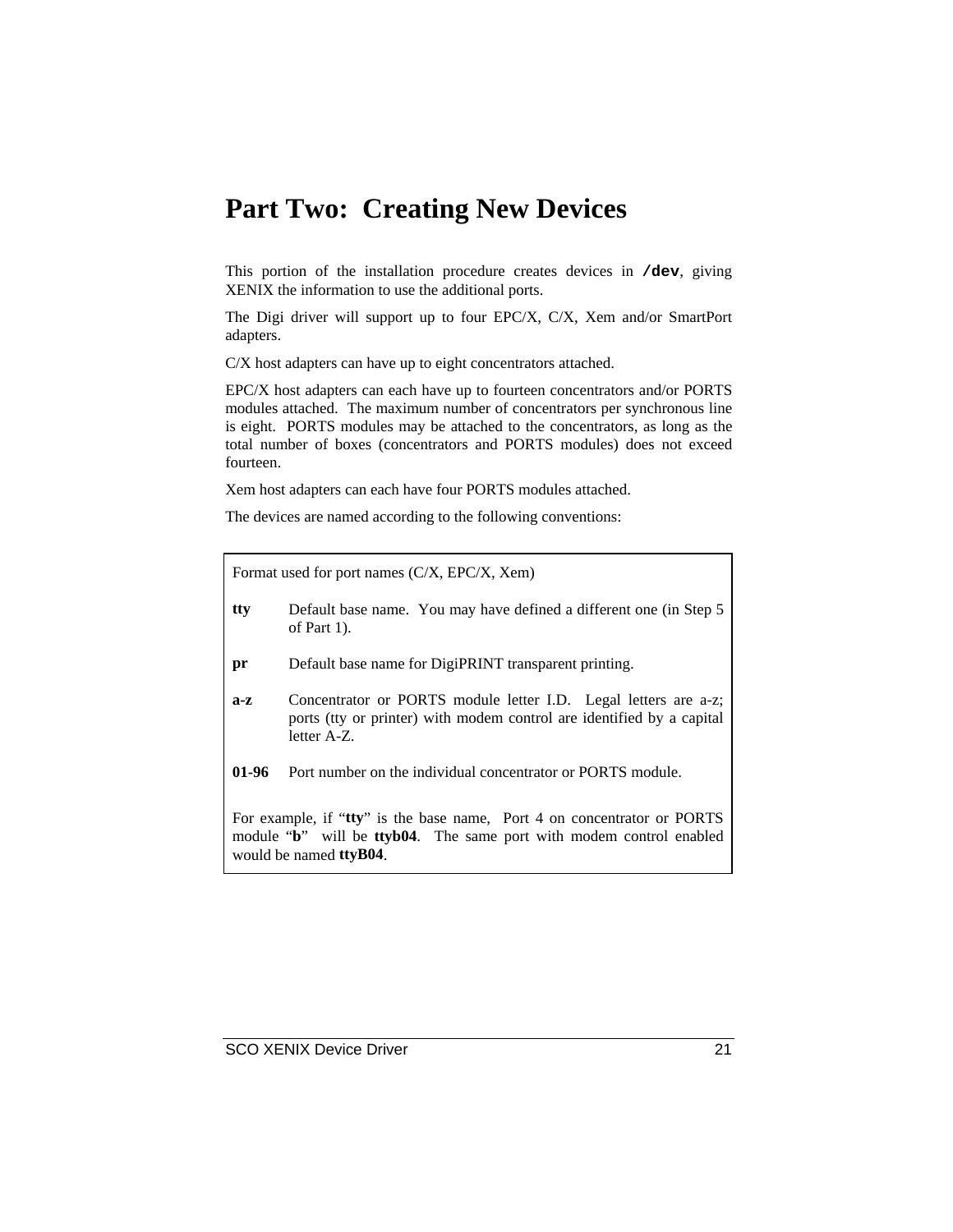# Part Two: Creating New Devices

This portion of the installation procedure creates devices in **`/dev`**, giving XENIX the information to use the additional ports.

The Digi driver will support up to four EPC/X, C/X, Xem and/or SmartPort adapters.

C/X host adapters can have up to eight concentrators attached.

EPC/X host adapters can each have up to fourteen concentrators and/or PORTS modules attached. The maximum number of concentrators per synchronous line is eight. PORTS modules may be attached to the concentrators, as long as the total number of boxes (concentrators and PORTS modules) does not exceed fourteen.

Xem host adapters can each have four PORTS modules attached.

The devices are named according to the following conventions:

Format used for port names (C/X, EPC/X, Xem)

| | |
|---|---|
| **tty** | Default base name. You may have defined a different one (in Step 5 of Part 1). |
| **pr** | Default base name for DigiPRINT transparent printing. |
| **a-z** | Concentrator or PORTS module letter I.D. Legal letters are a-z; ports (tty or printer) with modem control are identified by a capital letter A-Z. |
| **01-96** | Port number on the individual concentrator or PORTS module. |

For example, if "**tty**" is the base name, Port 4 on concentrator or PORTS module "**b**" will be **ttyb04**. The same port with modem control enabled would be named **ttyB04**.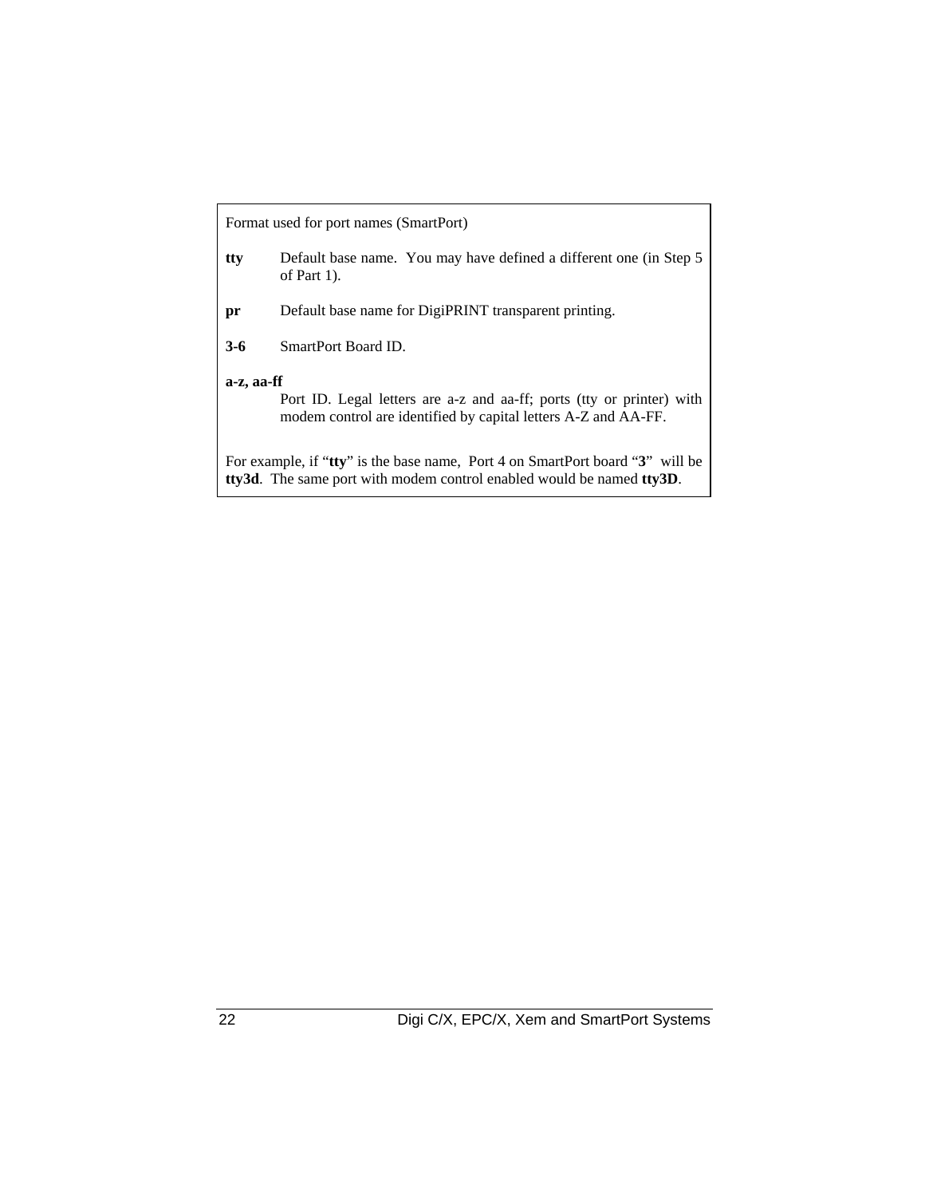Format used for port names (SmartPort)

**tty** Default base name. You may have defined a different one (in Step 5 of Part 1).

**pr** Default base name for DigiPRINT transparent printing.

**3-6** SmartPort Board ID.

**a-z, aa-ff**
Port ID. Legal letters are a-z and aa-ff; ports (tty or printer) with modem control are identified by capital letters A-Z and AA-FF.

For example, if "**tty**" is the base name, Port 4 on SmartPort board "**3**" will be **tty3d**. The same port with modem control enabled would be named **tty3D**.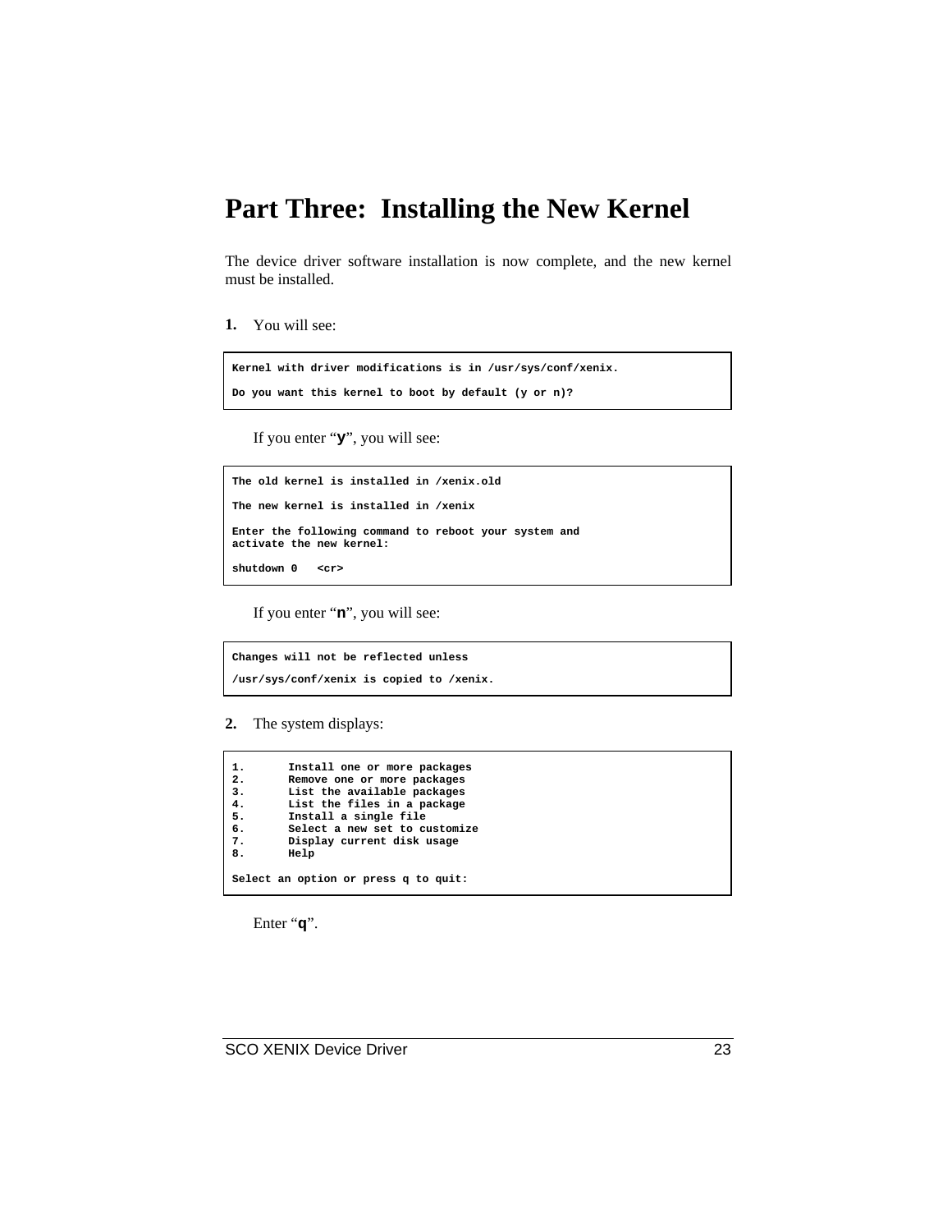# Part Three:  Installing the New Kernel

The device driver software installation is now complete, and the new kernel must be installed.

**1.** You will see:

```
Kernel with driver modifications is in /usr/sys/conf/xenix.

Do you want this kernel to boot by default (y or n)?
```

If you enter "**y**", you will see:

```
The old kernel is installed in /xenix.old

The new kernel is installed in /xenix

Enter the following command to reboot your system and
activate the new kernel:

shutdown 0   <cr>
```

If you enter "**n**", you will see:

```
Changes will not be reflected unless

/usr/sys/conf/xenix is copied to /xenix.
```

**2.** The system displays:

```
1.       Install one or more packages
2.       Remove one or more packages
3.       List the available packages
4.       List the files in a package
5.       Install a single file
6.       Select a new set to customize
7.       Display current disk usage
8.       Help

Select an option or press q to quit:
```

Enter "**q**".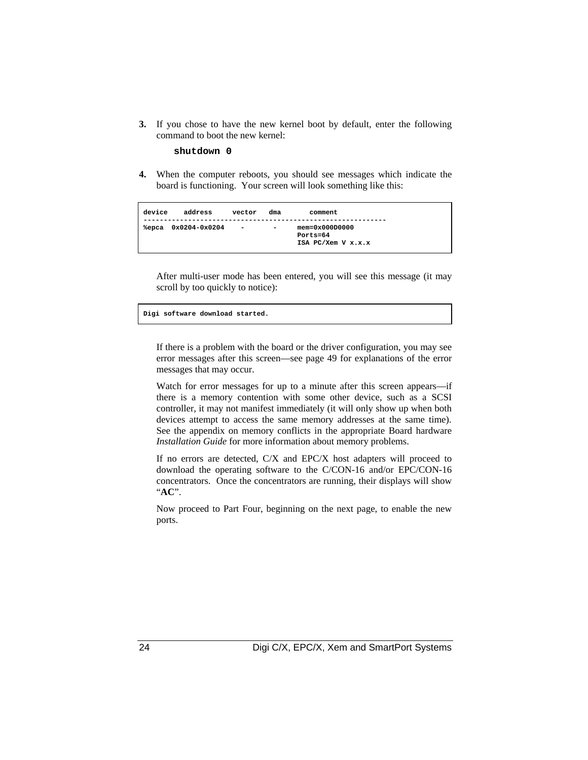3. If you chose to have the new kernel boot by default, enter the following command to boot the new kernel:

   **shutdown 0**

4. When the computer reboots, you should see messages which indicate the board is functioning. Your screen will look something like this:

```
device    address     vector   dma       comment
------------------------------------------------------------
%epca  0x0204-0x0204    -       -     mem=0x000D0000
                                      Ports=64
                                      ISA PC/Xem V x.x.x
```

   After multi-user mode has been entered, you will see this message (it may scroll by too quickly to notice):

```
Digi software download started.
```

   If there is a problem with the board or the driver configuration, you may see error messages after this screen—see page 49 for explanations of the error messages that may occur.

   Watch for error messages for up to a minute after this screen appears—if there is a memory contention with some other device, such as a SCSI controller, it may not manifest immediately (it will only show up when both devices attempt to access the same memory addresses at the same time). See the appendix on memory conflicts in the appropriate Board hardware *Installation Guide* for more information about memory problems.

   If no errors are detected, C/X and EPC/X host adapters will proceed to download the operating software to the C/CON-16 and/or EPC/CON-16 concentrators. Once the concentrators are running, their displays will show "**AC**".

   Now proceed to Part Four, beginning on the next page, to enable the new ports.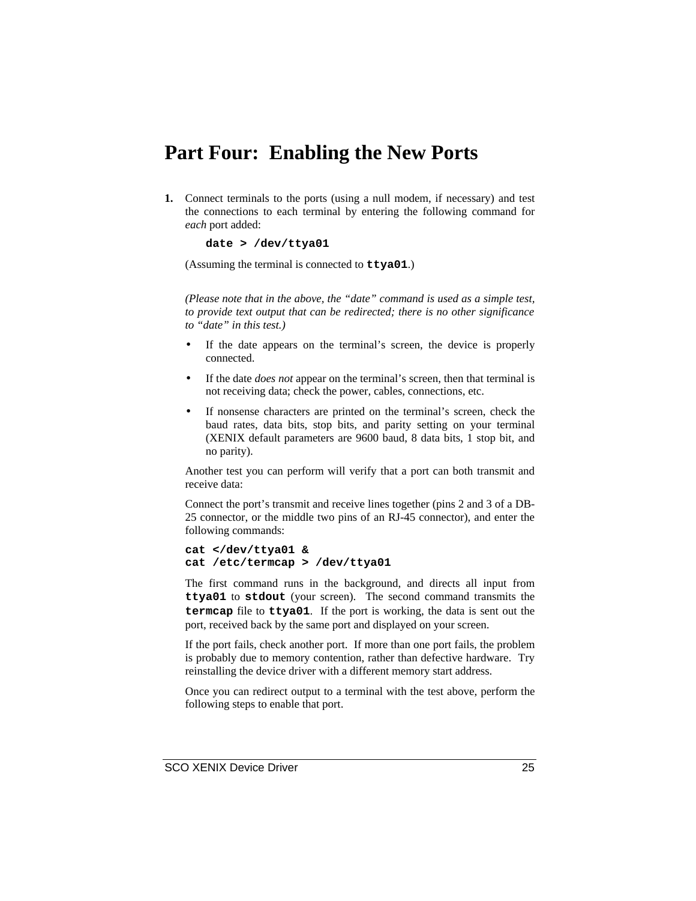# Part Four: Enabling the New Ports

1. Connect terminals to the ports (using a null modem, if necessary) and test the connections to each terminal by entering the following command for *each* port added:

   ```
   date > /dev/ttya01
   ```

   (Assuming the terminal is connected to **ttya01**.)

   *(Please note that in the above, the "date" command is used as a simple test, to provide text output that can be redirected; there is no other significance to "date" in this test.)*

   - If the date appears on the terminal's screen, the device is properly connected.
   - If the date *does not* appear on the terminal's screen, then that terminal is not receiving data; check the power, cables, connections, etc.
   - If nonsense characters are printed on the terminal's screen, check the baud rates, data bits, stop bits, and parity setting on your terminal (XENIX default parameters are 9600 baud, 8 data bits, 1 stop bit, and no parity).

   Another test you can perform will verify that a port can both transmit and receive data:

   Connect the port's transmit and receive lines together (pins 2 and 3 of a DB-25 connector, or the middle two pins of an RJ-45 connector), and enter the following commands:

   ```
   cat </dev/ttya01 &
   cat /etc/termcap > /dev/ttya01
   ```

   The first command runs in the background, and directs all input from **ttya01** to **stdout** (your screen). The second command transmits the **termcap** file to **ttya01**. If the port is working, the data is sent out the port, received back by the same port and displayed on your screen.

   If the port fails, check another port. If more than one port fails, the problem is probably due to memory contention, rather than defective hardware. Try reinstalling the device driver with a different memory start address.

   Once you can redirect output to a terminal with the test above, perform the following steps to enable that port.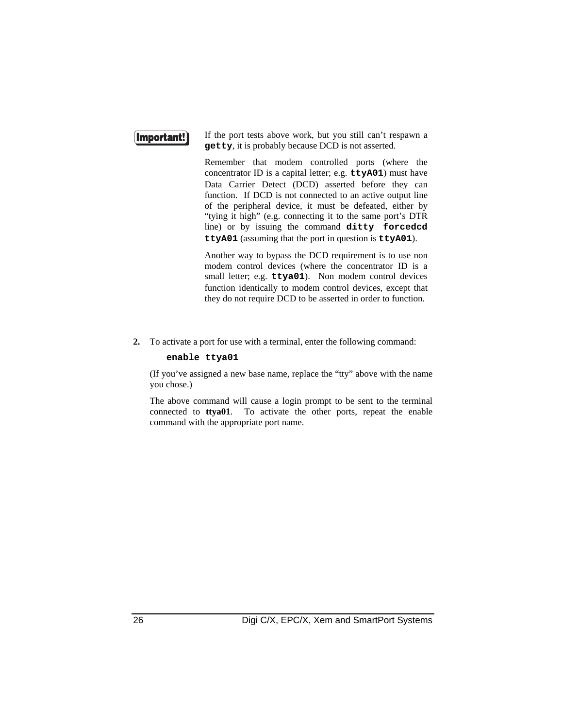**Important!** If the port tests above work, but you still can't respawn a **`getty`**, it is probably because DCD is not asserted.

Remember that modem controlled ports (where the concentrator ID is a capital letter; e.g. **`ttyA01`**) must have Data Carrier Detect (DCD) asserted before they can function. If DCD is not connected to an active output line of the peripheral device, it must be defeated, either by "tying it high" (e.g. connecting it to the same port's DTR line) or by issuing the command **`ditty forcedcd ttyA01`** (assuming that the port in question is **`ttyA01`**).

Another way to bypass the DCD requirement is to use non modem control devices (where the concentrator ID is a small letter; e.g. **`ttya01`**). Non modem control devices function identically to modem control devices, except that they do not require DCD to be asserted in order to function.

**2.** To activate a port for use with a terminal, enter the following command:

```
enable ttya01
```

(If you've assigned a new base name, replace the "tty" above with the name you chose.)

The above command will cause a login prompt to be sent to the terminal connected to **ttya01**. To activate the other ports, repeat the enable command with the appropriate port name.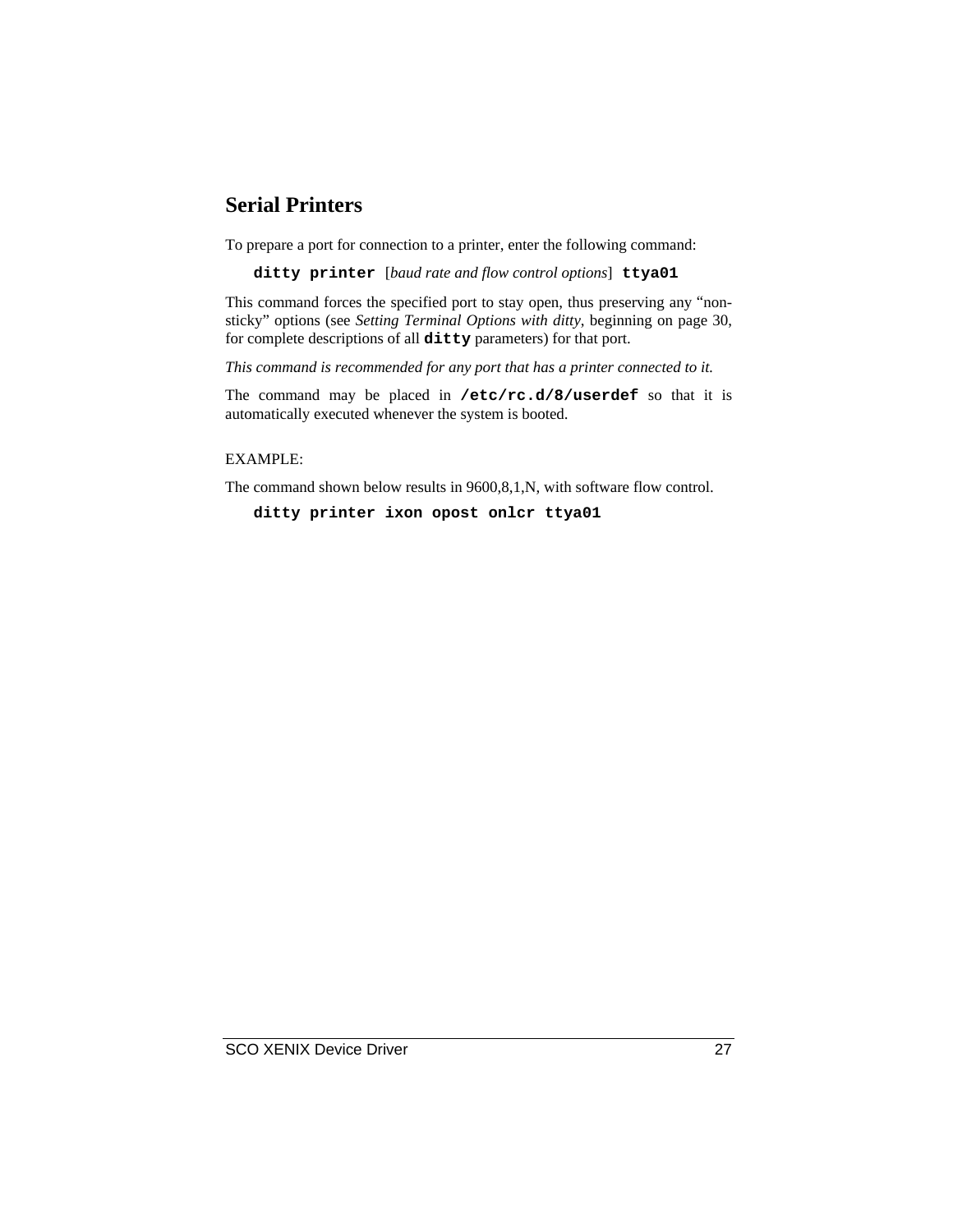## Serial Printers

To prepare a port for connection to a printer, enter the following command:

**`ditty printer`** [*baud rate and flow control options*] **`ttya01`**

This command forces the specified port to stay open, thus preserving any "non-sticky" options (see *Setting Terminal Options with ditty*, beginning on page 30, for complete descriptions of all **`ditty`** parameters) for that port.

*This command is recommended for any port that has a printer connected to it.*

The command may be placed in **`/etc/rc.d/8/userdef`** so that it is automatically executed whenever the system is booted.

EXAMPLE:

The command shown below results in 9600,8,1,N, with software flow control.

```
ditty printer ixon opost onlcr ttya01
```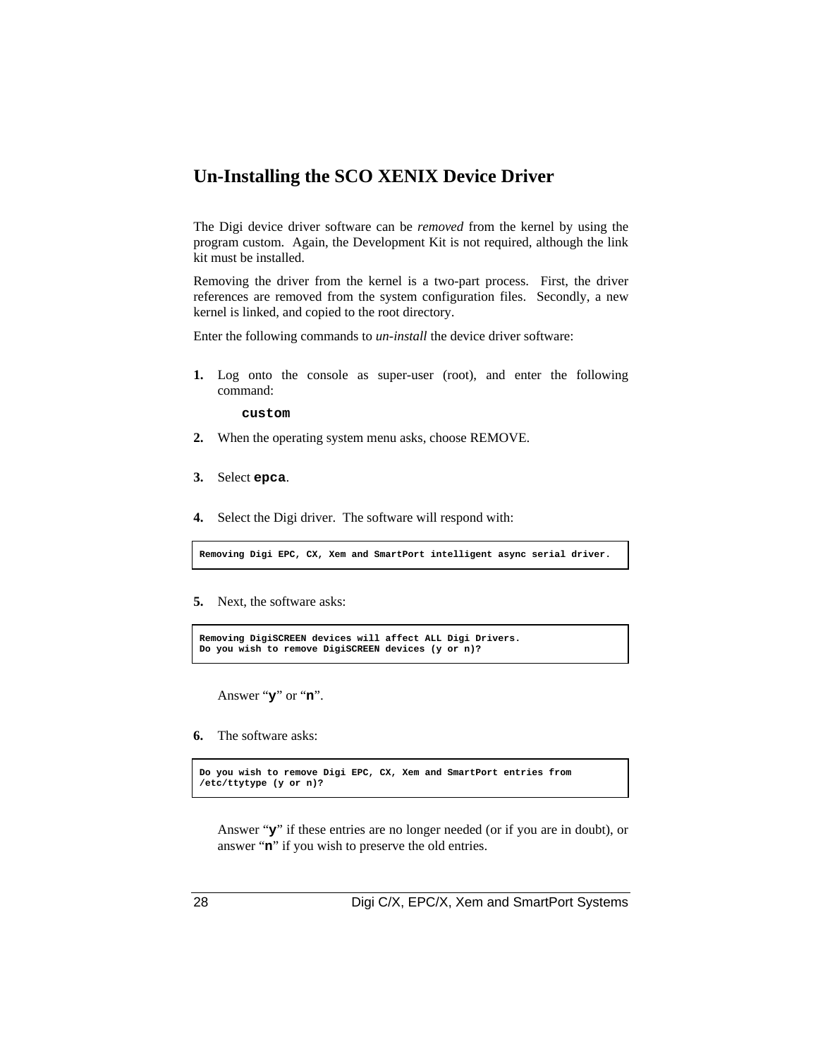## Un-Installing the SCO XENIX Device Driver

The Digi device driver software can be *removed* from the kernel by using the program custom. Again, the Development Kit is not required, although the link kit must be installed.

Removing the driver from the kernel is a two-part process. First, the driver references are removed from the system configuration files. Secondly, a new kernel is linked, and copied to the root directory.

Enter the following commands to *un-install* the device driver software:

**1.** Log onto the console as super-user (root), and enter the following command:

```
custom
```

**2.** When the operating system menu asks, choose REMOVE.

**3.** Select **`epca`**.

**4.** Select the Digi driver. The software will respond with:

```
Removing Digi EPC, CX, Xem and SmartPort intelligent async serial driver.
```

**5.** Next, the software asks:

```
Removing DigiSCREEN devices will affect ALL Digi Drivers.
Do you wish to remove DigiSCREEN devices (y or n)?
```

Answer "**`y`**" or "**`n`**".

**6.** The software asks:

```
Do you wish to remove Digi EPC, CX, Xem and SmartPort entries from
/etc/ttytype (y or n)?
```

Answer "**`y`**" if these entries are no longer needed (or if you are in doubt), or answer "**`n`**" if you wish to preserve the old entries.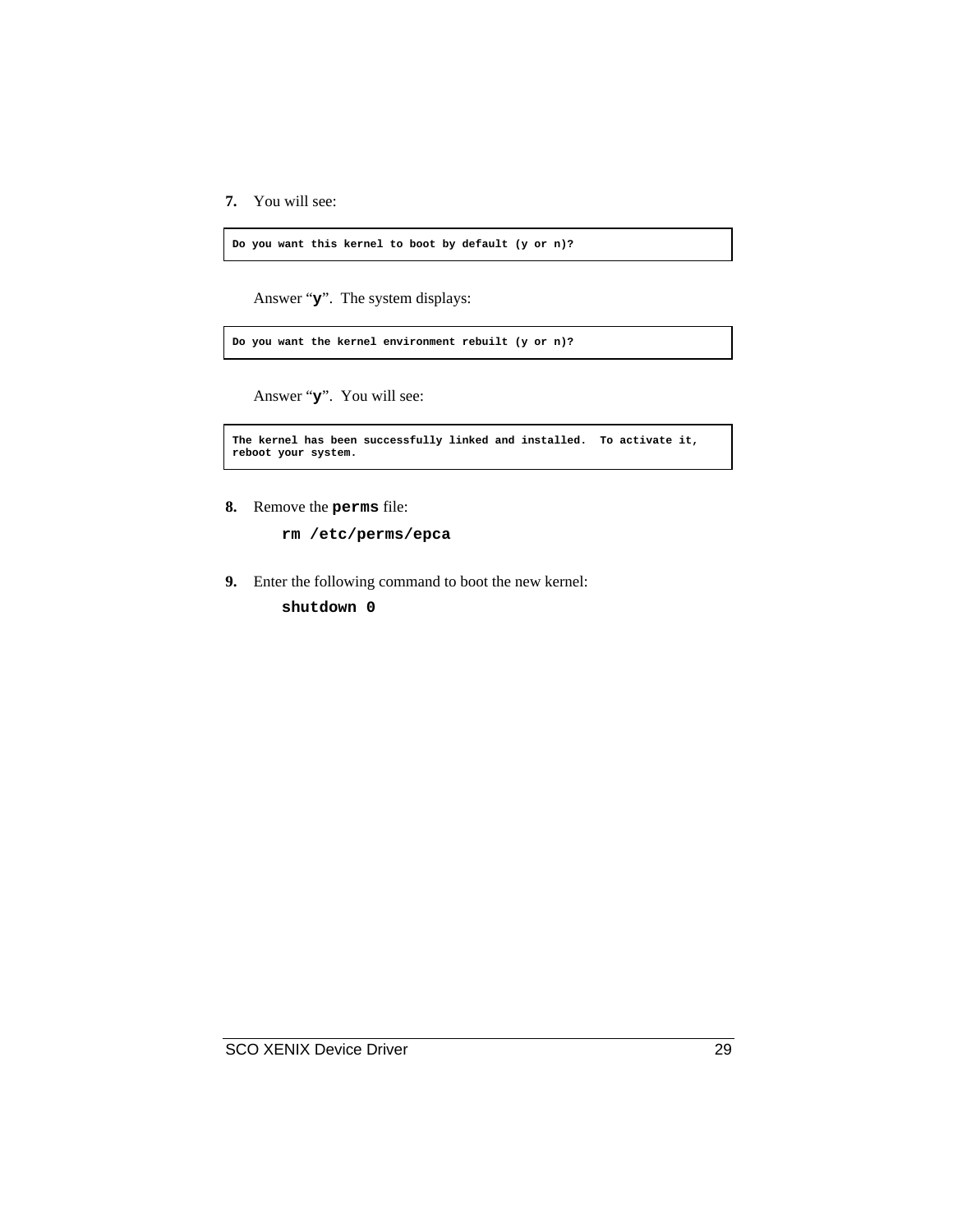7. You will see:

```
Do you want this kernel to boot by default (y or n)?
```

   Answer "**y**". The system displays:

```
Do you want the kernel environment rebuilt (y or n)?
```

   Answer "**y**". You will see:

```
The kernel has been successfully linked and installed.  To activate it,
reboot your system.
```

8. Remove the **perms** file:

   **rm /etc/perms/epca**

9. Enter the following command to boot the new kernel:

   **shutdown 0**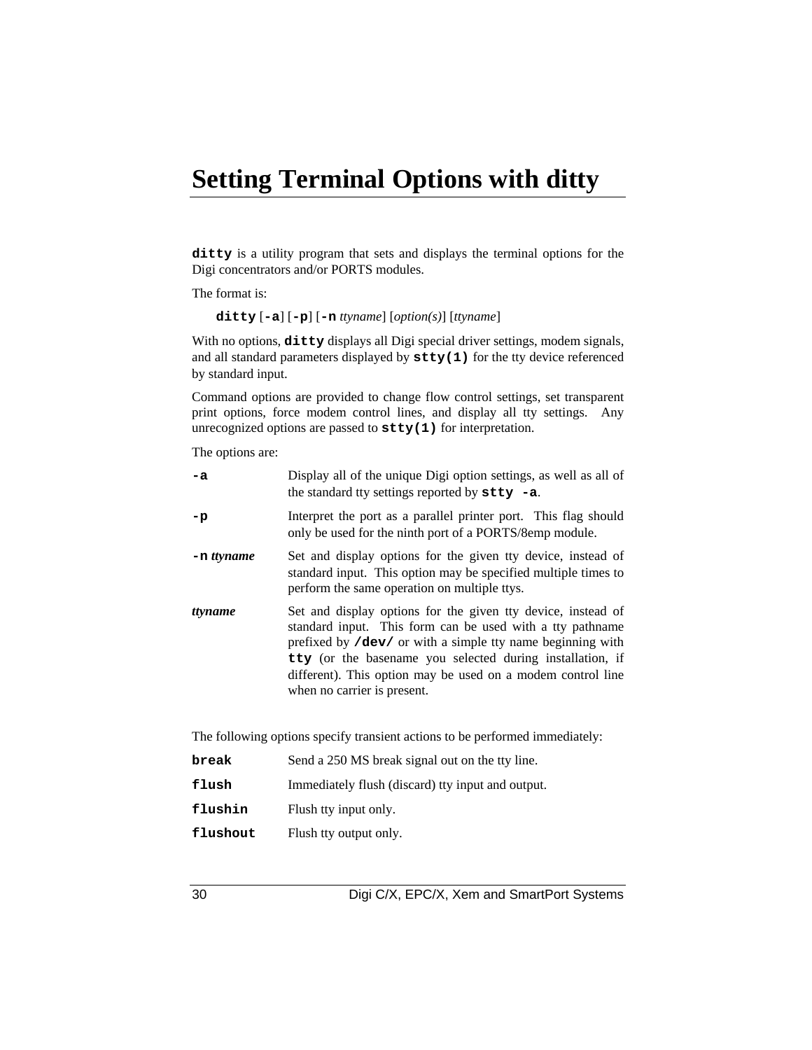# Setting Terminal Options with ditty

**`ditty`** is a utility program that sets and displays the terminal options for the Digi concentrators and/or PORTS modules.

The format is:

> **`ditty`** [**`-a`**] [**`-p`**] [**`-n`** *ttyname*] [*option(s)*] [*ttyname*]

With no options, **`ditty`** displays all Digi special driver settings, modem signals, and all standard parameters displayed by **`stty(1)`** for the tty device referenced by standard input.

Command options are provided to change flow control settings, set transparent print options, force modem control lines, and display all tty settings. Any unrecognized options are passed to **`stty(1)`** for interpretation.

The options are:

**`-a`** — Display all of the unique Digi option settings, as well as all of the standard tty settings reported by **`stty -a`**.

**`-p`** — Interpret the port as a parallel printer port. This flag should only be used for the ninth port of a PORTS/8emp module.

**`-n`** ***ttyname*** — Set and display options for the given tty device, instead of standard input. This option may be specified multiple times to perform the same operation on multiple ttys.

***ttyname*** — Set and display options for the given tty device, instead of standard input. This form can be used with a tty pathname prefixed by **`/dev/`** or with a simple tty name beginning with **`tty`** (or the basename you selected during installation, if different). This option may be used on a modem control line when no carrier is present.

The following options specify transient actions to be performed immediately:

**`break`** — Send a 250 MS break signal out on the tty line.

**`flush`** — Immediately flush (discard) tty input and output.

**`flushin`** — Flush tty input only.

**`flushout`** — Flush tty output only.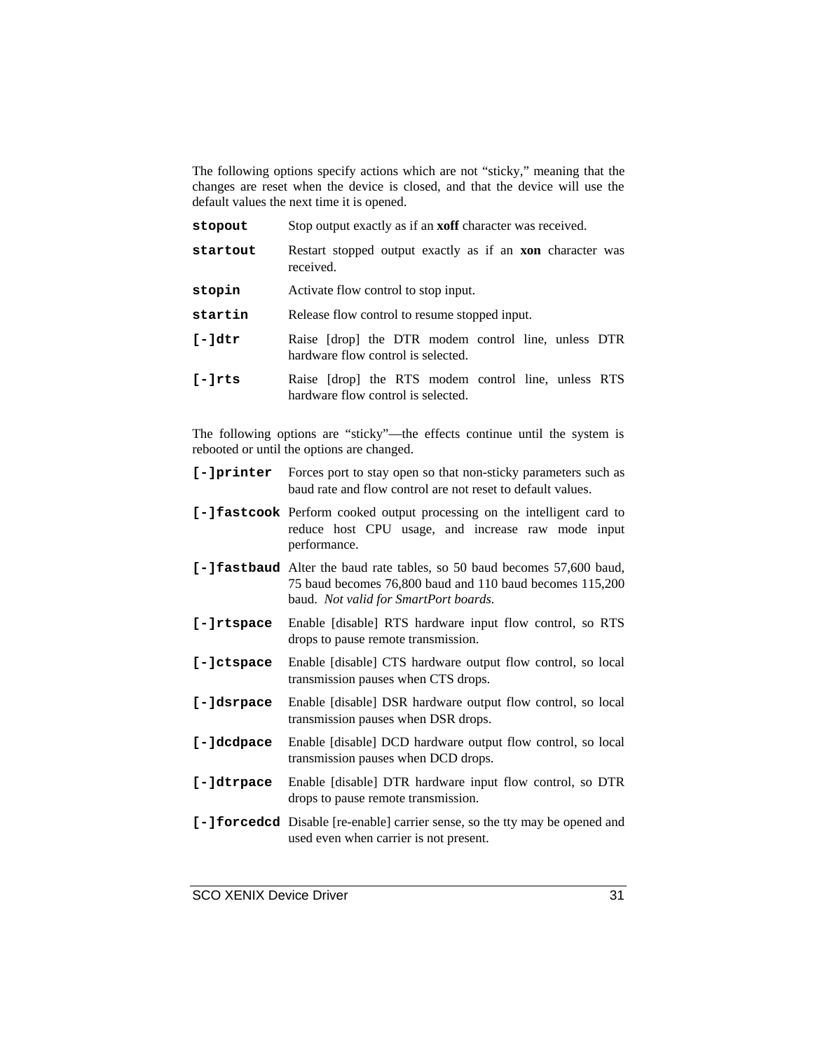The following options specify actions which are not “sticky,” meaning that the changes are reset when the device is closed, and that the device will use the default values the next time it is opened.

| | |
|---|---|
| **`stopout`** | Stop output exactly as if an **xoff** character was received. |
| **`startout`** | Restart stopped output exactly as if an **xon** character was received. |
| **`stopin`** | Activate flow control to stop input. |
| **`startin`** | Release flow control to resume stopped input. |
| **`[-]dtr`** | Raise [drop] the DTR modem control line, unless DTR hardware flow control is selected. |
| **`[-]rts`** | Raise [drop] the RTS modem control line, unless RTS hardware flow control is selected. |

The following options are “sticky”—the effects continue until the system is rebooted or until the options are changed.

| | |
|---|---|
| **`[-]printer`** | Forces port to stay open so that non-sticky parameters such as baud rate and flow control are not reset to default values. |
| **`[-]fastcook`** | Perform cooked output processing on the intelligent card to reduce host CPU usage, and increase raw mode input performance. |
| **`[-]fastbaud`** | Alter the baud rate tables, so 50 baud becomes 57,600 baud, 75 baud becomes 76,800 baud and 110 baud becomes 115,200 baud. *Not valid for SmartPort boards.* |
| **`[-]rtspace`** | Enable [disable] RTS hardware input flow control, so RTS drops to pause remote transmission. |
| **`[-]ctspace`** | Enable [disable] CTS hardware output flow control, so local transmission pauses when CTS drops. |
| **`[-]dsrpace`** | Enable [disable] DSR hardware output flow control, so local transmission pauses when DSR drops. |
| **`[-]dcdpace`** | Enable [disable] DCD hardware output flow control, so local transmission pauses when DCD drops. |
| **`[-]dtrpace`** | Enable [disable] DTR hardware input flow control, so DTR drops to pause remote transmission. |
| **`[-]forcedcd`** | Disable [re-enable] carrier sense, so the tty may be opened and used even when carrier is not present. |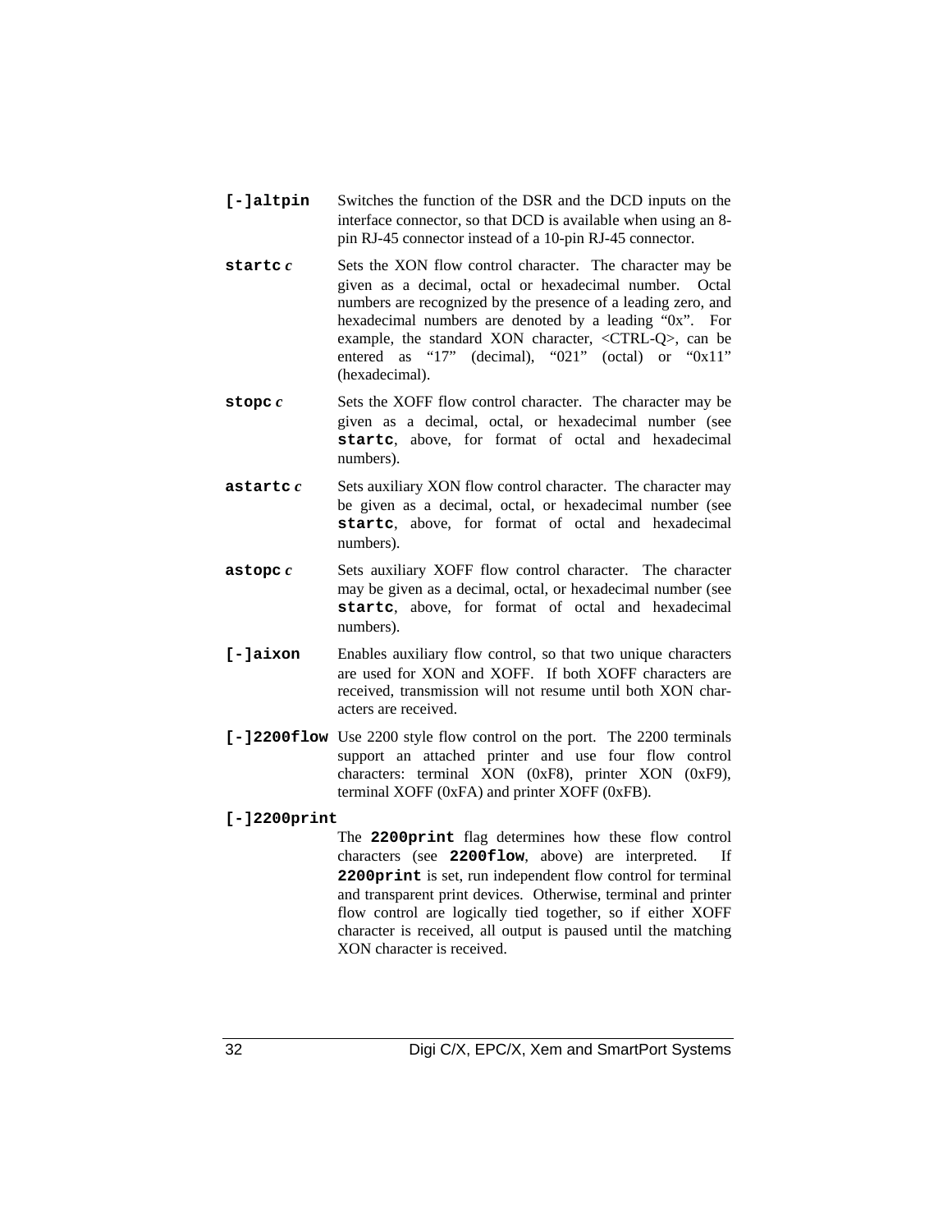**[-]altpin** Switches the function of the DSR and the DCD inputs on the interface connector, so that DCD is available when using an 8-pin RJ-45 connector instead of a 10-pin RJ-45 connector.

**startc** *c* Sets the XON flow control character. The character may be given as a decimal, octal or hexadecimal number. Octal numbers are recognized by the presence of a leading zero, and hexadecimal numbers are denoted by a leading "0x". For example, the standard XON character, <CTRL-Q>, can be entered as "17" (decimal), "021" (octal) or "0x11" (hexadecimal).

**stopc** *c* Sets the XOFF flow control character. The character may be given as a decimal, octal, or hexadecimal number (see **startc**, above, for format of octal and hexadecimal numbers).

**astartc** *c* Sets auxiliary XON flow control character. The character may be given as a decimal, octal, or hexadecimal number (see **startc**, above, for format of octal and hexadecimal numbers).

**astopc** *c* Sets auxiliary XOFF flow control character. The character may be given as a decimal, octal, or hexadecimal number (see **startc**, above, for format of octal and hexadecimal numbers).

**[-]aixon** Enables auxiliary flow control, so that two unique characters are used for XON and XOFF. If both XOFF characters are received, transmission will not resume until both XON characters are received.

**[-]2200flow** Use 2200 style flow control on the port. The 2200 terminals support an attached printer and use four flow control characters: terminal XON (0xF8), printer XON (0xF9), terminal XOFF (0xFA) and printer XOFF (0xFB).

**[-]2200print**

The **2200print** flag determines how these flow control characters (see **2200flow**, above) are interpreted. If **2200print** is set, run independent flow control for terminal and transparent print devices. Otherwise, terminal and printer flow control are logically tied together, so if either XOFF character is received, all output is paused until the matching XON character is received.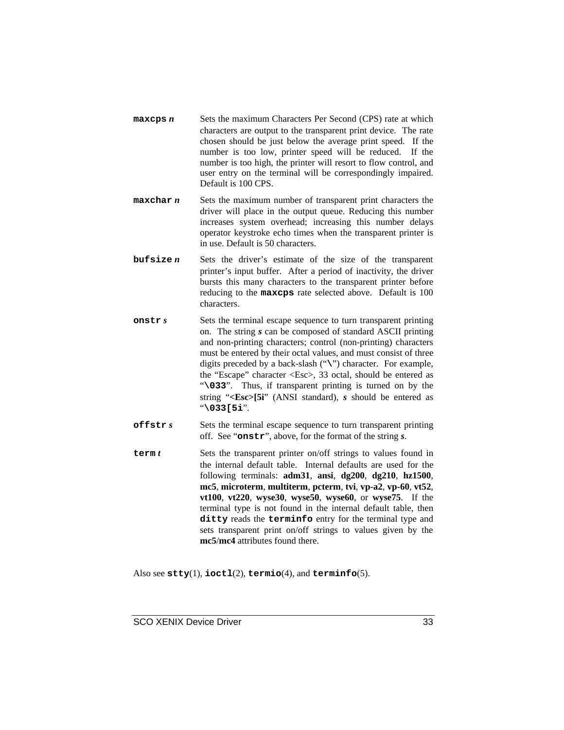**maxcps** ***n*** Sets the maximum Characters Per Second (CPS) rate at which characters are output to the transparent print device. The rate chosen should be just below the average print speed. If the number is too low, printer speed will be reduced. If the number is too high, the printer will resort to flow control, and user entry on the terminal will be correspondingly impaired. Default is 100 CPS.

**maxchar** ***n*** Sets the maximum number of transparent print characters the driver will place in the output queue. Reducing this number increases system overhead; increasing this number delays operator keystroke echo times when the transparent printer is in use. Default is 50 characters.

**bufsize** ***n*** Sets the driver's estimate of the size of the transparent printer's input buffer. After a period of inactivity, the driver bursts this many characters to the transparent printer before reducing to the **maxcps** rate selected above. Default is 100 characters.

**onstr** ***s*** Sets the terminal escape sequence to turn transparent printing on. The string ***s*** can be composed of standard ASCII printing and non-printing characters; control (non-printing) characters must be entered by their octal values, and must consist of three digits preceded by a back-slash ("**\**") character. For example, the "Escape" character <Esc>, 33 octal, should be entered as "**\033**". Thus, if transparent printing is turned on by the string "**<Esc>[5i**" (ANSI standard), ***s*** should be entered as "**\033[5i**".

**offstr** ***s*** Sets the terminal escape sequence to turn transparent printing off. See "**onstr**", above, for the format of the string ***s***.

**term** ***t*** Sets the transparent printer on/off strings to values found in the internal default table. Internal defaults are used for the following terminals: **adm31**, **ansi**, **dg200**, **dg210**, **hz1500**, **mc5**, **microterm**, **multiterm**, **pcterm**, **tvi**, **vp-a2**, **vp-60**, **vt52**, **vt100**, **vt220**, **wyse30**, **wyse50**, **wyse60**, or **wyse75**. If the terminal type is not found in the internal default table, then **ditty** reads the **terminfo** entry for the terminal type and sets transparent print on/off strings to values given by the **mc5**/**mc4** attributes found there.

Also see **stty**(1), **ioctl**(2), **termio**(4), and **terminfo**(5).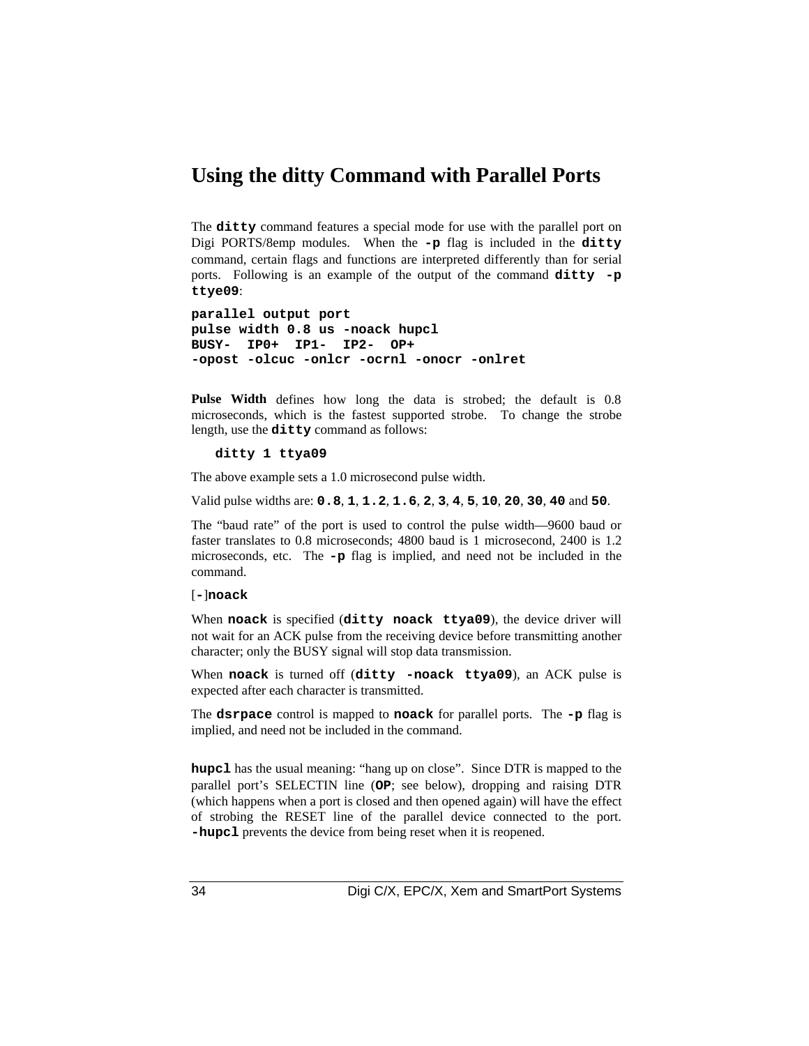# Using the ditty Command with Parallel Ports

The **`ditty`** command features a special mode for use with the parallel port on Digi PORTS/8emp modules. When the **`-p`** flag is included in the **`ditty`** command, certain flags and functions are interpreted differently than for serial ports. Following is an example of the output of the command **`ditty -p ttye09`**:

```
parallel output port
pulse width 0.8 us -noack hupcl
BUSY-  IP0+  IP1-  IP2-  OP+
-opost -olcuc -onlcr -ocrnl -onocr -onlret
```

**Pulse Width** defines how long the data is strobed; the default is 0.8 microseconds, which is the fastest supported strobe. To change the strobe length, use the **`ditty`** command as follows:

```
ditty 1 ttya09
```

The above example sets a 1.0 microsecond pulse width.

Valid pulse widths are: **`0.8`**, **`1`**, **`1.2`**, **`1.6`**, **`2`**, **`3`**, **`4`**, **`5`**, **`10`**, **`20`**, **`30`**, **`40`** and **`50`**.

The “baud rate” of the port is used to control the pulse width—9600 baud or faster translates to 0.8 microseconds; 4800 baud is 1 microsecond, 2400 is 1.2 microseconds, etc. The **`-p`** flag is implied, and need not be included in the command.

[**`-`**]**`noack`**

When **`noack`** is specified (**`ditty noack ttya09`**), the device driver will not wait for an ACK pulse from the receiving device before transmitting another character; only the BUSY signal will stop data transmission.

When **`noack`** is turned off (**`ditty -noack ttya09`**), an ACK pulse is expected after each character is transmitted.

The **`dsrpace`** control is mapped to **`noack`** for parallel ports. The **`-p`** flag is implied, and need not be included in the command.

**`hupcl`** has the usual meaning: “hang up on close”. Since DTR is mapped to the parallel port’s SELECTIN line (**`OP`**; see below), dropping and raising DTR (which happens when a port is closed and then opened again) will have the effect of strobing the RESET line of the parallel device connected to the port. **`-hupcl`** prevents the device from being reset when it is reopened.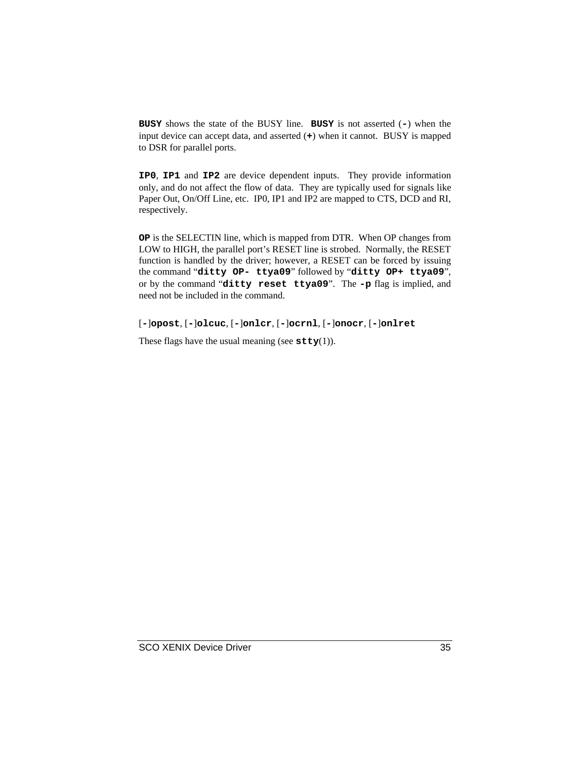**BUSY** shows the state of the BUSY line. **BUSY** is not asserted (**-**) when the input device can accept data, and asserted (**+**) when it cannot. BUSY is mapped to DSR for parallel ports.

**IP0**, **IP1** and **IP2** are device dependent inputs. They provide information only, and do not affect the flow of data. They are typically used for signals like Paper Out, On/Off Line, etc. IP0, IP1 and IP2 are mapped to CTS, DCD and RI, respectively.

**OP** is the SELECTIN line, which is mapped from DTR. When OP changes from LOW to HIGH, the parallel port's RESET line is strobed. Normally, the RESET function is handled by the driver; however, a RESET can be forced by issuing the command "**ditty OP- ttya09**" followed by "**ditty OP+ ttya09**", or by the command "**ditty reset ttya09**". The **-p** flag is implied, and need not be included in the command.

[**-**]**opost**, [**-**]**olcuc**, [**-**]**onlcr**, [**-**]**ocrnl**, [**-**]**onocr**, [**-**]**onlret**

These flags have the usual meaning (see **stty**(1)).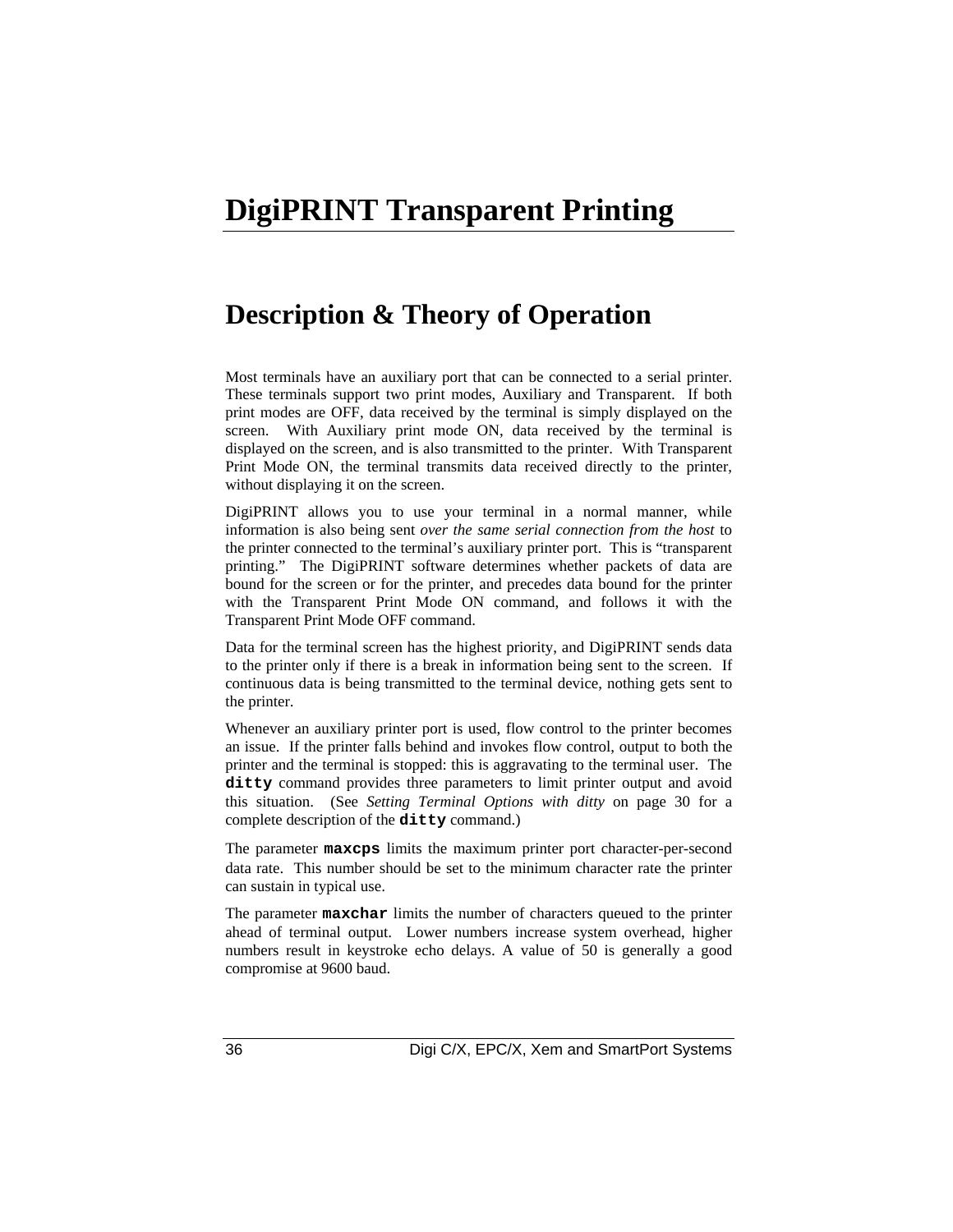# DigiPRINT Transparent Printing

## Description & Theory of Operation

Most terminals have an auxiliary port that can be connected to a serial printer. These terminals support two print modes, Auxiliary and Transparent. If both print modes are OFF, data received by the terminal is simply displayed on the screen. With Auxiliary print mode ON, data received by the terminal is displayed on the screen, and is also transmitted to the printer. With Transparent Print Mode ON, the terminal transmits data received directly to the printer, without displaying it on the screen.

DigiPRINT allows you to use your terminal in a normal manner, while information is also being sent *over the same serial connection from the host* to the printer connected to the terminal's auxiliary printer port. This is "transparent printing." The DigiPRINT software determines whether packets of data are bound for the screen or for the printer, and precedes data bound for the printer with the Transparent Print Mode ON command, and follows it with the Transparent Print Mode OFF command.

Data for the terminal screen has the highest priority, and DigiPRINT sends data to the printer only if there is a break in information being sent to the screen. If continuous data is being transmitted to the terminal device, nothing gets sent to the printer.

Whenever an auxiliary printer port is used, flow control to the printer becomes an issue. If the printer falls behind and invokes flow control, output to both the printer and the terminal is stopped: this is aggravating to the terminal user. The **`ditty`** command provides three parameters to limit printer output and avoid this situation. (See *Setting Terminal Options with ditty* on page 30 for a complete description of the **`ditty`** command.)

The parameter **`maxcps`** limits the maximum printer port character-per-second data rate. This number should be set to the minimum character rate the printer can sustain in typical use.

The parameter **`maxchar`** limits the number of characters queued to the printer ahead of terminal output. Lower numbers increase system overhead, higher numbers result in keystroke echo delays. A value of 50 is generally a good compromise at 9600 baud.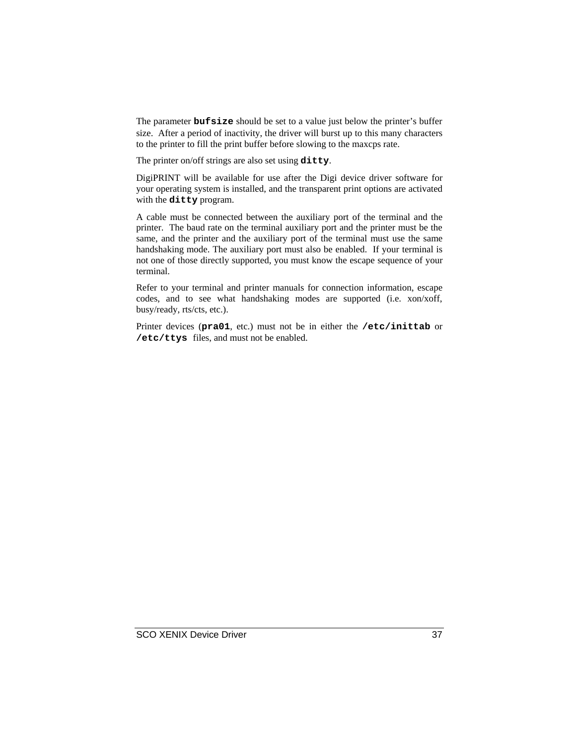The parameter **`bufsize`** should be set to a value just below the printer's buffer size. After a period of inactivity, the driver will burst up to this many characters to the printer to fill the print buffer before slowing to the maxcps rate.

The printer on/off strings are also set using **`ditty`**.

DigiPRINT will be available for use after the Digi device driver software for your operating system is installed, and the transparent print options are activated with the **`ditty`** program.

A cable must be connected between the auxiliary port of the terminal and the printer. The baud rate on the terminal auxiliary port and the printer must be the same, and the printer and the auxiliary port of the terminal must use the same handshaking mode. The auxiliary port must also be enabled. If your terminal is not one of those directly supported, you must know the escape sequence of your terminal.

Refer to your terminal and printer manuals for connection information, escape codes, and to see what handshaking modes are supported (i.e. xon/xoff, busy/ready, rts/cts, etc.).

Printer devices (**`pra01`**, etc.) must not be in either the **`/etc/inittab`** or **`/etc/ttys`** files, and must not be enabled.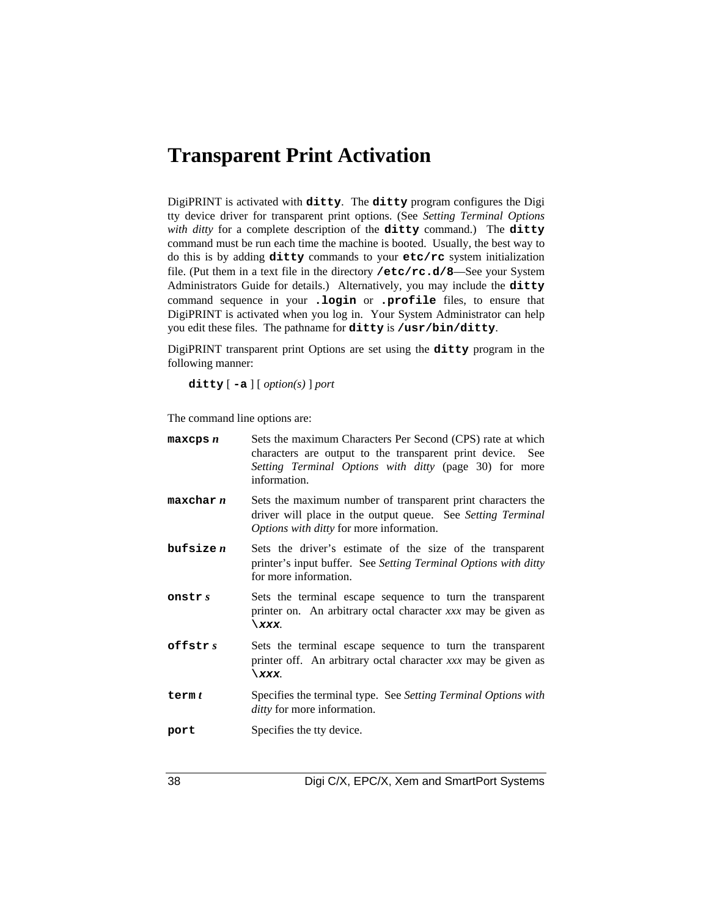# Transparent Print Activation

DigiPRINT is activated with **`ditty`**. The **`ditty`** program configures the Digi tty device driver for transparent print options. (See *Setting Terminal Options with ditty* for a complete description of the **`ditty`** command.) The **`ditty`** command must be run each time the machine is booted. Usually, the best way to do this is by adding **`ditty`** commands to your **`etc/rc`** system initialization file. (Put them in a text file in the directory **`/etc/rc.d/8`**—See your System Administrators Guide for details.) Alternatively, you may include the **`ditty`** command sequence in your **`.login`** or **`.profile`** files, to ensure that DigiPRINT is activated when you log in. Your System Administrator can help you edit these files. The pathname for **`ditty`** is **`/usr/bin/ditty`**.

DigiPRINT transparent print Options are set using the **`ditty`** program in the following manner:

> **`ditty`** [ **`-a`** ] [ *option(s)* ] *port*

The command line options are:

**`maxcps`** ***n*** — Sets the maximum Characters Per Second (CPS) rate at which characters are output to the transparent print device. See *Setting Terminal Options with ditty* (page 30) for more information.

**`maxchar`** ***n*** — Sets the maximum number of transparent print characters the driver will place in the output queue. See *Setting Terminal Options with ditty* for more information.

**`bufsize`** ***n*** — Sets the driver's estimate of the size of the transparent printer's input buffer. See *Setting Terminal Options with ditty* for more information.

**`onstr`** ***s*** — Sets the terminal escape sequence to turn the transparent printer on. An arbitrary octal character *xxx* may be given as **`\xxx`**.

**`offstr`** ***s*** — Sets the terminal escape sequence to turn the transparent printer off. An arbitrary octal character *xxx* may be given as **`\xxx`**.

**`term`** ***t*** — Specifies the terminal type. See *Setting Terminal Options with ditty* for more information.

**`port`** — Specifies the tty device.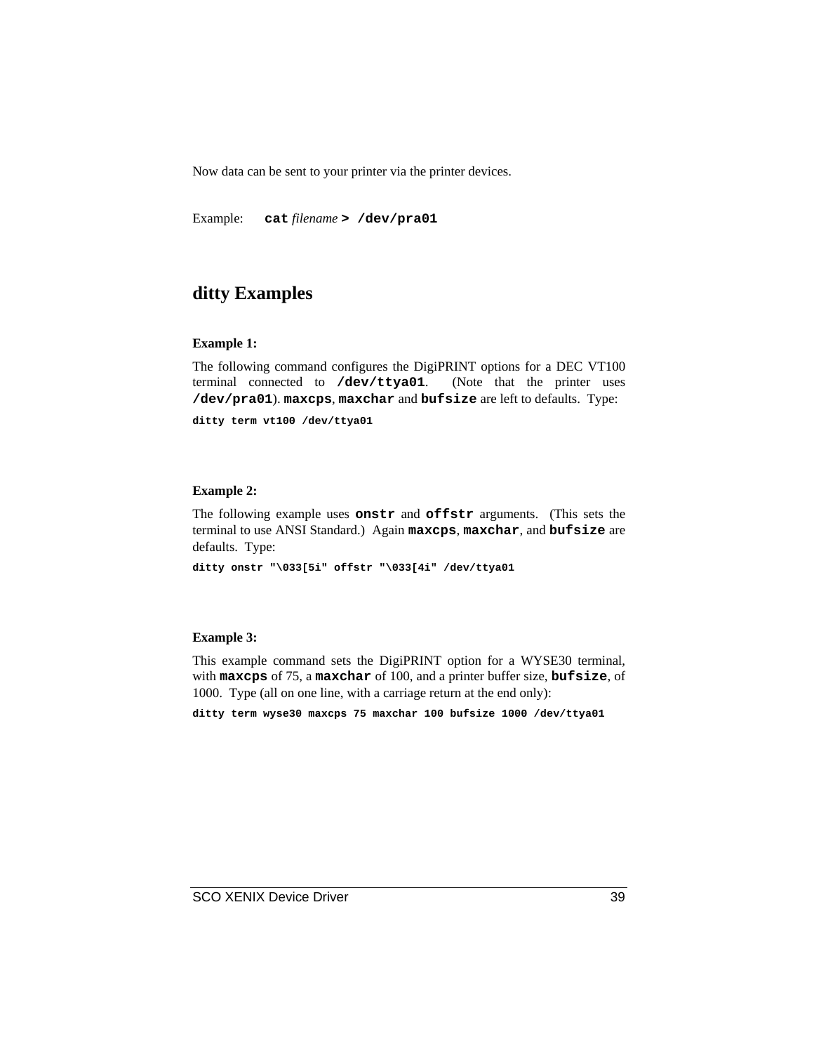Now data can be sent to your printer via the printer devices.

Example: **`cat`** *filename* **`> /dev/pra01`**

## ditty Examples

**Example 1:**

The following command configures the DigiPRINT options for a DEC VT100 terminal connected to **`/dev/ttya01`**. (Note that the printer uses **`/dev/pra01`**). **`maxcps`**, **`maxchar`** and **`bufsize`** are left to defaults. Type:

```
ditty term vt100 /dev/ttya01
```

**Example 2:**

The following example uses **`onstr`** and **`offstr`** arguments. (This sets the terminal to use ANSI Standard.) Again **`maxcps`**, **`maxchar`**, and **`bufsize`** are defaults. Type:

```
ditty onstr "\033[5i" offstr "\033[4i" /dev/ttya01
```

**Example 3:**

This example command sets the DigiPRINT option for a WYSE30 terminal, with **`maxcps`** of 75, a **`maxchar`** of 100, and a printer buffer size, **`bufsize`**, of 1000. Type (all on one line, with a carriage return at the end only):

```
ditty term wyse30 maxcps 75 maxchar 100 bufsize 1000 /dev/ttya01
```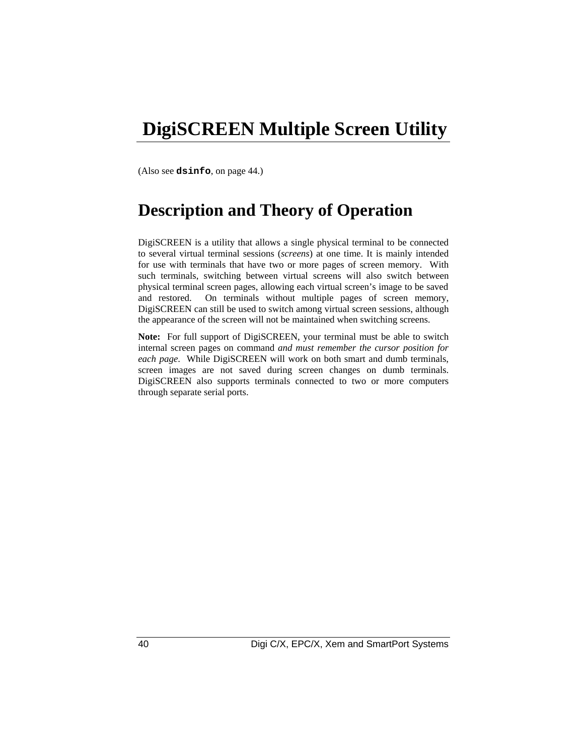# DigiSCREEN Multiple Screen Utility

(Also see **`dsinfo`**, on page 44.)

## Description and Theory of Operation

DigiSCREEN is a utility that allows a single physical terminal to be connected to several virtual terminal sessions (*screens*) at one time. It is mainly intended for use with terminals that have two or more pages of screen memory. With such terminals, switching between virtual screens will also switch between physical terminal screen pages, allowing each virtual screen's image to be saved and restored. On terminals without multiple pages of screen memory, DigiSCREEN can still be used to switch among virtual screen sessions, although the appearance of the screen will not be maintained when switching screens.

**Note:** For full support of DigiSCREEN, your terminal must be able to switch internal screen pages on command *and must remember the cursor position for each page*. While DigiSCREEN will work on both smart and dumb terminals, screen images are not saved during screen changes on dumb terminals. DigiSCREEN also supports terminals connected to two or more computers through separate serial ports.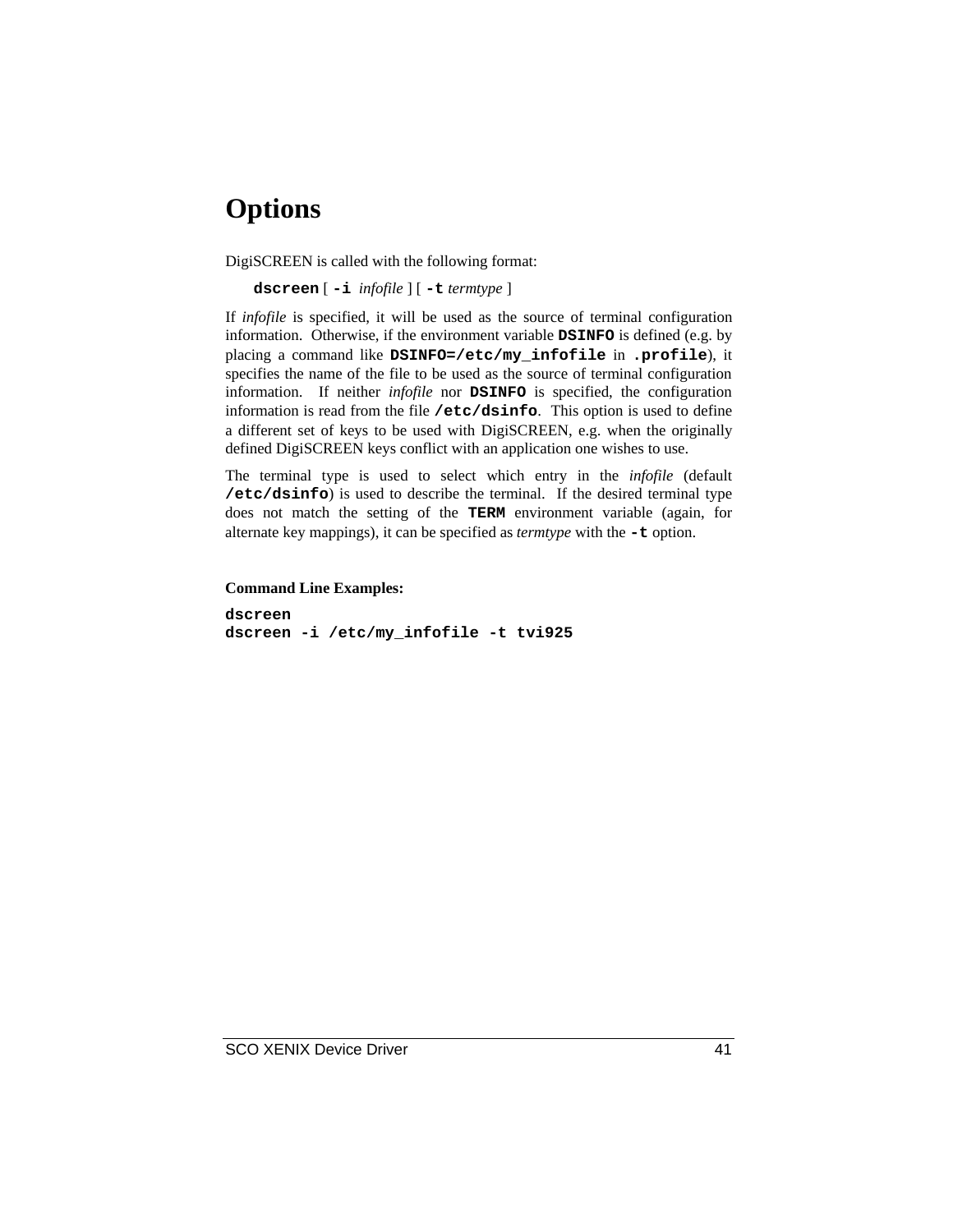# Options

DigiSCREEN is called with the following format:

> **`dscreen`** [ **`-i`** *infofile* ] [ **`-t`** *termtype* ]

If *infofile* is specified, it will be used as the source of terminal configuration information. Otherwise, if the environment variable **`DSINFO`** is defined (e.g. by placing a command like **`DSINFO=/etc/my_infofile`** in **`.profile`**), it specifies the name of the file to be used as the source of terminal configuration information. If neither *infofile* nor **`DSINFO`** is specified, the configuration information is read from the file **`/etc/dsinfo`**. This option is used to define a different set of keys to be used with DigiSCREEN, e.g. when the originally defined DigiSCREEN keys conflict with an application one wishes to use.

The terminal type is used to select which entry in the *infofile* (default **`/etc/dsinfo`**) is used to describe the terminal. If the desired terminal type does not match the setting of the **`TERM`** environment variable (again, for alternate key mappings), it can be specified as *termtype* with the **`-t`** option.

**Command Line Examples:**

```
dscreen
dscreen -i /etc/my_infofile -t tvi925
```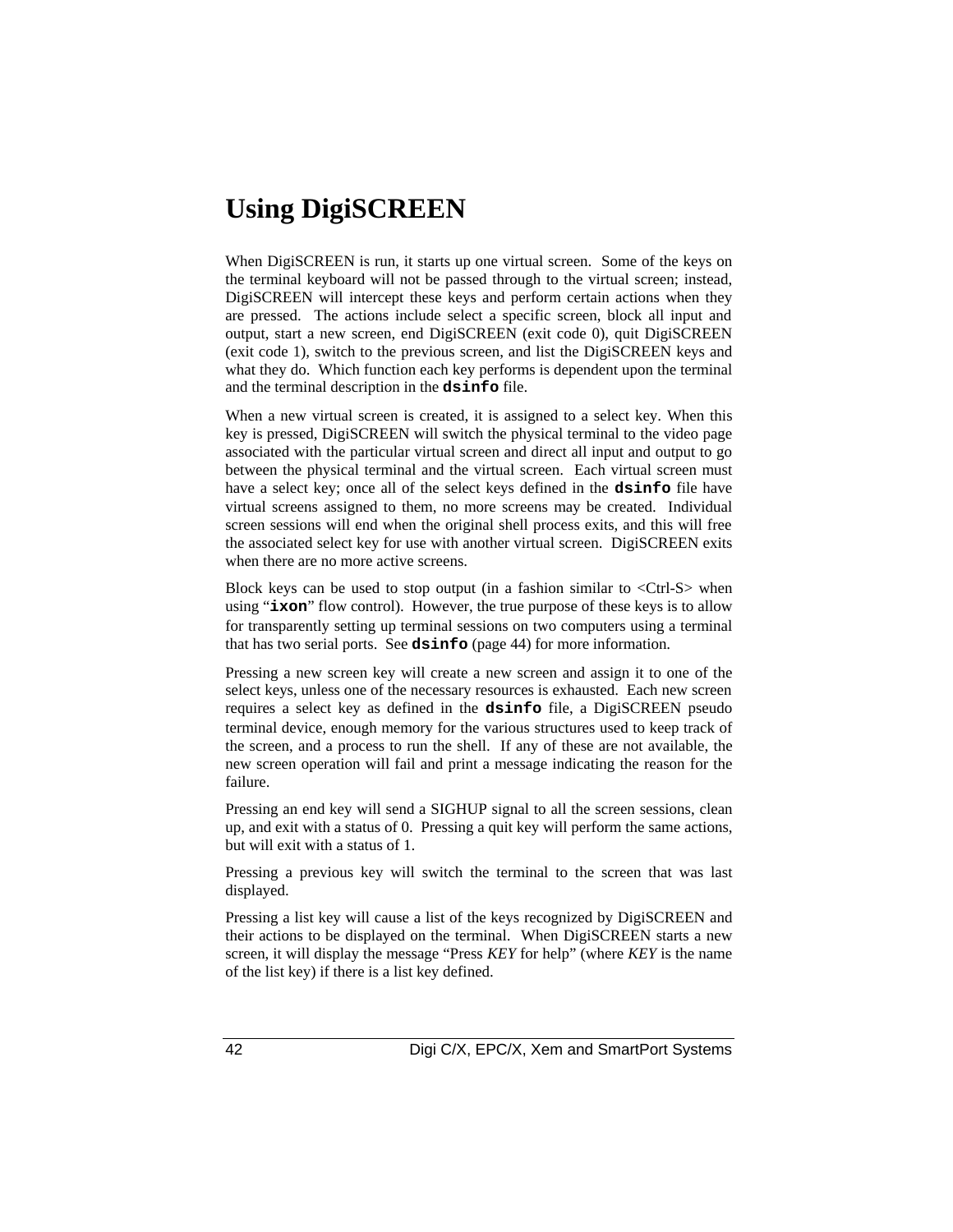# Using DigiSCREEN

When DigiSCREEN is run, it starts up one virtual screen. Some of the keys on the terminal keyboard will not be passed through to the virtual screen; instead, DigiSCREEN will intercept these keys and perform certain actions when they are pressed. The actions include select a specific screen, block all input and output, start a new screen, end DigiSCREEN (exit code 0), quit DigiSCREEN (exit code 1), switch to the previous screen, and list the DigiSCREEN keys and what they do. Which function each key performs is dependent upon the terminal and the terminal description in the **`dsinfo`** file.

When a new virtual screen is created, it is assigned to a select key. When this key is pressed, DigiSCREEN will switch the physical terminal to the video page associated with the particular virtual screen and direct all input and output to go between the physical terminal and the virtual screen. Each virtual screen must have a select key; once all of the select keys defined in the **`dsinfo`** file have virtual screens assigned to them, no more screens may be created. Individual screen sessions will end when the original shell process exits, and this will free the associated select key for use with another virtual screen. DigiSCREEN exits when there are no more active screens.

Block keys can be used to stop output (in a fashion similar to <Ctrl-S> when using "**`ixon`**" flow control). However, the true purpose of these keys is to allow for transparently setting up terminal sessions on two computers using a terminal that has two serial ports. See **`dsinfo`** (page 44) for more information.

Pressing a new screen key will create a new screen and assign it to one of the select keys, unless one of the necessary resources is exhausted. Each new screen requires a select key as defined in the **`dsinfo`** file, a DigiSCREEN pseudo terminal device, enough memory for the various structures used to keep track of the screen, and a process to run the shell. If any of these are not available, the new screen operation will fail and print a message indicating the reason for the failure.

Pressing an end key will send a SIGHUP signal to all the screen sessions, clean up, and exit with a status of 0. Pressing a quit key will perform the same actions, but will exit with a status of 1.

Pressing a previous key will switch the terminal to the screen that was last displayed.

Pressing a list key will cause a list of the keys recognized by DigiSCREEN and their actions to be displayed on the terminal. When DigiSCREEN starts a new screen, it will display the message "Press *KEY* for help" (where *KEY* is the name of the list key) if there is a list key defined.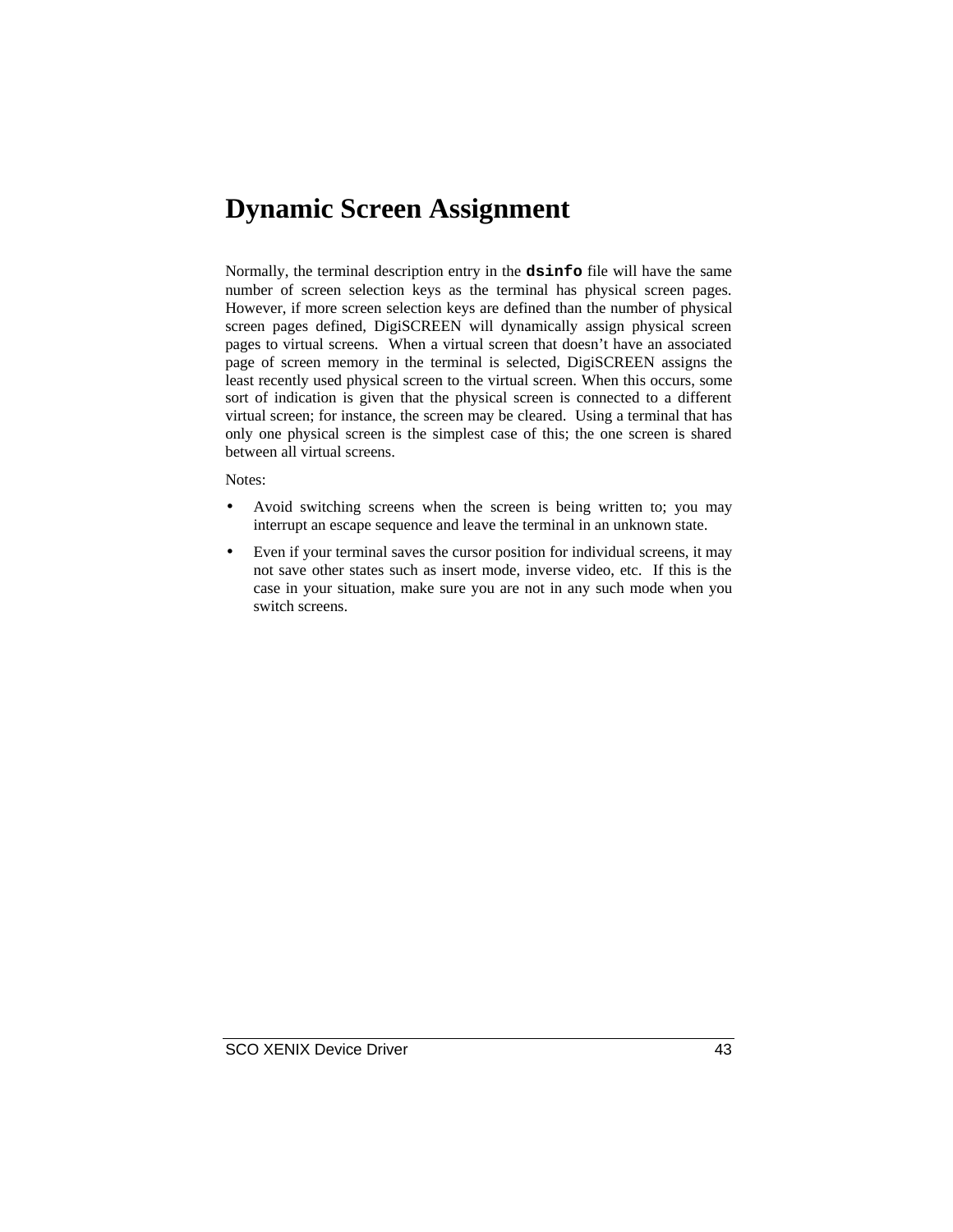# Dynamic Screen Assignment

Normally, the terminal description entry in the **`dsinfo`** file will have the same number of screen selection keys as the terminal has physical screen pages. However, if more screen selection keys are defined than the number of physical screen pages defined, DigiSCREEN will dynamically assign physical screen pages to virtual screens. When a virtual screen that doesn't have an associated page of screen memory in the terminal is selected, DigiSCREEN assigns the least recently used physical screen to the virtual screen. When this occurs, some sort of indication is given that the physical screen is connected to a different virtual screen; for instance, the screen may be cleared. Using a terminal that has only one physical screen is the simplest case of this; the one screen is shared between all virtual screens.

Notes:

- Avoid switching screens when the screen is being written to; you may interrupt an escape sequence and leave the terminal in an unknown state.
- Even if your terminal saves the cursor position for individual screens, it may not save other states such as insert mode, inverse video, etc. If this is the case in your situation, make sure you are not in any such mode when you switch screens.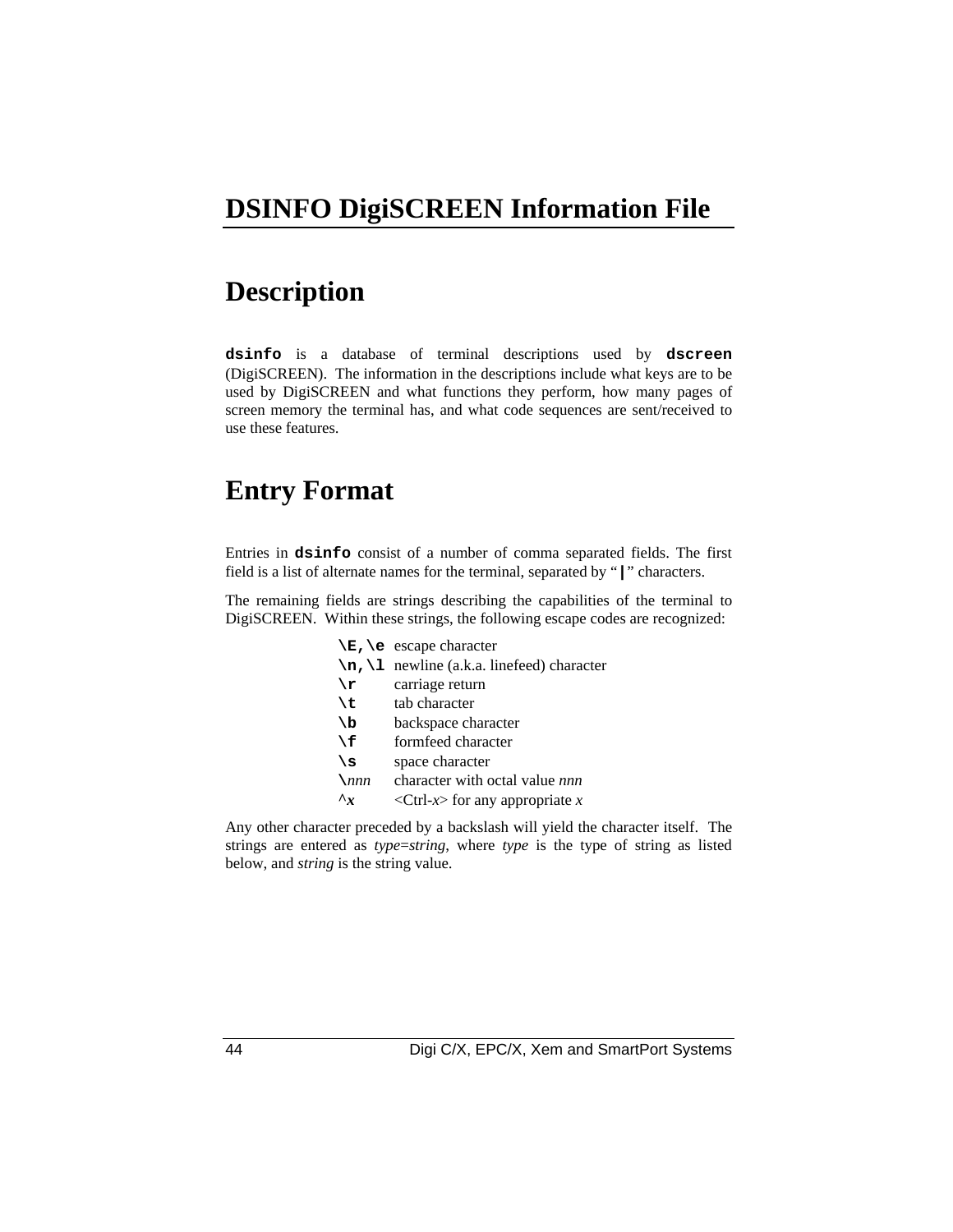# DSINFO DigiSCREEN Information File

## Description

**`dsinfo`** is a database of terminal descriptions used by **`dscreen`** (DigiSCREEN). The information in the descriptions include what keys are to be used by DigiSCREEN and what functions they perform, how many pages of screen memory the terminal has, and what code sequences are sent/received to use these features.

## Entry Format

Entries in **`dsinfo`** consist of a number of comma separated fields. The first field is a list of alternate names for the terminal, separated by "**`|`**" characters.

The remaining fields are strings describing the capabilities of the terminal to DigiSCREEN. Within these strings, the following escape codes are recognized:

| | |
|---|---|
| **`\E,\e`** | escape character |
| **`\n,\l`** | newline (a.k.a. linefeed) character |
| **`\r`** | carriage return |
| **`\t`** | tab character |
| **`\b`** | backspace character |
| **`\f`** | formfeed character |
| **`\s`** | space character |
| **`\`***nnn* | character with octal value *nnn* |
| **`^`***x* | <Ctrl-*x*> for any appropriate *x* |

Any other character preceded by a backslash will yield the character itself. The strings are entered as *type*=*string*, where *type* is the type of string as listed below, and *string* is the string value.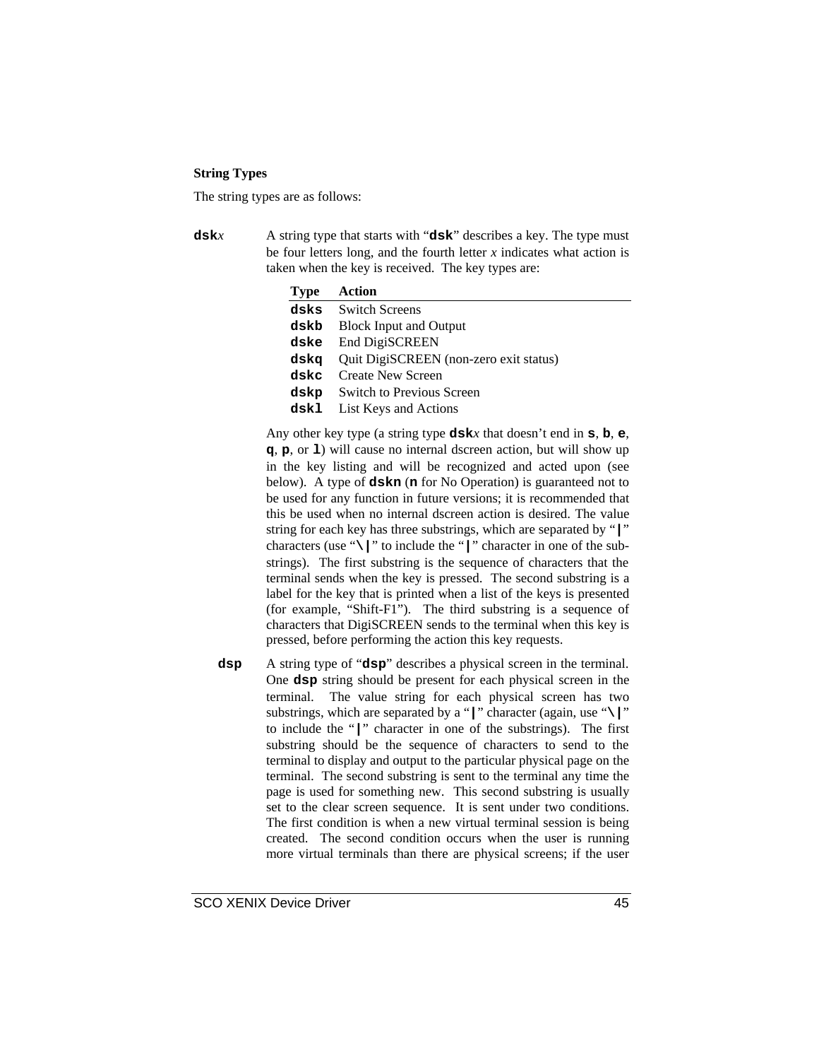**String Types**

The string types are as follows:

**dsk***x* A string type that starts with "**dsk**" describes a key. The type must be four letters long, and the fourth letter *x* indicates what action is taken when the key is received. The key types are:

| Type | Action |
|---|---|
| **dsks** | Switch Screens |
| **dskb** | Block Input and Output |
| **dske** | End DigiSCREEN |
| **dskq** | Quit DigiSCREEN (non-zero exit status) |
| **dskc** | Create New Screen |
| **dskp** | Switch to Previous Screen |
| **dskl** | List Keys and Actions |

Any other key type (a string type **dsk***x* that doesn't end in **s**, **b**, **e**, **q**, **p**, or **l**) will cause no internal dscreen action, but will show up in the key listing and will be recognized and acted upon (see below). A type of **dskn** (**n** for No Operation) is guaranteed not to be used for any function in future versions; it is recommended that this be used when no internal dscreen action is desired. The value string for each key has three substrings, which are separated by "**|**" characters (use "**\|**" to include the "**|**" character in one of the substrings). The first substring is the sequence of characters that the terminal sends when the key is pressed. The second substring is a label for the key that is printed when a list of the keys is presented (for example, "Shift-F1"). The third substring is a sequence of characters that DigiSCREEN sends to the terminal when this key is pressed, before performing the action this key requests.

**dsp** A string type of "**dsp**" describes a physical screen in the terminal. One **dsp** string should be present for each physical screen in the terminal. The value string for each physical screen has two substrings, which are separated by a "**|**" character (again, use "**\|**" to include the "**|**" character in one of the substrings). The first substring should be the sequence of characters to send to the terminal to display and output to the particular physical page on the terminal. The second substring is sent to the terminal any time the page is used for something new. This second substring is usually set to the clear screen sequence. It is sent under two conditions. The first condition is when a new virtual terminal session is being created. The second condition occurs when the user is running more virtual terminals than there are physical screens; if the user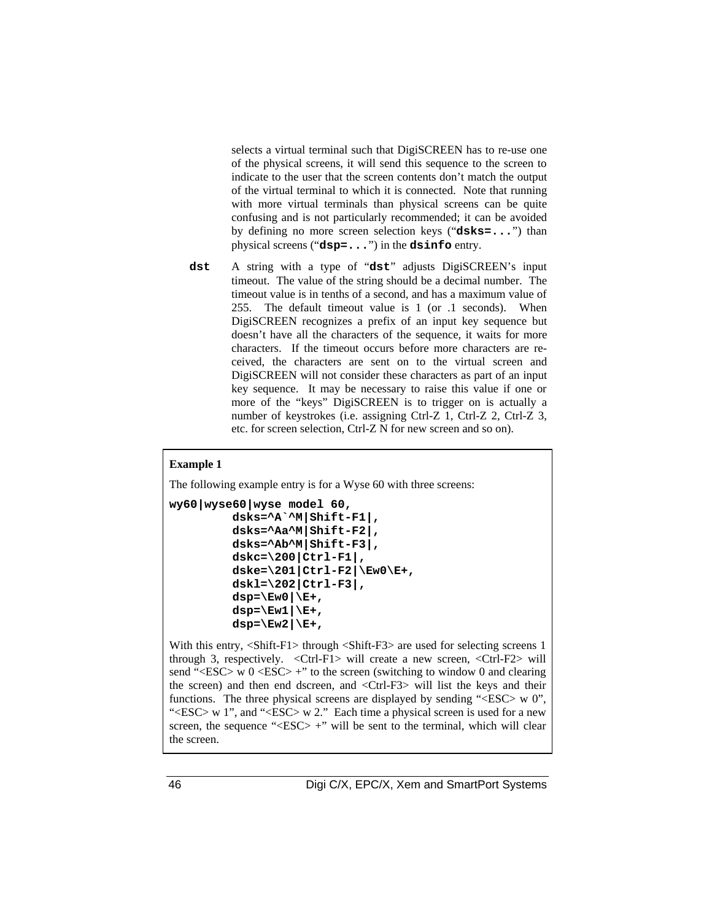selects a virtual terminal such that DigiSCREEN has to re-use one of the physical screens, it will send this sequence to the screen to indicate to the user that the screen contents don't match the output of the virtual terminal to which it is connected. Note that running with more virtual terminals than physical screens can be quite confusing and is not particularly recommended; it can be avoided by defining no more screen selection keys ("**dsks=...**") than physical screens ("**dsp=...**") in the **dsinfo** entry.

**dst** A string with a type of "**dst**" adjusts DigiSCREEN's input timeout. The value of the string should be a decimal number. The timeout value is in tenths of a second, and has a maximum value of 255. The default timeout value is 1 (or .1 seconds). When DigiSCREEN recognizes a prefix of an input key sequence but doesn't have all the characters of the sequence, it waits for more characters. If the timeout occurs before more characters are received, the characters are sent on to the virtual screen and DigiSCREEN will not consider these characters as part of an input key sequence. It may be necessary to raise this value if one or more of the "keys" DigiSCREEN is to trigger on is actually a number of keystrokes (i.e. assigning Ctrl-Z 1, Ctrl-Z 2, Ctrl-Z 3, etc. for screen selection, Ctrl-Z N for new screen and so on).

**Example 1**

The following example entry is for a Wyse 60 with three screens:

```
wy60|wyse60|wyse model 60,
         dsks=^A`^M|Shift-F1|,
         dsks=^Aa^M|Shift-F2|,
         dsks=^Ab^M|Shift-F3|,
         dskc=\200|Ctrl-F1|,
         dske=\201|Ctrl-F2|\Ew0\E+,
         dskl=\202|Ctrl-F3|,
         dsp=\Ew0|\E+,
         dsp=\Ew1|\E+,
         dsp=\Ew2|\E+,
```

With this entry, <Shift-F1> through <Shift-F3> are used for selecting screens 1 through 3, respectively. <Ctrl-F1> will create a new screen, <Ctrl-F2> will send "<ESC> w 0 <ESC> +" to the screen (switching to window 0 and clearing the screen) and then end dscreen, and <Ctrl-F3> will list the keys and their functions. The three physical screens are displayed by sending "<ESC> w 0", "<ESC> w 1", and "<ESC> w 2." Each time a physical screen is used for a new screen, the sequence "<ESC> +" will be sent to the terminal, which will clear the screen.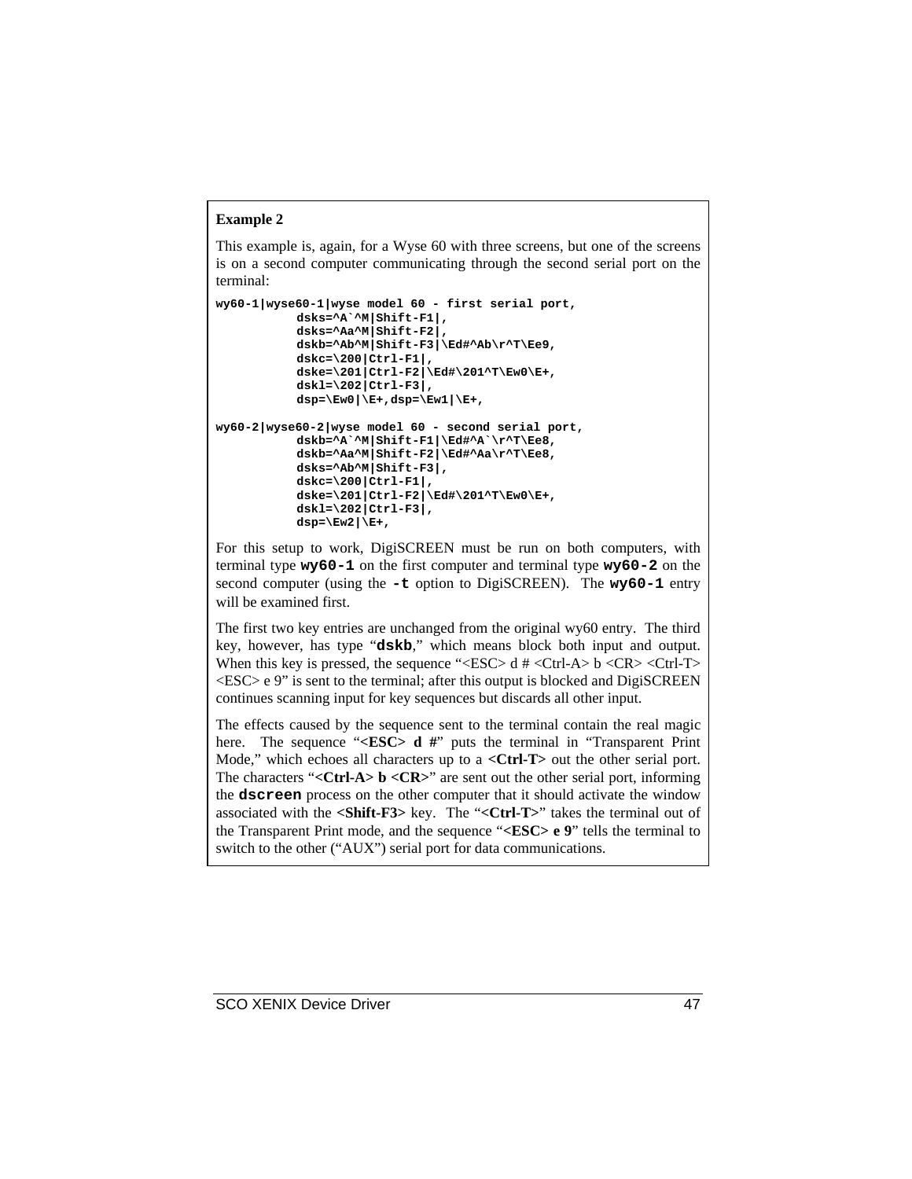**Example 2**

This example is, again, for a Wyse 60 with three screens, but one of the screens is on a second computer communicating through the second serial port on the terminal:

```
wy60-1|wyse60-1|wyse model 60 - first serial port,
           dsks=^A`^M|Shift-F1|,
           dsks=^Aa^M|Shift-F2|,
           dskb=^Ab^M|Shift-F3|\Ed#^Ab\r^T\Ee9,
           dskc=\200|Ctrl-F1|,
           dske=\201|Ctrl-F2|\Ed#\201^T\Ew0\E+,
           dskl=\202|Ctrl-F3|,
           dsp=\Ew0|\E+,dsp=\Ew1|\E+,

wy60-2|wyse60-2|wyse model 60 - second serial port,
           dskb=^A`^M|Shift-F1|\Ed#^A`\r^T\Ee8,
           dskb=^Aa^M|Shift-F2|\Ed#^Aa\r^T\Ee8,
           dsks=^Ab^M|Shift-F3|,
           dskc=\200|Ctrl-F1|,
           dske=\201|Ctrl-F2|\Ed#\201^T\Ew0\E+,
           dskl=\202|Ctrl-F3|,
           dsp=\Ew2|\E+,
```

For this setup to work, DigiSCREEN must be run on both computers, with terminal type **`wy60-1`** on the first computer and terminal type **`wy60-2`** on the second computer (using the **`-t`** option to DigiSCREEN). The **`wy60-1`** entry will be examined first.

The first two key entries are unchanged from the original wy60 entry. The third key, however, has type "**`dskb`**," which means block both input and output. When this key is pressed, the sequence "<ESC> d # <Ctrl-A> b <CR> <Ctrl-T> <ESC> e 9" is sent to the terminal; after this output is blocked and DigiSCREEN continues scanning input for key sequences but discards all other input.

The effects caused by the sequence sent to the terminal contain the real magic here. The sequence "**<ESC> d #**" puts the terminal in "Transparent Print Mode," which echoes all characters up to a **<Ctrl-T>** out the other serial port. The characters "**<Ctrl-A> b <CR>**" are sent out the other serial port, informing the **`dscreen`** process on the other computer that it should activate the window associated with the **<Shift-F3>** key. The "**<Ctrl-T>**" takes the terminal out of the Transparent Print mode, and the sequence "**<ESC> e 9**" tells the terminal to switch to the other ("AUX") serial port for data communications.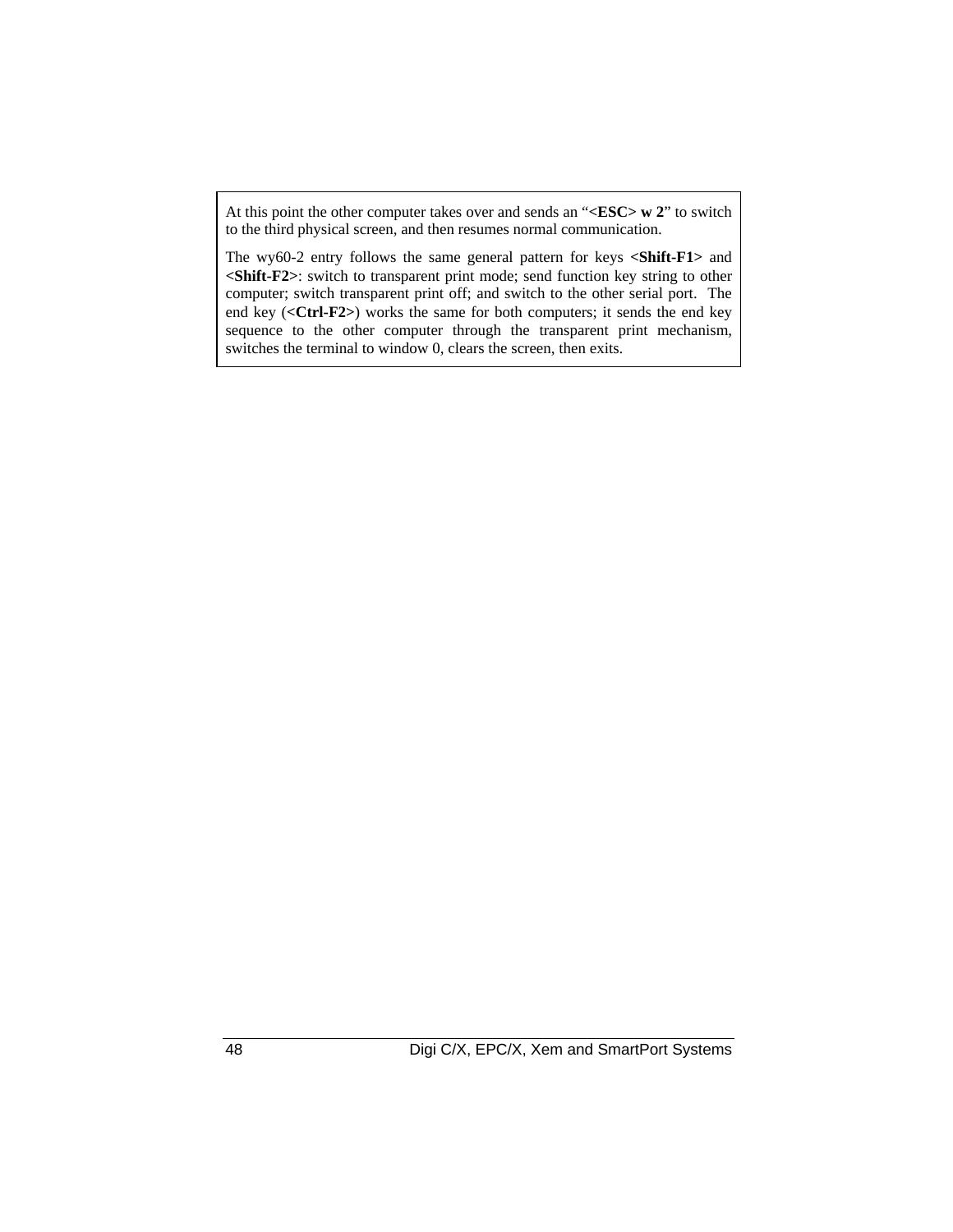At this point the other computer takes over and sends an "**<ESC> w 2**" to switch to the third physical screen, and then resumes normal communication.

The wy60-2 entry follows the same general pattern for keys **<Shift-F1>** and **<Shift-F2>**: switch to transparent print mode; send function key string to other computer; switch transparent print off; and switch to the other serial port. The end key (**<Ctrl-F2>**) works the same for both computers; it sends the end key sequence to the other computer through the transparent print mechanism, switches the terminal to window 0, clears the screen, then exits.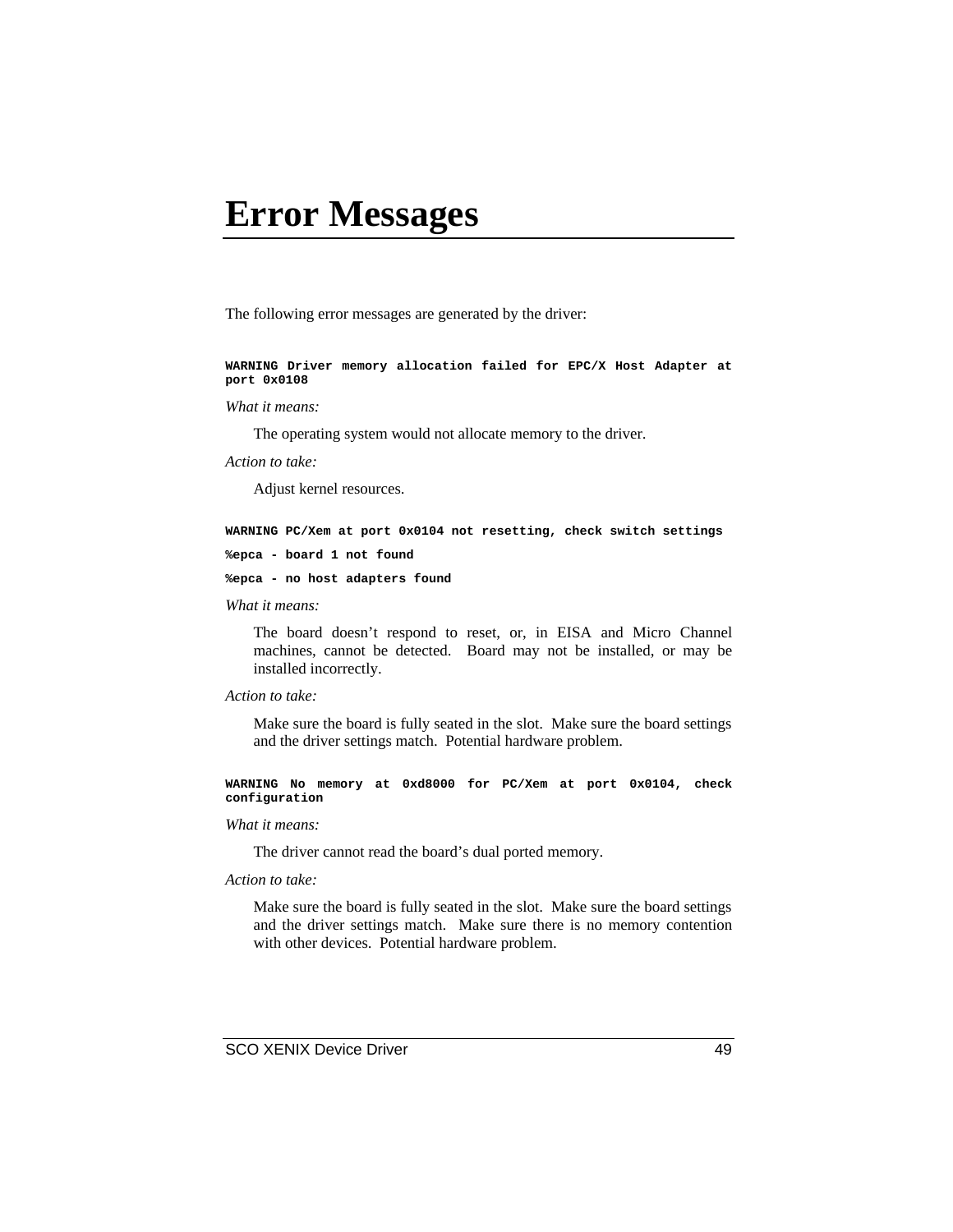# Error Messages

The following error messages are generated by the driver:

**`WARNING Driver memory allocation failed for EPC/X Host Adapter at port 0x0108`**

*What it means:*

The operating system would not allocate memory to the driver.

*Action to take:*

Adjust kernel resources.

**`WARNING PC/Xem at port 0x0104 not resetting, check switch settings`**

**`%epca - board 1 not found`**

**`%epca - no host adapters found`**

*What it means:*

The board doesn't respond to reset, or, in EISA and Micro Channel machines, cannot be detected. Board may not be installed, or may be installed incorrectly.

*Action to take:*

Make sure the board is fully seated in the slot. Make sure the board settings and the driver settings match. Potential hardware problem.

**`WARNING No memory at 0xd8000 for PC/Xem at port 0x0104, check configuration`**

*What it means:*

The driver cannot read the board's dual ported memory.

*Action to take:*

Make sure the board is fully seated in the slot. Make sure the board settings and the driver settings match. Make sure there is no memory contention with other devices. Potential hardware problem.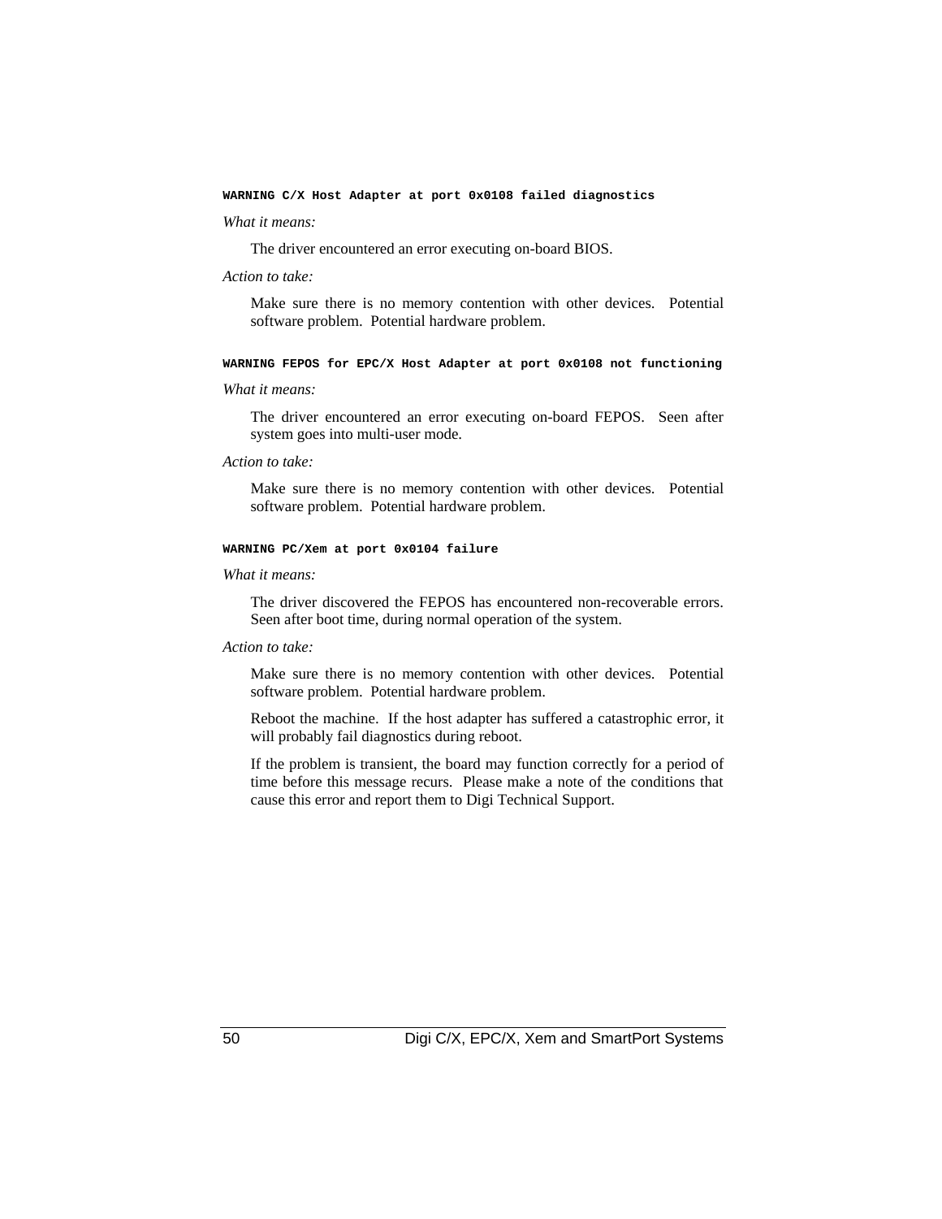**`WARNING C/X Host Adapter at port 0x0108 failed diagnostics`**

*What it means:*

The driver encountered an error executing on-board BIOS.

*Action to take:*

Make sure there is no memory contention with other devices. Potential software problem. Potential hardware problem.

**`WARNING FEPOS for EPC/X Host Adapter at port 0x0108 not functioning`**

*What it means:*

The driver encountered an error executing on-board FEPOS. Seen after system goes into multi-user mode.

*Action to take:*

Make sure there is no memory contention with other devices. Potential software problem. Potential hardware problem.

**`WARNING PC/Xem at port 0x0104 failure`**

*What it means:*

The driver discovered the FEPOS has encountered non-recoverable errors. Seen after boot time, during normal operation of the system.

*Action to take:*

Make sure there is no memory contention with other devices. Potential software problem. Potential hardware problem.

Reboot the machine. If the host adapter has suffered a catastrophic error, it will probably fail diagnostics during reboot.

If the problem is transient, the board may function correctly for a period of time before this message recurs. Please make a note of the conditions that cause this error and report them to Digi Technical Support.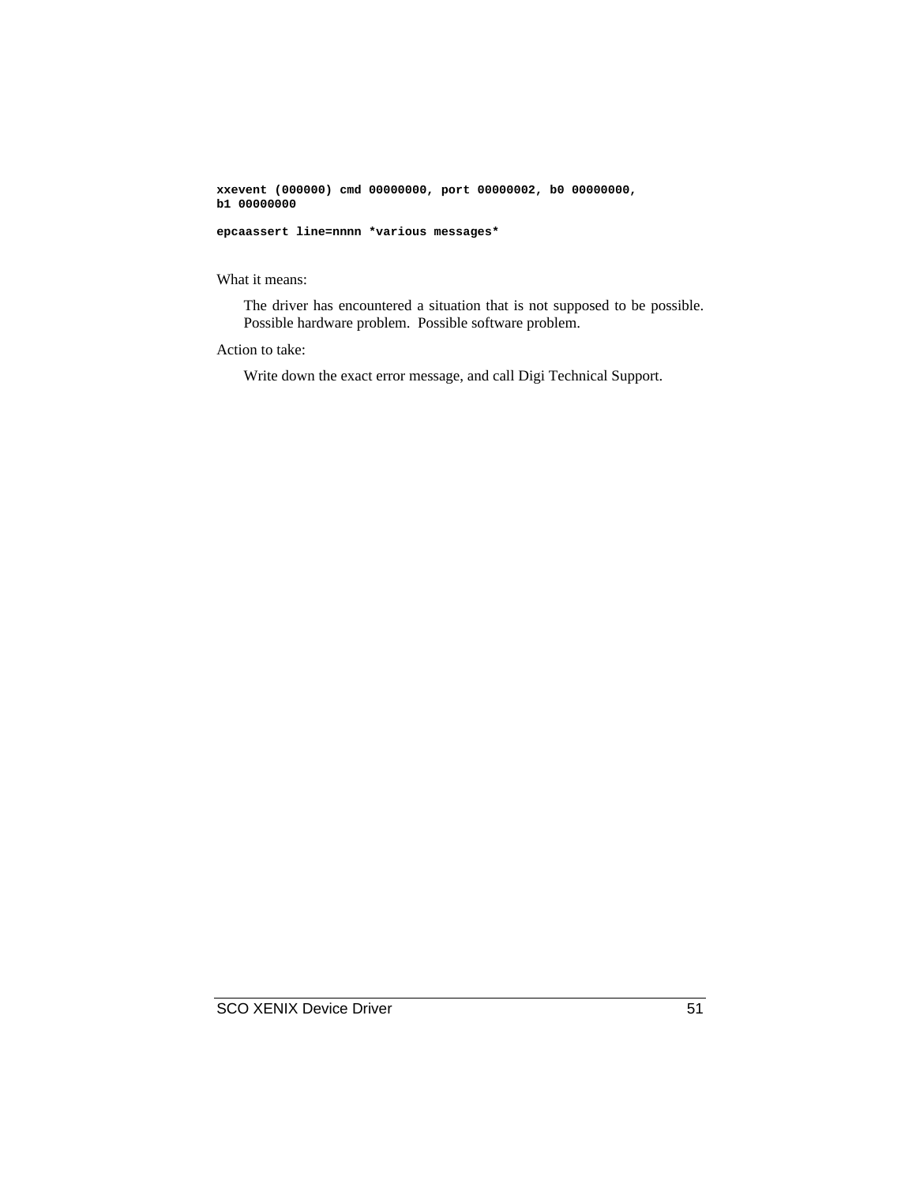**xxevent (000000) cmd 00000000, port 00000002, b0 00000000, b1 00000000**

**epcaassert line=nnnn *various messages***

What it means:

The driver has encountered a situation that is not supposed to be possible. Possible hardware problem. Possible software problem.

Action to take:

Write down the exact error message, and call Digi Technical Support.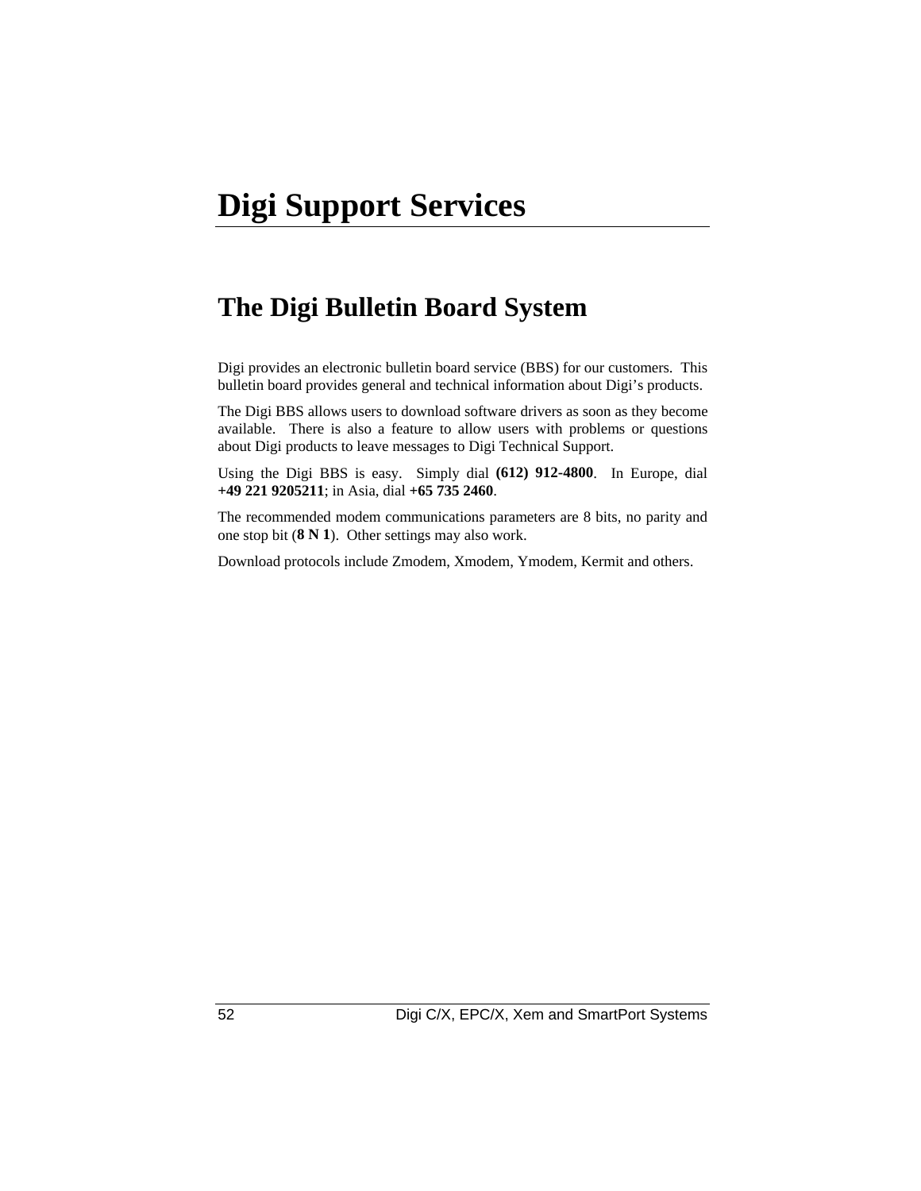# Digi Support Services

## The Digi Bulletin Board System

Digi provides an electronic bulletin board service (BBS) for our customers. This bulletin board provides general and technical information about Digi's products.

The Digi BBS allows users to download software drivers as soon as they become available. There is also a feature to allow users with problems or questions about Digi products to leave messages to Digi Technical Support.

Using the Digi BBS is easy. Simply dial **(612) 912-4800**. In Europe, dial **+49 221 9205211**; in Asia, dial **+65 735 2460**.

The recommended modem communications parameters are 8 bits, no parity and one stop bit (**8 N 1**). Other settings may also work.

Download protocols include Zmodem, Xmodem, Ymodem, Kermit and others.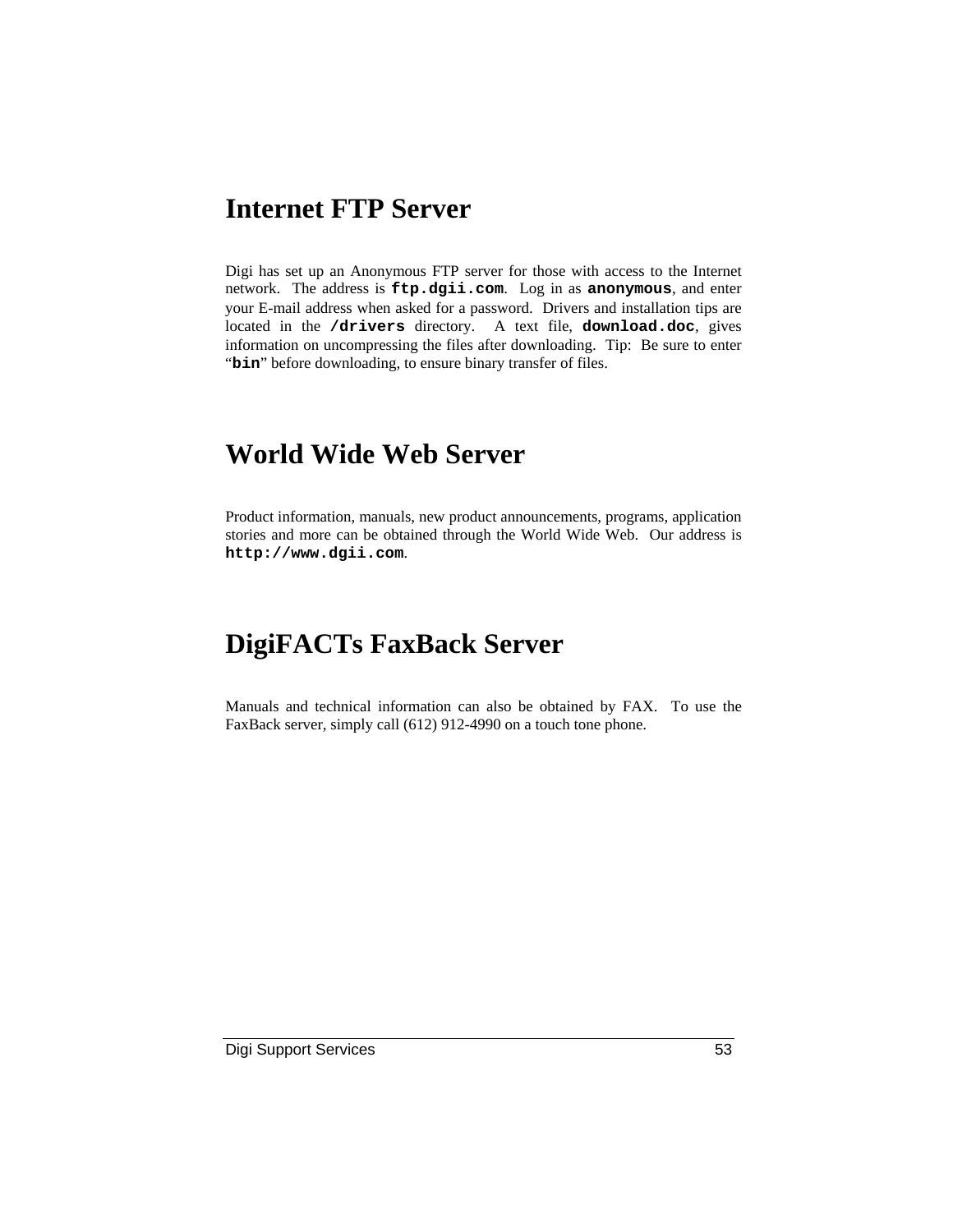# Internet FTP Server

Digi has set up an Anonymous FTP server for those with access to the Internet network. The address is **`ftp.dgii.com`**. Log in as **`anonymous`**, and enter your E-mail address when asked for a password. Drivers and installation tips are located in the **`/drivers`** directory. A text file, **`download.doc`**, gives information on uncompressing the files after downloading. Tip: Be sure to enter "**`bin`**" before downloading, to ensure binary transfer of files.

# World Wide Web Server

Product information, manuals, new product announcements, programs, application stories and more can be obtained through the World Wide Web. Our address is **`http://www.dgii.com`**.

# DigiFACTs FaxBack Server

Manuals and technical information can also be obtained by FAX. To use the FaxBack server, simply call (612) 912-4990 on a touch tone phone.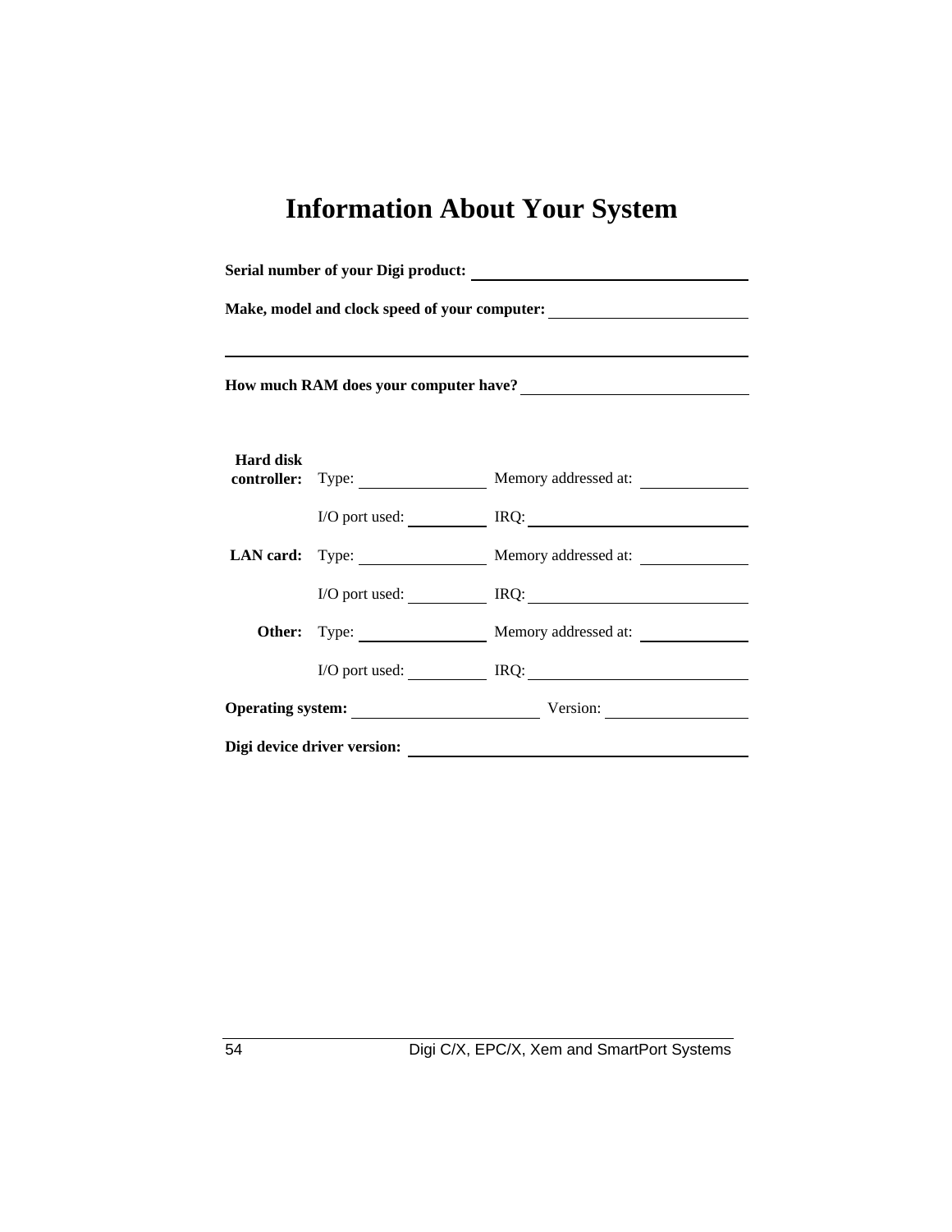# Information About Your System

**Serial number of your Digi product:** ______________________________

**Make, model and clock speed of your computer:** ______________________________

______________________________________________________________

**How much RAM does your computer have?** ______________________________

| | | |
|---|---|---|
| **Hard disk controller:** | Type: ______________ | Memory addressed at: ____________ |
| | I/O port used: __________ | IRQ: ______________________ |
| **LAN card:** | Type: ______________ | Memory addressed at: ____________ |
| | I/O port used: __________ | IRQ: ______________________ |
| **Other:** | Type: ______________ | Memory addressed at: ____________ |
| | I/O port used: __________ | IRQ: ______________________ |

**Operating system:** ______________________ Version: ________________

**Digi device driver version:** ______________________________________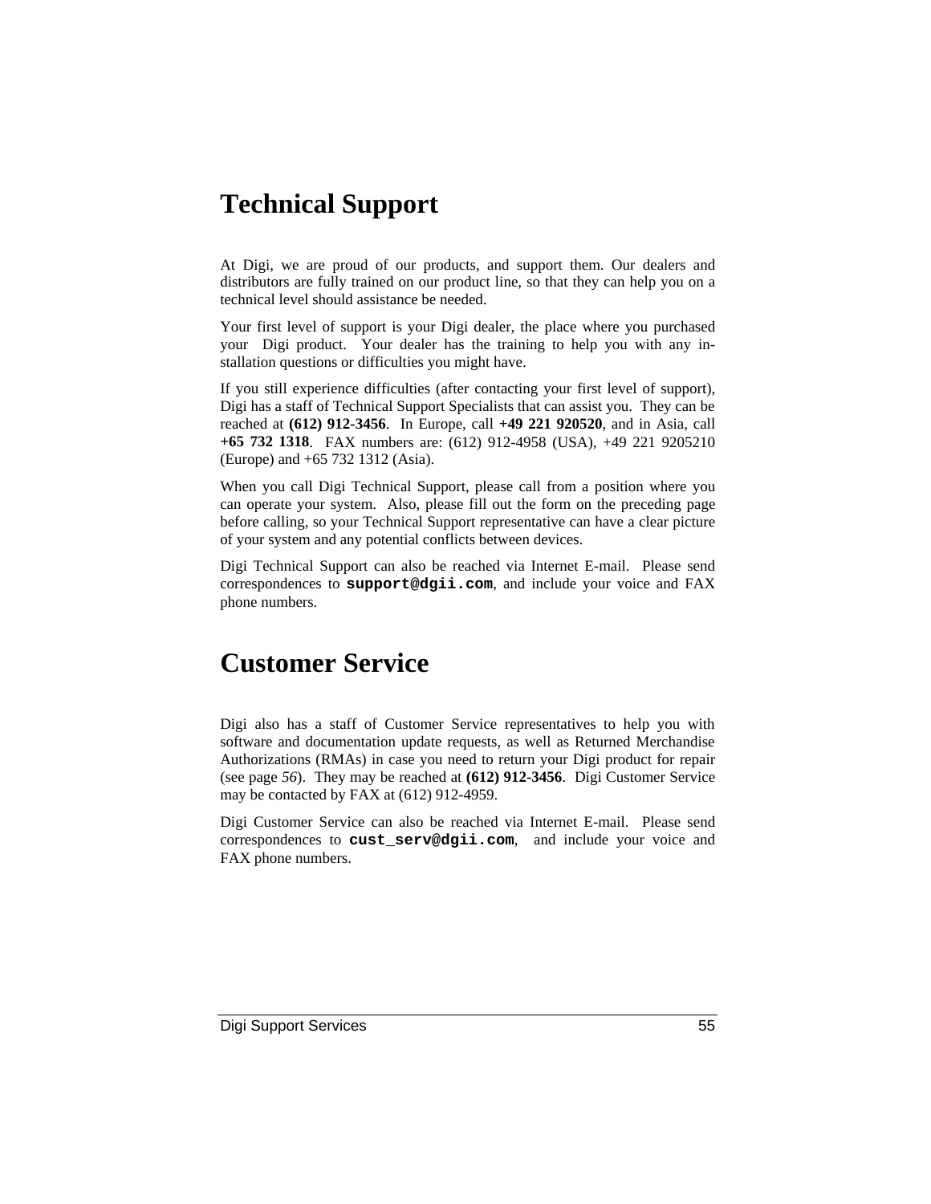# Technical Support

At Digi, we are proud of our products, and support them. Our dealers and distributors are fully trained on our product line, so that they can help you on a technical level should assistance be needed.

Your first level of support is your Digi dealer, the place where you purchased your Digi product. Your dealer has the training to help you with any installation questions or difficulties you might have.

If you still experience difficulties (after contacting your first level of support), Digi has a staff of Technical Support Specialists that can assist you. They can be reached at **(612) 912-3456**. In Europe, call **+49 221 920520**, and in Asia, call **+65 732 1318**. FAX numbers are: (612) 912-4958 (USA), +49 221 9205210 (Europe) and +65 732 1312 (Asia).

When you call Digi Technical Support, please call from a position where you can operate your system. Also, please fill out the form on the preceding page before calling, so your Technical Support representative can have a clear picture of your system and any potential conflicts between devices.

Digi Technical Support can also be reached via Internet E-mail. Please send correspondences to **`support@dgii.com`**, and include your voice and FAX phone numbers.

# Customer Service

Digi also has a staff of Customer Service representatives to help you with software and documentation update requests, as well as Returned Merchandise Authorizations (RMAs) in case you need to return your Digi product for repair (see page *56*). They may be reached at **(612) 912-3456**. Digi Customer Service may be contacted by FAX at (612) 912-4959.

Digi Customer Service can also be reached via Internet E-mail. Please send correspondences to **`cust_serv@dgii.com`**, and include your voice and FAX phone numbers.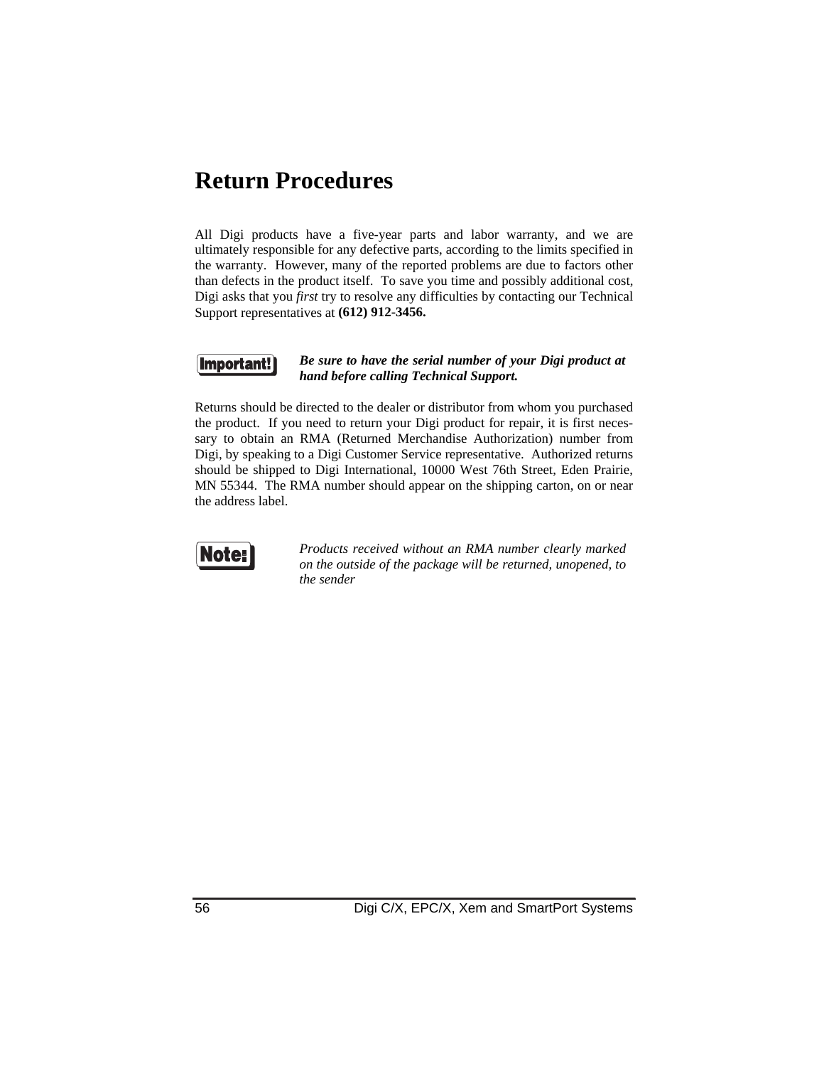# Return Procedures

All Digi products have a five-year parts and labor warranty, and we are ultimately responsible for any defective parts, according to the limits specified in the warranty. However, many of the reported problems are due to factors other than defects in the product itself. To save you time and possibly additional cost, Digi asks that you *first* try to resolve any difficulties by contacting our Technical Support representatives at **(612) 912-3456.**

**Important!** ***Be sure to have the serial number of your Digi product at hand before calling Technical Support.***

Returns should be directed to the dealer or distributor from whom you purchased the product. If you need to return your Digi product for repair, it is first necessary to obtain an RMA (Returned Merchandise Authorization) number from Digi, by speaking to a Digi Customer Service representative. Authorized returns should be shipped to Digi International, 10000 West 76th Street, Eden Prairie, MN 55344. The RMA number should appear on the shipping carton, on or near the address label.

**Note:** *Products received without an RMA number clearly marked on the outside of the package will be returned, unopened, to the sender*